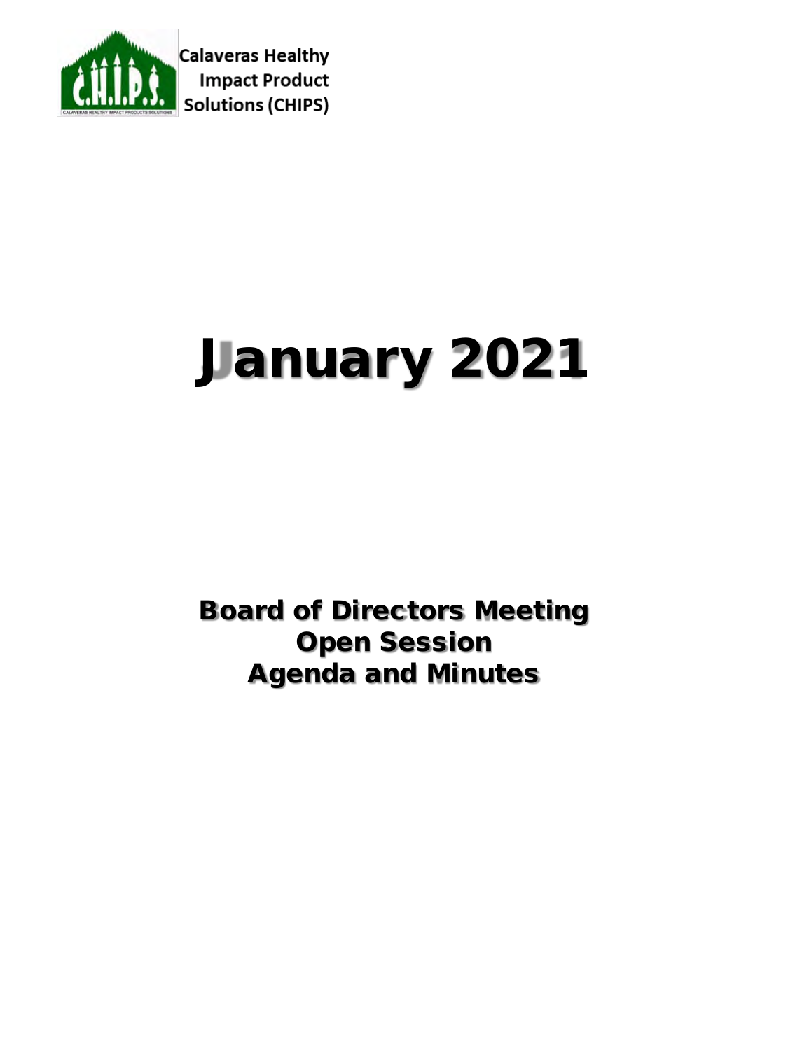Calaveras Healthy Impact Product Solutions (CHIPS)

# January 2021

## Board of Directors Meeting
## Open Session
## Agenda and Minutes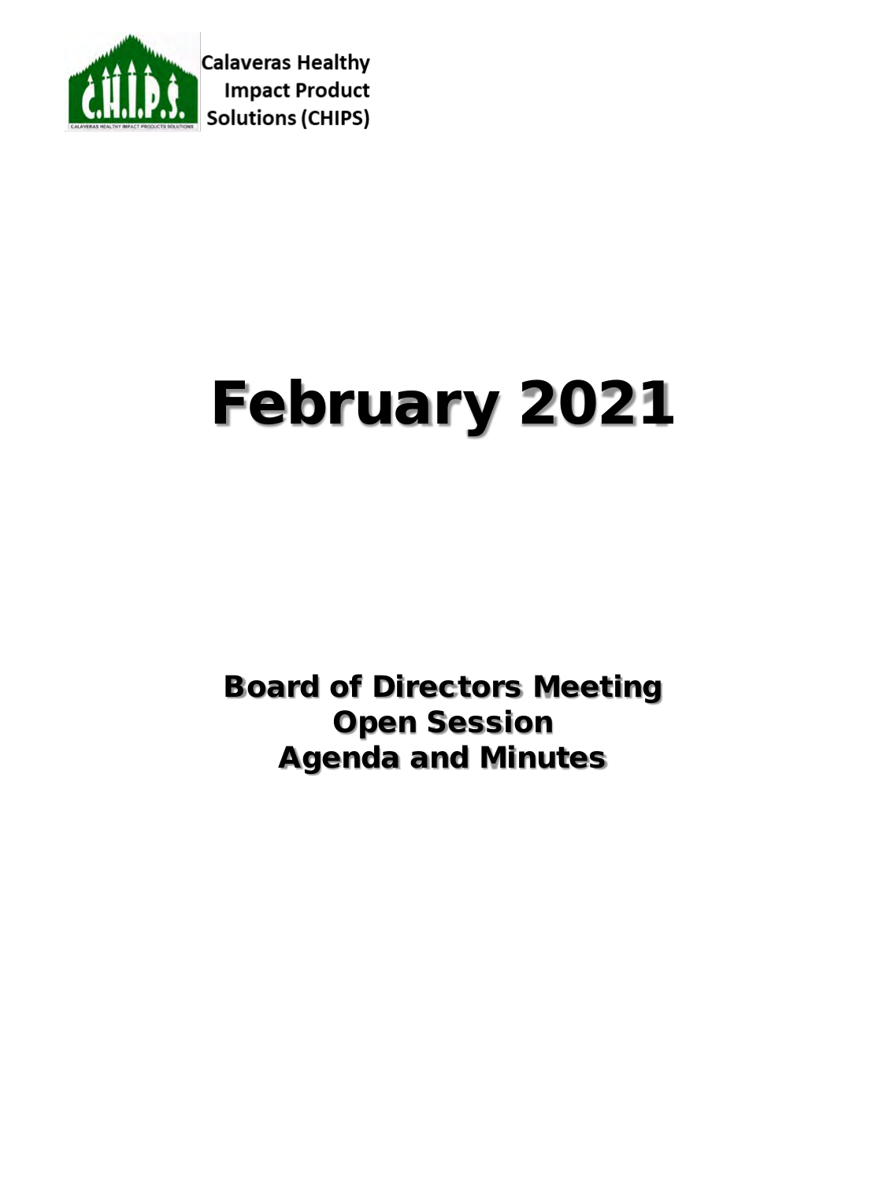Calaveras Healthy Impact Product Solutions (CHIPS)

# February 2021

## Board of Directors Meeting
## Open Session
## Agenda and Minutes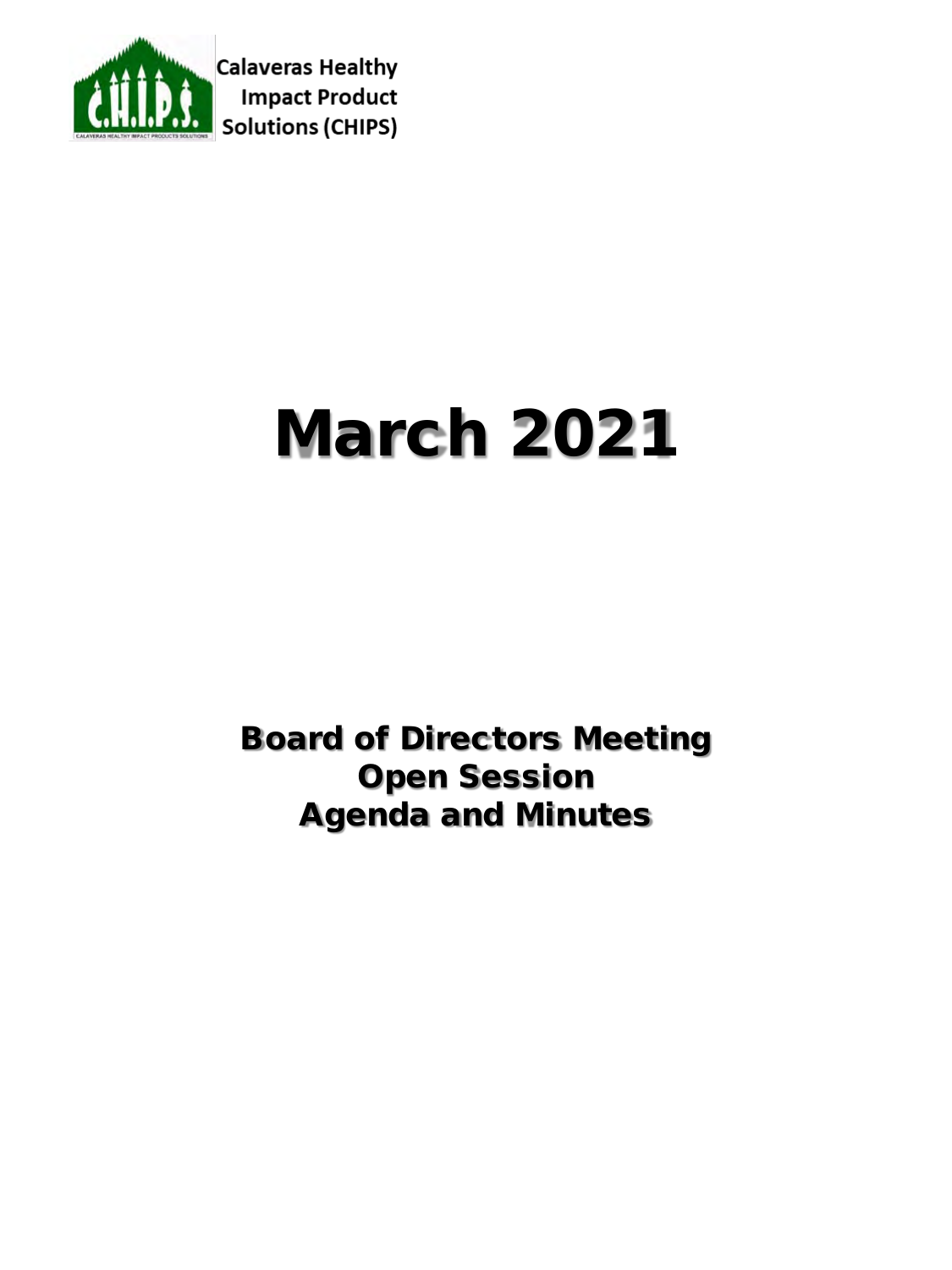Calaveras Healthy Impact Product Solutions (CHIPS)

# March 2021

## Board of Directors Meeting
## Open Session
## Agenda and Minutes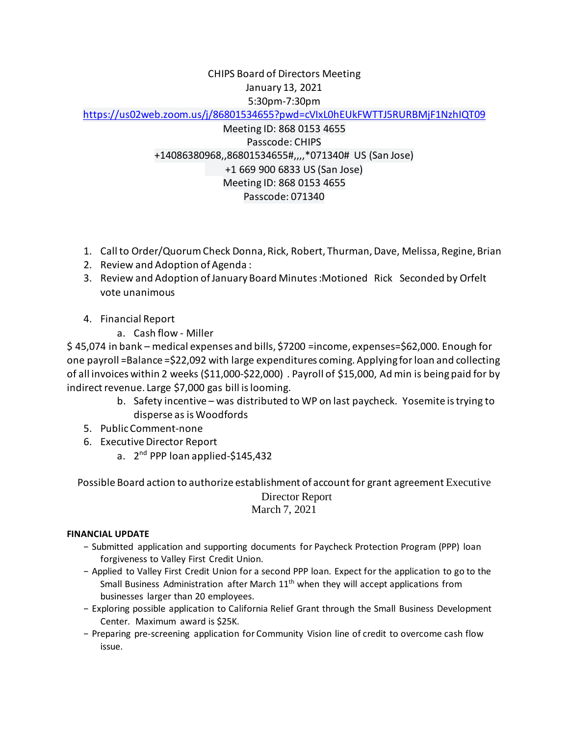CHIPS Board of Directors Meeting
January 13, 2021
5:30pm-7:30pm
https://us02web.zoom.us/j/86801534655?pwd=cVIxL0hEUkFWTTJ5RURBMjF1NzhIQT09
Meeting ID: 868 0153 4655
Passcode: CHIPS
+14086380968,,86801534655#,,,,*071340# US (San Jose)
+1 669 900 6833 US (San Jose)
Meeting ID: 868 0153 4655
Passcode: 071340

1. Call to Order/Quorum Check Donna, Rick, Robert, Thurman, Dave, Melissa, Regine, Brian
2. Review and Adoption of Agenda :
3. Review and Adoption of January Board Minutes :Motioned Rick Seconded by Orfelt vote unanimous

4. Financial Report
   a. Cash flow - Miller

$ 45,074 in bank – medical expenses and bills, $7200 =income, expenses=$62,000. Enough for one payroll =Balance =$22,092 with large expenditures coming. Applying for loan and collecting of all invoices within 2 weeks ($11,000-$22,000) . Payroll of $15,000, Ad min is being paid for by indirect revenue. Large $7,000 gas bill is looming.

   b. Safety incentive – was distributed to WP on last paycheck. Yosemite is trying to disperse as is Woodfords
5. Public Comment-none
6. Executive Director Report
   a. 2nd PPP loan applied-$145,432

Possible Board action to authorize establishment of account for grant agreement Executive Director Report
March 7, 2021

**FINANCIAL UPDATE**

- Submitted application and supporting documents for Paycheck Protection Program (PPP) loan forgiveness to Valley First Credit Union.
- Applied to Valley First Credit Union for a second PPP loan. Expect for the application to go to the Small Business Administration after March 11th when they will accept applications from businesses larger than 20 employees.
- Exploring possible application to California Relief Grant through the Small Business Development Center. Maximum award is $25K.
- Preparing pre-screening application for Community Vision line of credit to overcome cash flow issue.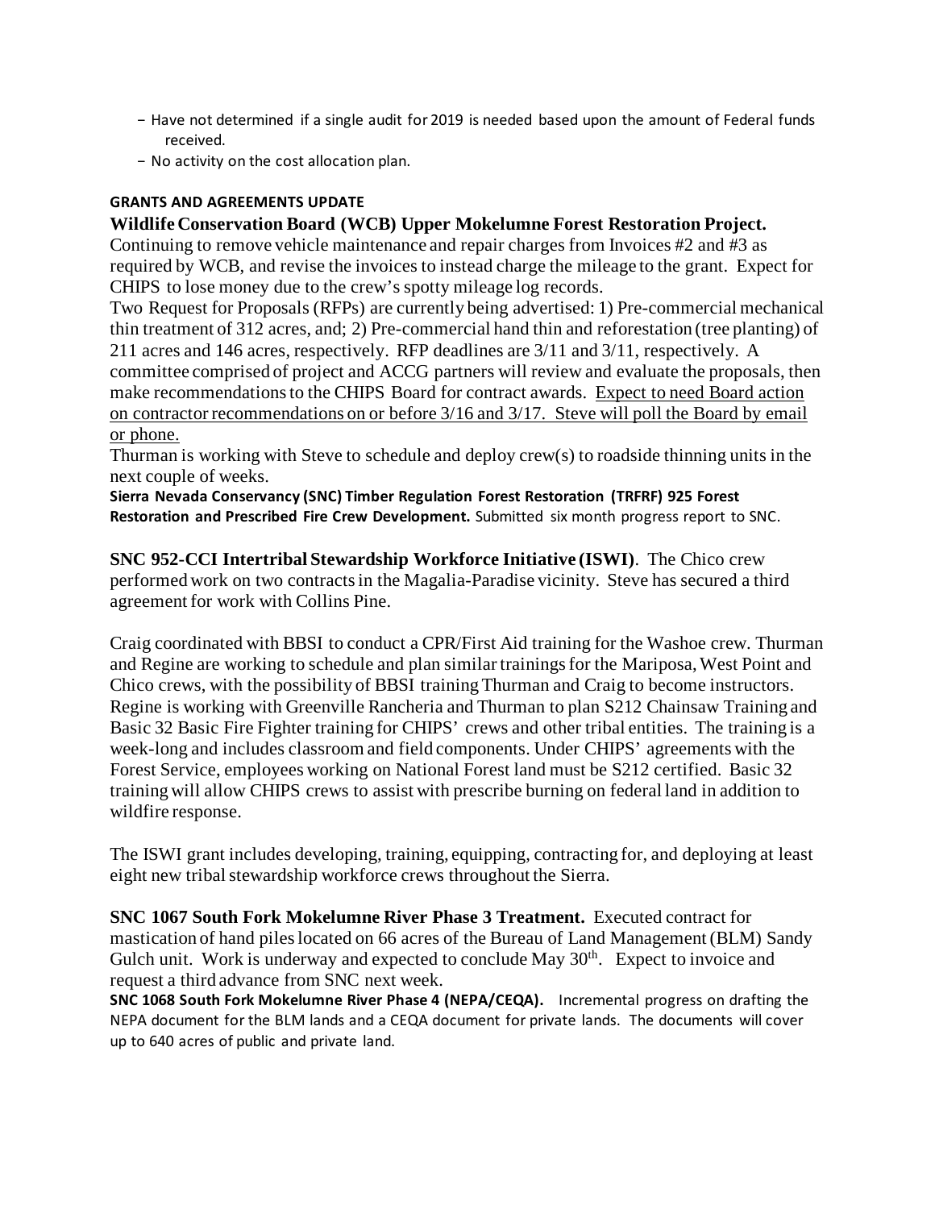- Have not determined if a single audit for 2019 is needed based upon the amount of Federal funds received.
- No activity on the cost allocation plan.

**GRANTS AND AGREEMENTS UPDATE**

**Wildlife Conservation Board (WCB) Upper Mokelumne Forest Restoration Project.**
Continuing to remove vehicle maintenance and repair charges from Invoices #2 and #3 as required by WCB, and revise the invoices to instead charge the mileage to the grant. Expect for CHIPS to lose money due to the crew's spotty mileage log records.

Two Request for Proposals (RFPs) are currently being advertised: 1) Pre-commercial mechanical thin treatment of 312 acres, and; 2) Pre-commercial hand thin and reforestation (tree planting) of 211 acres and 146 acres, respectively. RFP deadlines are 3/11 and 3/11, respectively. A committee comprised of project and ACCG partners will review and evaluate the proposals, then make recommendations to the CHIPS Board for contract awards. <u>Expect to need Board action on contractor recommendations on or before 3/16 and 3/17. Steve will poll the Board by email or phone.</u>

Thurman is working with Steve to schedule and deploy crew(s) to roadside thinning units in the next couple of weeks.

**Sierra Nevada Conservancy (SNC) Timber Regulation Forest Restoration (TRFRF) 925 Forest Restoration and Prescribed Fire Crew Development.** Submitted six month progress report to SNC.

**SNC 952-CCI Intertribal Stewardship Workforce Initiative (ISWI)**. The Chico crew performed work on two contracts in the Magalia-Paradise vicinity. Steve has secured a third agreement for work with Collins Pine.

Craig coordinated with BBSI to conduct a CPR/First Aid training for the Washoe crew. Thurman and Regine are working to schedule and plan similar trainings for the Mariposa, West Point and Chico crews, with the possibility of BBSI training Thurman and Craig to become instructors. Regine is working with Greenville Rancheria and Thurman to plan S212 Chainsaw Training and Basic 32 Basic Fire Fighter training for CHIPS' crews and other tribal entities. The training is a week-long and includes classroom and field components. Under CHIPS' agreements with the Forest Service, employees working on National Forest land must be S212 certified. Basic 32 training will allow CHIPS crews to assist with prescribe burning on federal land in addition to wildfire response.

The ISWI grant includes developing, training, equipping, contracting for, and deploying at least eight new tribal stewardship workforce crews throughout the Sierra.

**SNC 1067 South Fork Mokelumne River Phase 3 Treatment.** Executed contract for mastication of hand piles located on 66 acres of the Bureau of Land Management (BLM) Sandy Gulch unit. Work is underway and expected to conclude May 30th. Expect to invoice and request a third advance from SNC next week.

**SNC 1068 South Fork Mokelumne River Phase 4 (NEPA/CEQA).** Incremental progress on drafting the NEPA document for the BLM lands and a CEQA document for private lands. The documents will cover up to 640 acres of public and private land.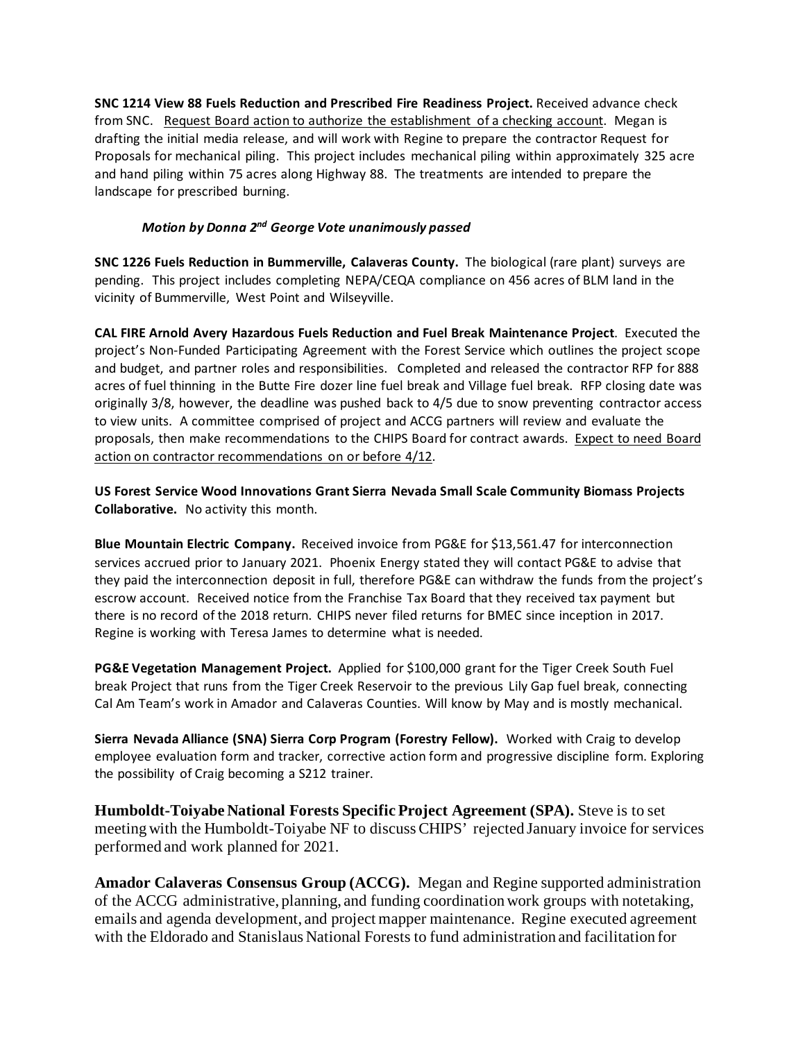**SNC 1214 View 88 Fuels Reduction and Prescribed Fire Readiness Project.** Received advance check from SNC. Request Board action to authorize the establishment of a checking account. Megan is drafting the initial media release, and will work with Regine to prepare the contractor Request for Proposals for mechanical piling. This project includes mechanical piling within approximately 325 acre and hand piling within 75 acres along Highway 88. The treatments are intended to prepare the landscape for prescribed burning.

***Motion by Donna 2nd George Vote unanimously passed***

**SNC 1226 Fuels Reduction in Bummerville, Calaveras County.** The biological (rare plant) surveys are pending. This project includes completing NEPA/CEQA compliance on 456 acres of BLM land in the vicinity of Bummerville, West Point and Wilseyville.

**CAL FIRE Arnold Avery Hazardous Fuels Reduction and Fuel Break Maintenance Project**. Executed the project's Non-Funded Participating Agreement with the Forest Service which outlines the project scope and budget, and partner roles and responsibilities. Completed and released the contractor RFP for 888 acres of fuel thinning in the Butte Fire dozer line fuel break and Village fuel break. RFP closing date was originally 3/8, however, the deadline was pushed back to 4/5 due to snow preventing contractor access to view units. A committee comprised of project and ACCG partners will review and evaluate the proposals, then make recommendations to the CHIPS Board for contract awards. Expect to need Board action on contractor recommendations on or before 4/12.

**US Forest Service Wood Innovations Grant Sierra Nevada Small Scale Community Biomass Projects Collaborative.** No activity this month.

**Blue Mountain Electric Company.** Received invoice from PG&E for $13,561.47 for interconnection services accrued prior to January 2021. Phoenix Energy stated they will contact PG&E to advise that they paid the interconnection deposit in full, therefore PG&E can withdraw the funds from the project's escrow account. Received notice from the Franchise Tax Board that they received tax payment but there is no record of the 2018 return. CHIPS never filed returns for BMEC since inception in 2017. Regine is working with Teresa James to determine what is needed.

**PG&E Vegetation Management Project.** Applied for $100,000 grant for the Tiger Creek South Fuel break Project that runs from the Tiger Creek Reservoir to the previous Lily Gap fuel break, connecting Cal Am Team's work in Amador and Calaveras Counties. Will know by May and is mostly mechanical.

**Sierra Nevada Alliance (SNA) Sierra Corp Program (Forestry Fellow).** Worked with Craig to develop employee evaluation form and tracker, corrective action form and progressive discipline form. Exploring the possibility of Craig becoming a S212 trainer.

**Humboldt-Toiyabe National Forests Specific Project Agreement (SPA).** Steve is to set meeting with the Humboldt-Toiyabe NF to discuss CHIPS' rejected January invoice for services performed and work planned for 2021.

**Amador Calaveras Consensus Group (ACCG).** Megan and Regine supported administration of the ACCG administrative, planning, and funding coordination work groups with notetaking, emails and agenda development, and project mapper maintenance. Regine executed agreement with the Eldorado and Stanislaus National Forests to fund administration and facilitation for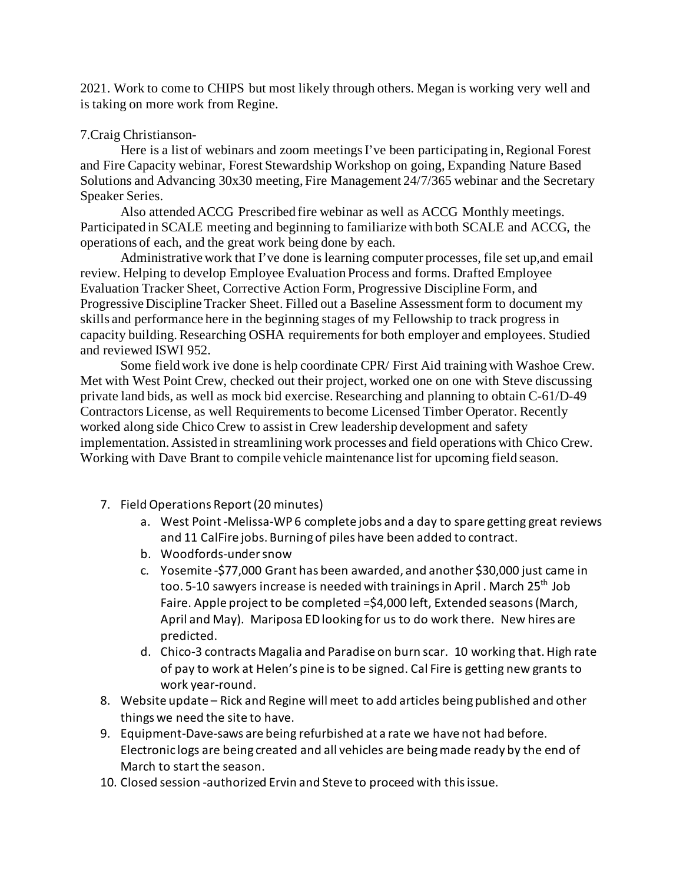2021. Work to come to CHIPS but most likely through others. Megan is working very well and is taking on more work from Regine.

7.Craig Christianson-

Here is a list of webinars and zoom meetings I've been participating in, Regional Forest and Fire Capacity webinar, Forest Stewardship Workshop on going, Expanding Nature Based Solutions and Advancing 30x30 meeting, Fire Management 24/7/365 webinar and the Secretary Speaker Series.

Also attended ACCG Prescribed fire webinar as well as ACCG Monthly meetings. Participated in SCALE meeting and beginning to familiarize with both SCALE and ACCG, the operations of each, and the great work being done by each.

Administrative work that I've done is learning computer processes, file set up,and email review. Helping to develop Employee Evaluation Process and forms. Drafted Employee Evaluation Tracker Sheet, Corrective Action Form, Progressive Discipline Form, and Progressive Discipline Tracker Sheet. Filled out a Baseline Assessment form to document my skills and performance here in the beginning stages of my Fellowship to track progress in capacity building. Researching OSHA requirements for both employer and employees. Studied and reviewed ISWI 952.

Some field work ive done is help coordinate CPR/ First Aid training with Washoe Crew. Met with West Point Crew, checked out their project, worked one on one with Steve discussing private land bids, as well as mock bid exercise. Researching and planning to obtain C-61/D-49 Contractors License, as well Requirements to become Licensed Timber Operator. Recently worked along side Chico Crew to assist in Crew leadership development and safety implementation. Assisted in streamlining work processes and field operations with Chico Crew. Working with Dave Brant to compile vehicle maintenance list for upcoming field season.

7. Field Operations Report (20 minutes)
   a. West Point -Melissa-WP 6 complete jobs and a day to spare getting great reviews and 11 CalFire jobs. Burning of piles have been added to contract.
   b. Woodfords-under snow
   c. Yosemite -$77,000 Grant has been awarded, and another $30,000 just came in too. 5-10 sawyers increase is needed with trainings in April . March 25th Job Faire. Apple project to be completed =$4,000 left, Extended seasons (March, April and May). Mariposa ED looking for us to do work there. New hires are predicted.
   d. Chico-3 contracts Magalia and Paradise on burn scar. 10 working that. High rate of pay to work at Helen's pine is to be signed. Cal Fire is getting new grants to work year-round.
8. Website update – Rick and Regine will meet to add articles being published and other things we need the site to have.
9. Equipment-Dave-saws are being refurbished at a rate we have not had before. Electronic logs are being created and all vehicles are being made ready by the end of March to start the season.
10. Closed session -authorized Ervin and Steve to proceed with this issue.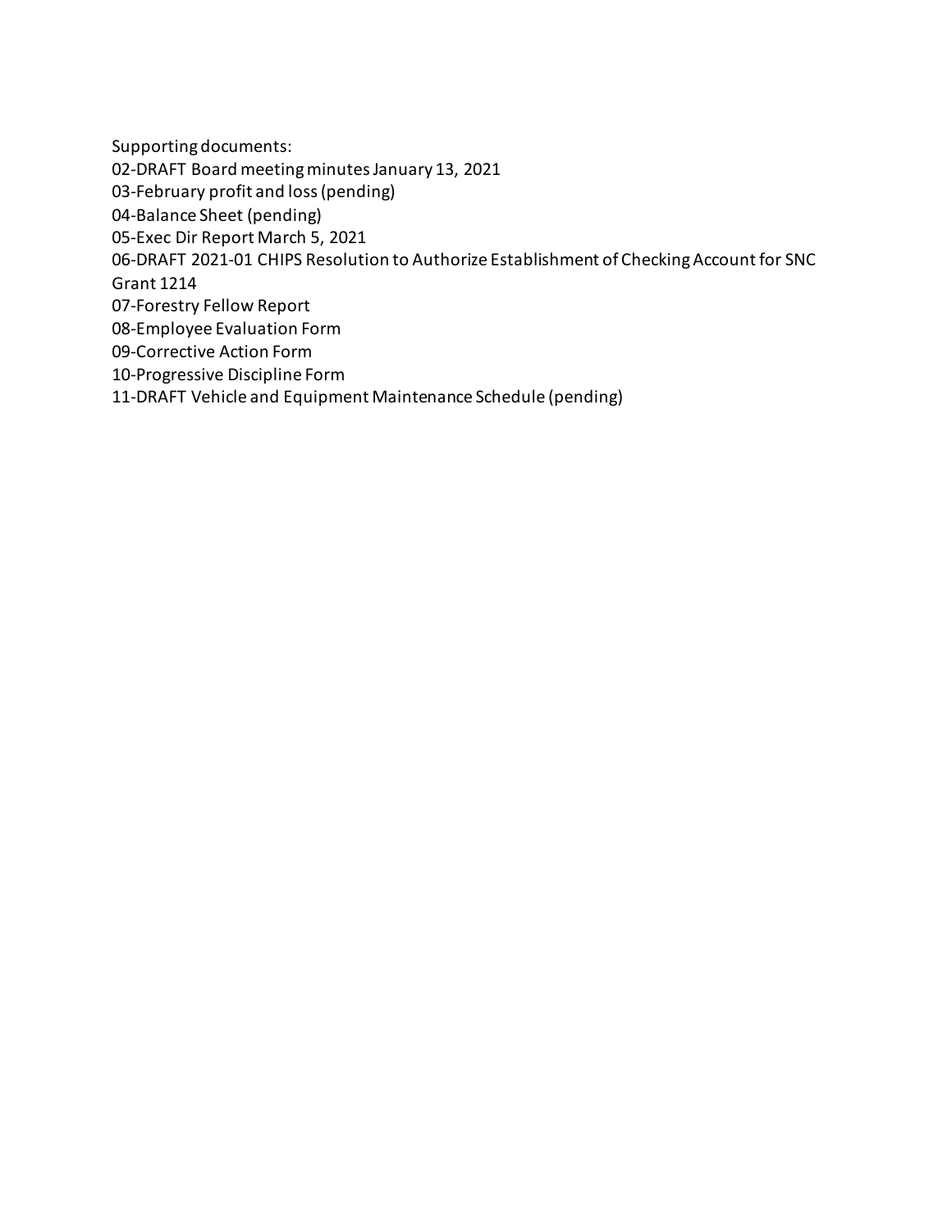Supporting documents:

02-DRAFT Board meeting minutes January 13, 2021

03-February profit and loss (pending)

04-Balance Sheet (pending)

05-Exec Dir Report March 5, 2021

06-DRAFT 2021-01 CHIPS Resolution to Authorize Establishment of Checking Account for SNC Grant 1214

07-Forestry Fellow Report

08-Employee Evaluation Form

09-Corrective Action Form

10-Progressive Discipline Form

11-DRAFT Vehicle and Equipment Maintenance Schedule (pending)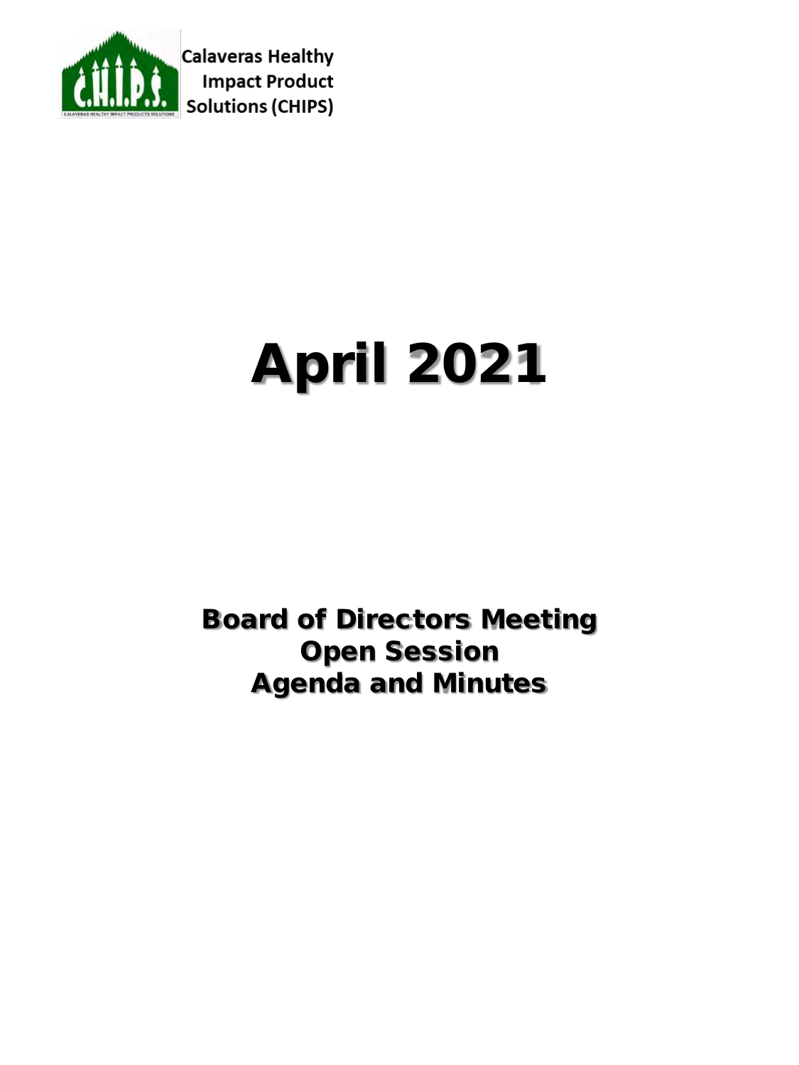Calaveras Healthy Impact Product Solutions (CHIPS)

# April 2021

## Board of Directors Meeting
## Open Session
## Agenda and Minutes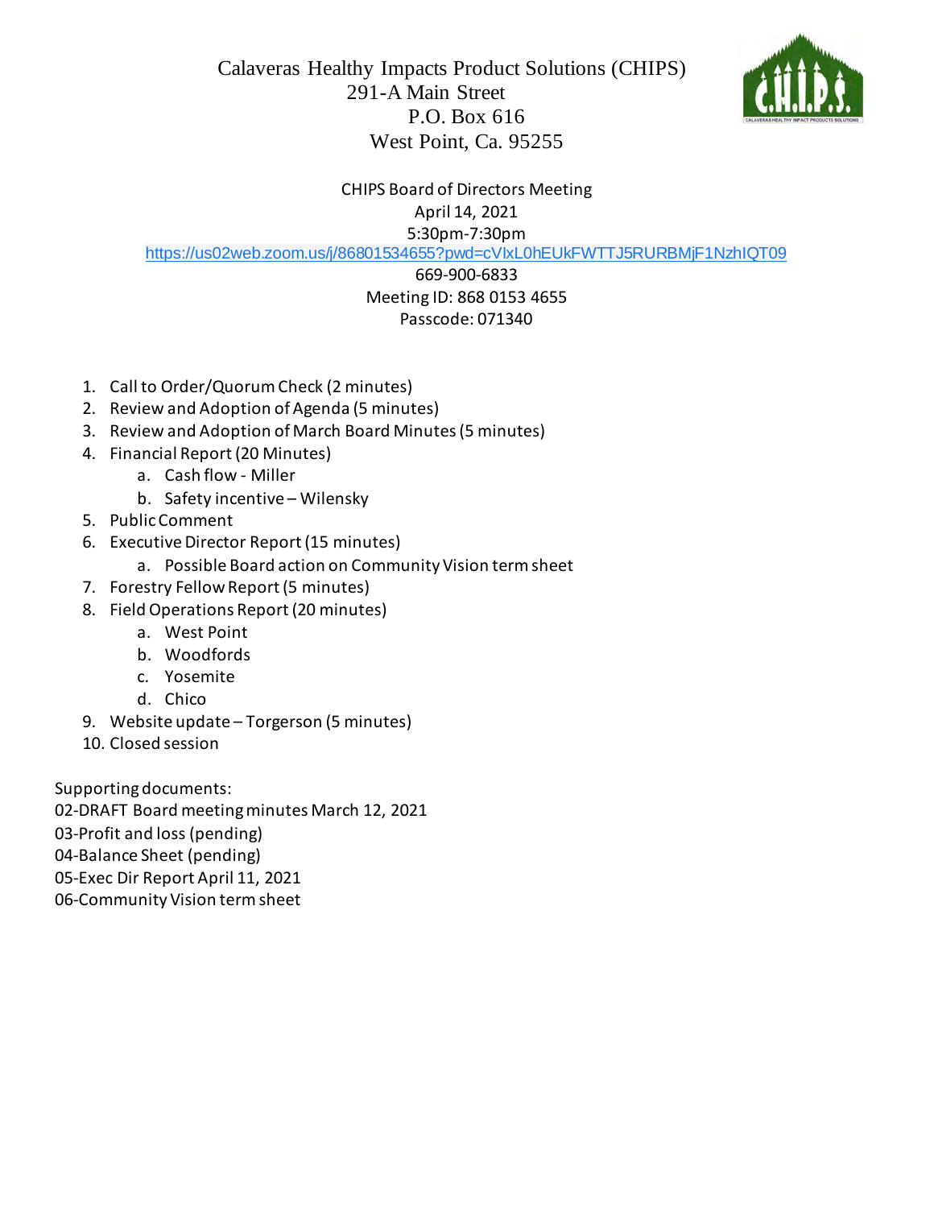Calaveras Healthy Impacts Product Solutions (CHIPS)
291-A Main Street
P.O. Box 616
West Point, Ca. 95255

CHIPS Board of Directors Meeting
April 14, 2021
5:30pm-7:30pm
https://us02web.zoom.us/j/86801534655?pwd=cVlxL0hEUkFWTTJ5RURBMjF1NzhIQT09
669-900-6833
Meeting ID: 868 0153 4655
Passcode: 071340

1. Call to Order/Quorum Check (2 minutes)
2. Review and Adoption of Agenda (5 minutes)
3. Review and Adoption of March Board Minutes (5 minutes)
4. Financial Report (20 Minutes)
   a. Cash flow - Miller
   b. Safety incentive – Wilensky
5. Public Comment
6. Executive Director Report (15 minutes)
   a. Possible Board action on Community Vision term sheet
7. Forestry Fellow Report (5 minutes)
8. Field Operations Report (20 minutes)
   a. West Point
   b. Woodfords
   c. Yosemite
   d. Chico
9. Website update – Torgerson (5 minutes)
10. Closed session

Supporting documents:
02-DRAFT Board meeting minutes March 12, 2021
03-Profit and loss (pending)
04-Balance Sheet (pending)
05-Exec Dir Report April 11, 2021
06-Community Vision term sheet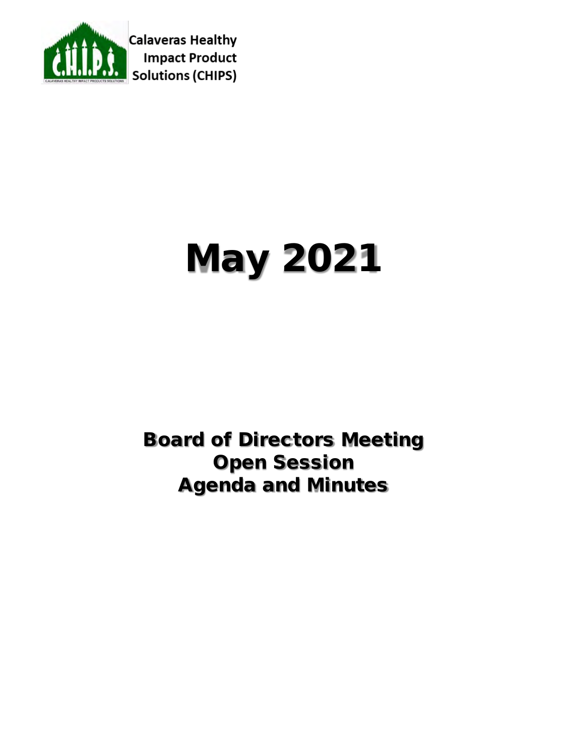Calaveras Healthy Impact Product Solutions (CHIPS)

# May 2021

## Board of Directors Meeting
## Open Session
## Agenda and Minutes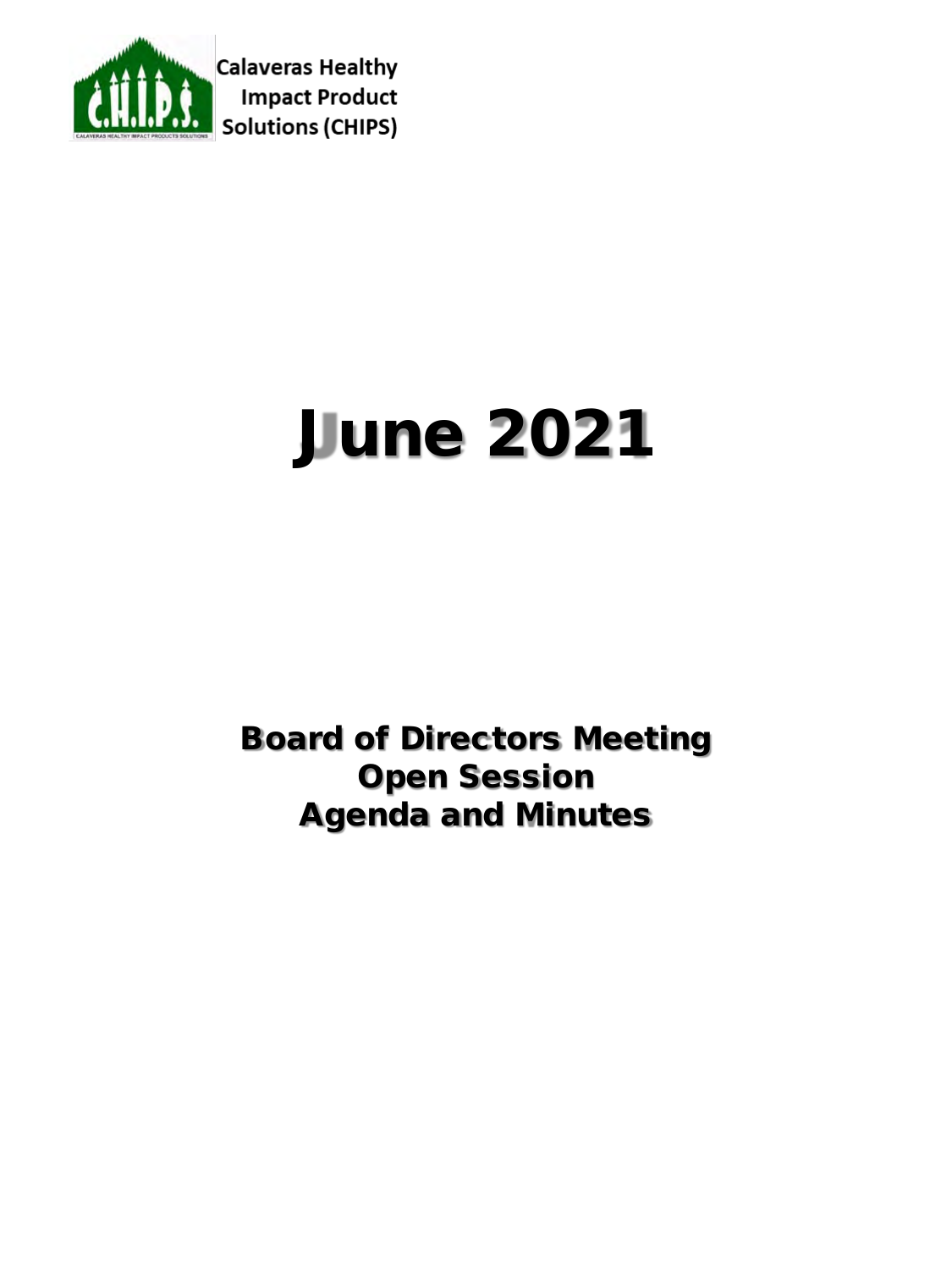Calaveras Healthy Impact Product Solutions (CHIPS)

# June 2021

## Board of Directors Meeting
## Open Session
## Agenda and Minutes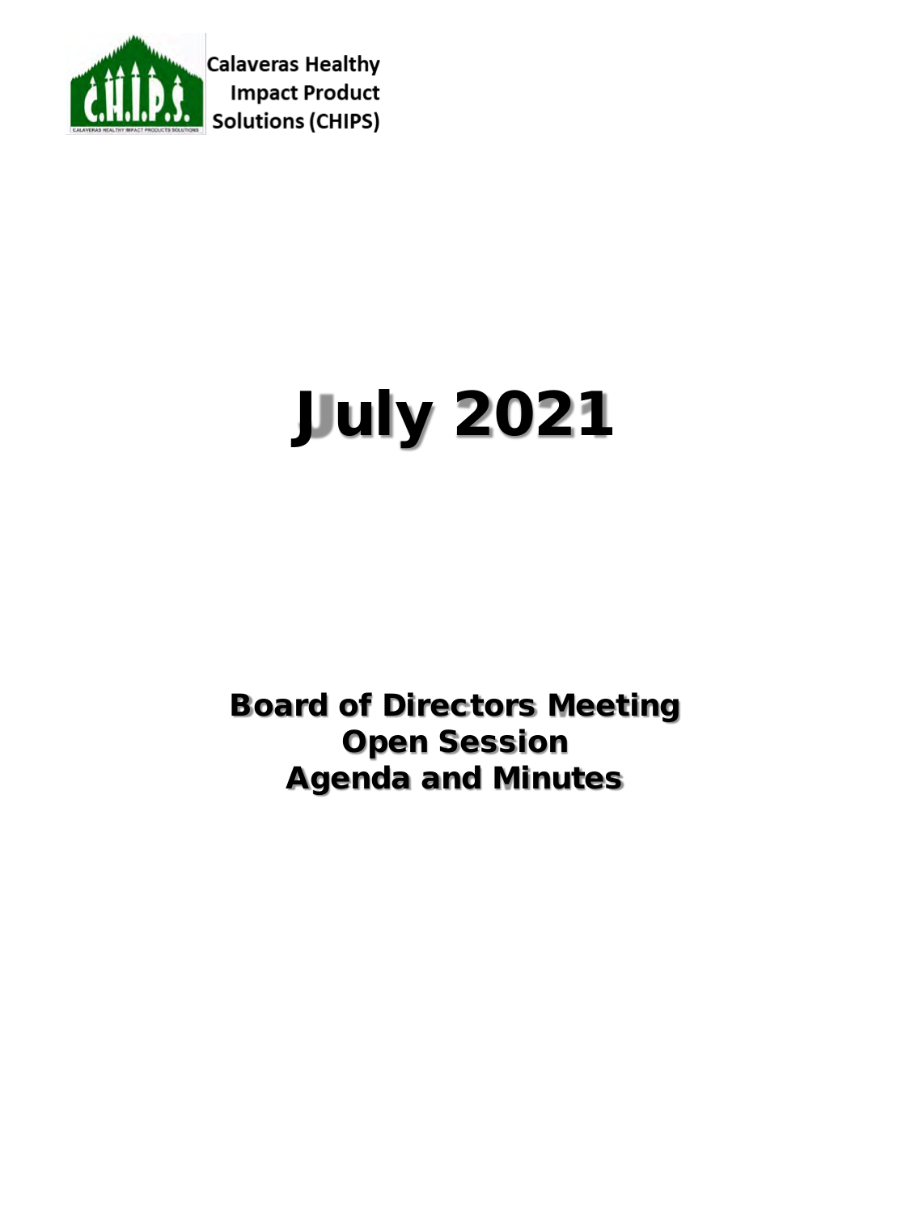Calaveras Healthy Impact Product Solutions (CHIPS)

# July 2021

## Board of Directors Meeting
## Open Session
## Agenda and Minutes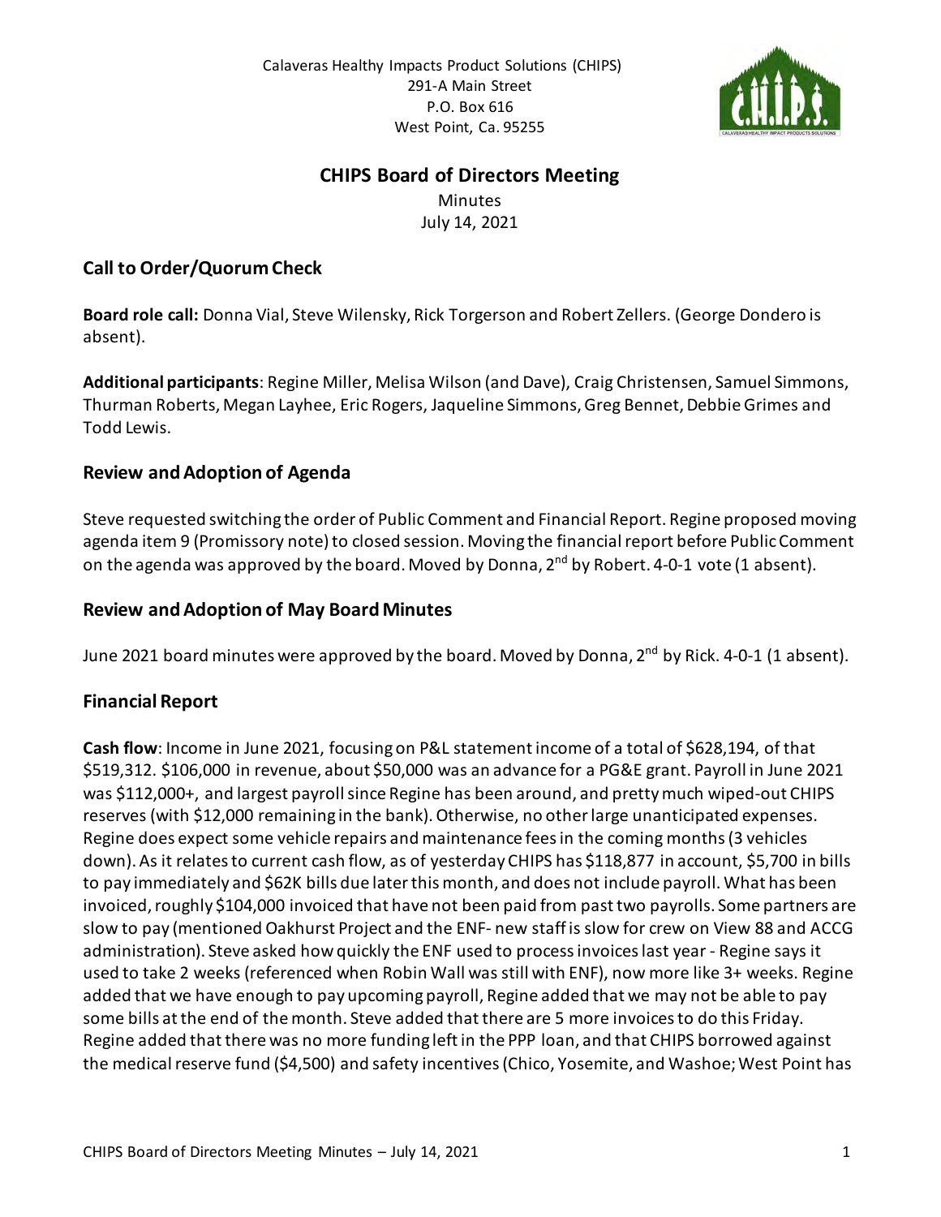Calaveras Healthy Impacts Product Solutions (CHIPS)
291-A Main Street
P.O. Box 616
West Point, Ca. 95255

## CHIPS Board of Directors Meeting

Minutes
July 14, 2021

### Call to Order/Quorum Check

**Board role call:** Donna Vial, Steve Wilensky, Rick Torgerson and Robert Zellers. (George Dondero is absent).

**Additional participants**: Regine Miller, Melisa Wilson (and Dave), Craig Christensen, Samuel Simmons, Thurman Roberts, Megan Layhee, Eric Rogers, Jaqueline Simmons, Greg Bennet, Debbie Grimes and Todd Lewis.

### Review and Adoption of Agenda

Steve requested switching the order of Public Comment and Financial Report. Regine proposed moving agenda item 9 (Promissory note) to closed session. Moving the financial report before Public Comment on the agenda was approved by the board. Moved by Donna, 2nd by Robert. 4-0-1 vote (1 absent).

### Review and Adoption of May Board Minutes

June 2021 board minutes were approved by the board. Moved by Donna, 2nd by Rick. 4-0-1 (1 absent).

### Financial Report

**Cash flow**: Income in June 2021, focusing on P&L statement income of a total of $628,194, of that $519,312. $106,000 in revenue, about $50,000 was an advance for a PG&E grant. Payroll in June 2021 was $112,000+, and largest payroll since Regine has been around, and pretty much wiped-out CHIPS reserves (with $12,000 remaining in the bank). Otherwise, no other large unanticipated expenses. Regine does expect some vehicle repairs and maintenance fees in the coming months (3 vehicles down). As it relates to current cash flow, as of yesterday CHIPS has $118,877 in account, $5,700 in bills to pay immediately and $62K bills due later this month, and does not include payroll. What has been invoiced, roughly $104,000 invoiced that have not been paid from past two payrolls. Some partners are slow to pay (mentioned Oakhurst Project and the ENF- new staff is slow for crew on View 88 and ACCG administration). Steve asked how quickly the ENF used to process invoices last year - Regine says it used to take 2 weeks (referenced when Robin Wall was still with ENF), now more like 3+ weeks. Regine added that we have enough to pay upcoming payroll, Regine added that we may not be able to pay some bills at the end of the month. Steve added that there are 5 more invoices to do this Friday. Regine added that there was no more funding left in the PPP loan, and that CHIPS borrowed against the medical reserve fund ($4,500) and safety incentives (Chico, Yosemite, and Washoe; West Point has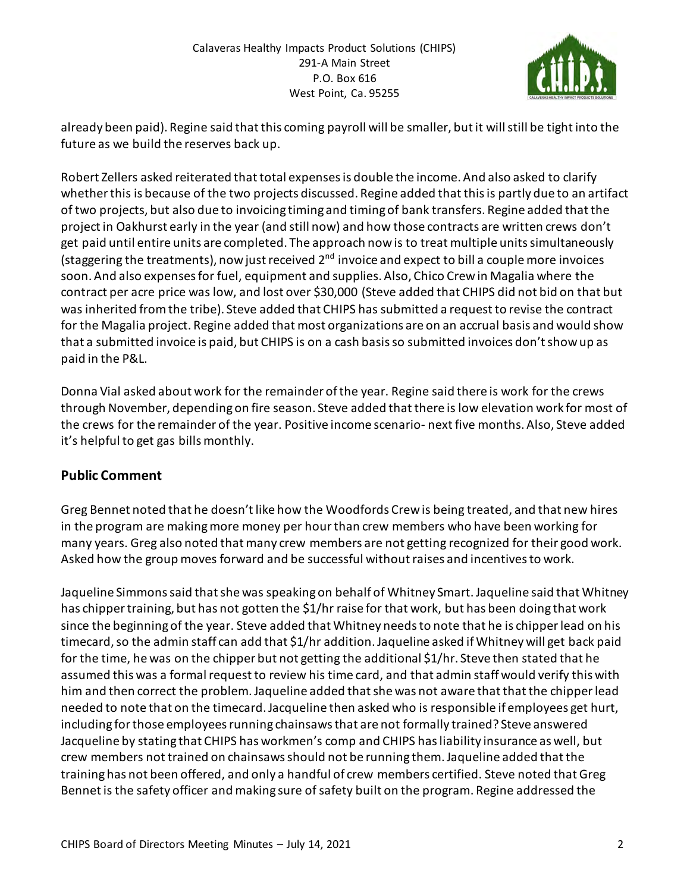already been paid). Regine said that this coming payroll will be smaller, but it will still be tight into the future as we build the reserves back up.

Robert Zellers asked reiterated that total expenses is double the income. And also asked to clarify whether this is because of the two projects discussed. Regine added that this is partly due to an artifact of two projects, but also due to invoicing timing and timing of bank transfers. Regine added that the project in Oakhurst early in the year (and still now) and how those contracts are written crews don't get paid until entire units are completed. The approach now is to treat multiple units simultaneously (staggering the treatments), now just received 2nd invoice and expect to bill a couple more invoices soon. And also expenses for fuel, equipment and supplies. Also, Chico Crew in Magalia where the contract per acre price was low, and lost over $30,000 (Steve added that CHIPS did not bid on that but was inherited from the tribe). Steve added that CHIPS has submitted a request to revise the contract for the Magalia project. Regine added that most organizations are on an accrual basis and would show that a submitted invoice is paid, but CHIPS is on a cash basis so submitted invoices don't show up as paid in the P&L.

Donna Vial asked about work for the remainder of the year. Regine said there is work for the crews through November, depending on fire season. Steve added that there is low elevation work for most of the crews for the remainder of the year. Positive income scenario- next five months. Also, Steve added it's helpful to get gas bills monthly.

## Public Comment

Greg Bennet noted that he doesn't like how the Woodfords Crew is being treated, and that new hires in the program are making more money per hour than crew members who have been working for many years. Greg also noted that many crew members are not getting recognized for their good work. Asked how the group moves forward and be successful without raises and incentives to work.

Jaqueline Simmons said that she was speaking on behalf of Whitney Smart. Jaqueline said that Whitney has chipper training, but has not gotten the $1/hr raise for that work, but has been doing that work since the beginning of the year. Steve added that Whitney needs to note that he is chipper lead on his timecard, so the admin staff can add that $1/hr addition. Jaqueline asked if Whitney will get back paid for the time, he was on the chipper but not getting the additional $1/hr. Steve then stated that he assumed this was a formal request to review his time card, and that admin staff would verify this with him and then correct the problem. Jaqueline added that she was not aware that that the chipper lead needed to note that on the timecard. Jacqueline then asked who is responsible if employees get hurt, including for those employees running chainsaws that are not formally trained? Steve answered Jacqueline by stating that CHIPS has workmen's comp and CHIPS has liability insurance as well, but crew members not trained on chainsaws should not be running them. Jaqueline added that the training has not been offered, and only a handful of crew members certified. Steve noted that Greg Bennet is the safety officer and making sure of safety built on the program. Regine addressed the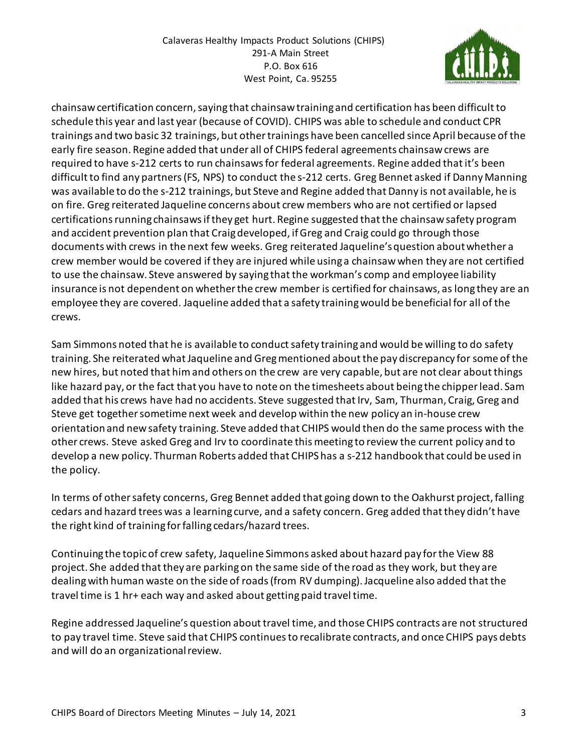chainsaw certification concern, saying that chainsaw training and certification has been difficult to schedule this year and last year (because of COVID). CHIPS was able to schedule and conduct CPR trainings and two basic 32 trainings, but other trainings have been cancelled since April because of the early fire season. Regine added that under all of CHIPS federal agreements chainsaw crews are required to have s-212 certs to run chainsaws for federal agreements. Regine added that it's been difficult to find any partners (FS, NPS) to conduct the s-212 certs. Greg Bennet asked if Danny Manning was available to do the s-212 trainings, but Steve and Regine added that Danny is not available, he is on fire. Greg reiterated Jaqueline concerns about crew members who are not certified or lapsed certifications running chainsaws if they get hurt. Regine suggested that the chainsaw safety program and accident prevention plan that Craig developed, if Greg and Craig could go through those documents with crews in the next few weeks. Greg reiterated Jaqueline's question about whether a crew member would be covered if they are injured while using a chainsaw when they are not certified to use the chainsaw. Steve answered by saying that the workman's comp and employee liability insurance is not dependent on whether the crew member is certified for chainsaws, as long they are an employee they are covered. Jaqueline added that a safety training would be beneficial for all of the crews.

Sam Simmons noted that he is available to conduct safety training and would be willing to do safety training. She reiterated what Jaqueline and Greg mentioned about the pay discrepancy for some of the new hires, but noted that him and others on the crew are very capable, but are not clear about things like hazard pay, or the fact that you have to note on the timesheets about being the chipper lead. Sam added that his crews have had no accidents. Steve suggested that Irv, Sam, Thurman, Craig, Greg and Steve get together sometime next week and develop within the new policy an in-house crew orientation and new safety training. Steve added that CHIPS would then do the same process with the other crews. Steve asked Greg and Irv to coordinate this meeting to review the current policy and to develop a new policy. Thurman Roberts added that CHIPS has a s-212 handbook that could be used in the policy.

In terms of other safety concerns, Greg Bennet added that going down to the Oakhurst project, falling cedars and hazard trees was a learning curve, and a safety concern. Greg added that they didn't have the right kind of training for falling cedars/hazard trees.

Continuing the topic of crew safety, Jaqueline Simmons asked about hazard pay for the View 88 project. She added that they are parking on the same side of the road as they work, but they are dealing with human waste on the side of roads (from RV dumping). Jacqueline also added that the travel time is 1 hr+ each way and asked about getting paid travel time.

Regine addressed Jaqueline's question about travel time, and those CHIPS contracts are not structured to pay travel time. Steve said that CHIPS continues to recalibrate contracts, and once CHIPS pays debts and will do an organizational review.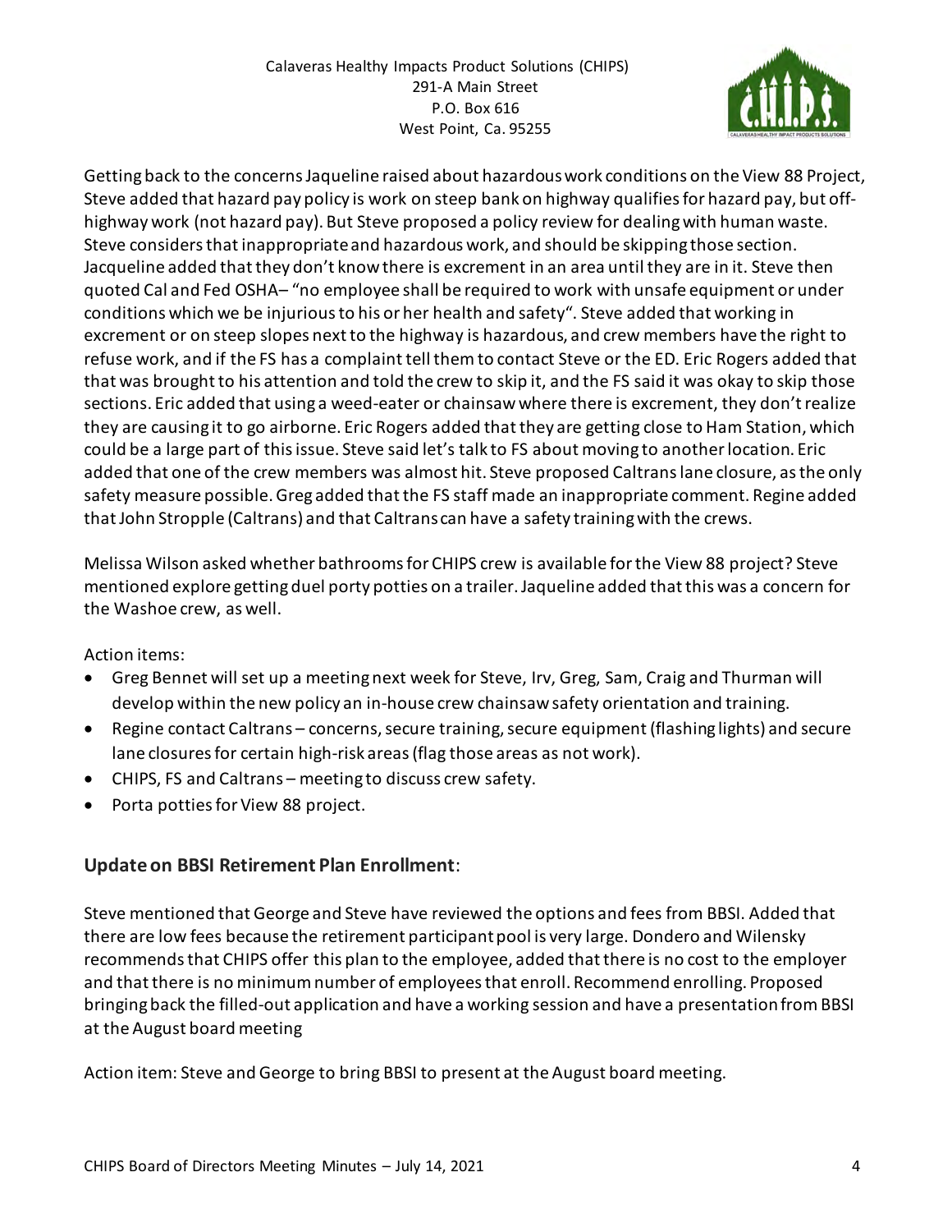Getting back to the concerns Jaqueline raised about hazardous work conditions on the View 88 Project, Steve added that hazard pay policy is work on steep bank on highway qualifies for hazard pay, but off-highway work (not hazard pay). But Steve proposed a policy review for dealing with human waste. Steve considers that inappropriate and hazardous work, and should be skipping those section. Jacqueline added that they don't know there is excrement in an area until they are in it. Steve then quoted Cal and Fed OSHA– "no employee shall be required to work with unsafe equipment or under conditions which we be injurious to his or her health and safety". Steve added that working in excrement or on steep slopes next to the highway is hazardous, and crew members have the right to refuse work, and if the FS has a complaint tell them to contact Steve or the ED. Eric Rogers added that that was brought to his attention and told the crew to skip it, and the FS said it was okay to skip those sections. Eric added that using a weed-eater or chainsaw where there is excrement, they don't realize they are causing it to go airborne. Eric Rogers added that they are getting close to Ham Station, which could be a large part of this issue. Steve said let's talk to FS about moving to another location. Eric added that one of the crew members was almost hit. Steve proposed Caltrans lane closure, as the only safety measure possible. Greg added that the FS staff made an inappropriate comment. Regine added that John Stropple (Caltrans) and that Caltrans can have a safety training with the crews.

Melissa Wilson asked whether bathrooms for CHIPS crew is available for the View 88 project? Steve mentioned explore getting duel porty potties on a trailer. Jaqueline added that this was a concern for the Washoe crew, as well.

Action items:

- Greg Bennet will set up a meeting next week for Steve, Irv, Greg, Sam, Craig and Thurman will develop within the new policy an in-house crew chainsaw safety orientation and training.
- Regine contact Caltrans – concerns, secure training, secure equipment (flashing lights) and secure lane closures for certain high-risk areas (flag those areas as not work).
- CHIPS, FS and Caltrans – meeting to discuss crew safety.
- Porta potties for View 88 project.

## Update on BBSI Retirement Plan Enrollment:

Steve mentioned that George and Steve have reviewed the options and fees from BBSI. Added that there are low fees because the retirement participant pool is very large. Dondero and Wilensky recommends that CHIPS offer this plan to the employee, added that there is no cost to the employer and that there is no minimum number of employees that enroll. Recommend enrolling. Proposed bringing back the filled-out application and have a working session and have a presentation from BBSI at the August board meeting

Action item: Steve and George to bring BBSI to present at the August board meeting.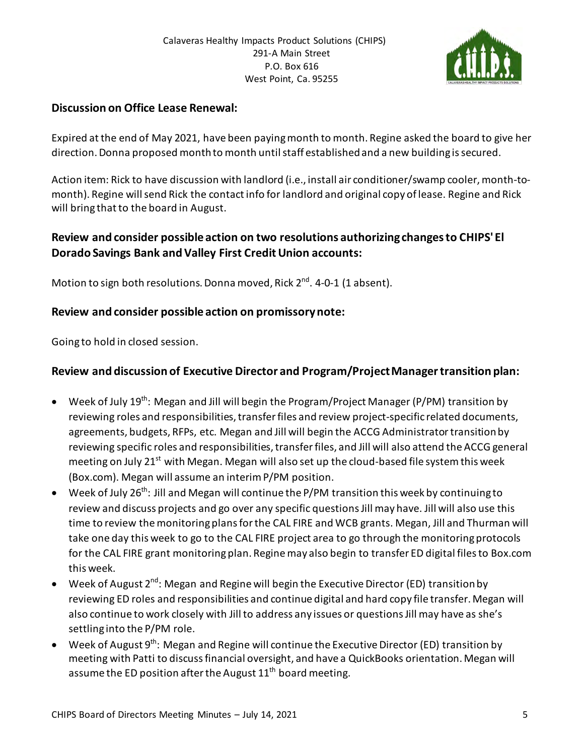## Discussion on Office Lease Renewal:

Expired at the end of May 2021, have been paying month to month. Regine asked the board to give her direction. Donna proposed month to month until staff established and a new building is secured.

Action item: Rick to have discussion with landlord (i.e., install air conditioner/swamp cooler, month-to-month). Regine will send Rick the contact info for landlord and original copy of lease. Regine and Rick will bring that to the board in August.

## Review and consider possible action on two resolutions authorizing changes to CHIPS' El Dorado Savings Bank and Valley First Credit Union accounts:

Motion to sign both resolutions. Donna moved, Rick 2nd. 4-0-1 (1 absent).

## Review and consider possible action on promissory note:

Going to hold in closed session.

## Review and discussion of Executive Director and Program/Project Manager transition plan:

- Week of July 19th: Megan and Jill will begin the Program/Project Manager (P/PM) transition by reviewing roles and responsibilities, transfer files and review project-specific related documents, agreements, budgets, RFPs, etc. Megan and Jill will begin the ACCG Administrator transition by reviewing specific roles and responsibilities, transfer files, and Jill will also attend the ACCG general meeting on July 21st with Megan. Megan will also set up the cloud-based file system this week (Box.com). Megan will assume an interim P/PM position.
- Week of July 26th: Jill and Megan will continue the P/PM transition this week by continuing to review and discuss projects and go over any specific questions Jill may have. Jill will also use this time to review the monitoring plans for the CAL FIRE and WCB grants. Megan, Jill and Thurman will take one day this week to go to the CAL FIRE project area to go through the monitoring protocols for the CAL FIRE grant monitoring plan. Regine may also begin to transfer ED digital files to Box.com this week.
- Week of August 2nd: Megan and Regine will begin the Executive Director (ED) transition by reviewing ED roles and responsibilities and continue digital and hard copy file transfer. Megan will also continue to work closely with Jill to address any issues or questions Jill may have as she's settling into the P/PM role.
- Week of August 9th: Megan and Regine will continue the Executive Director (ED) transition by meeting with Patti to discuss financial oversight, and have a QuickBooks orientation. Megan will assume the ED position after the August 11th board meeting.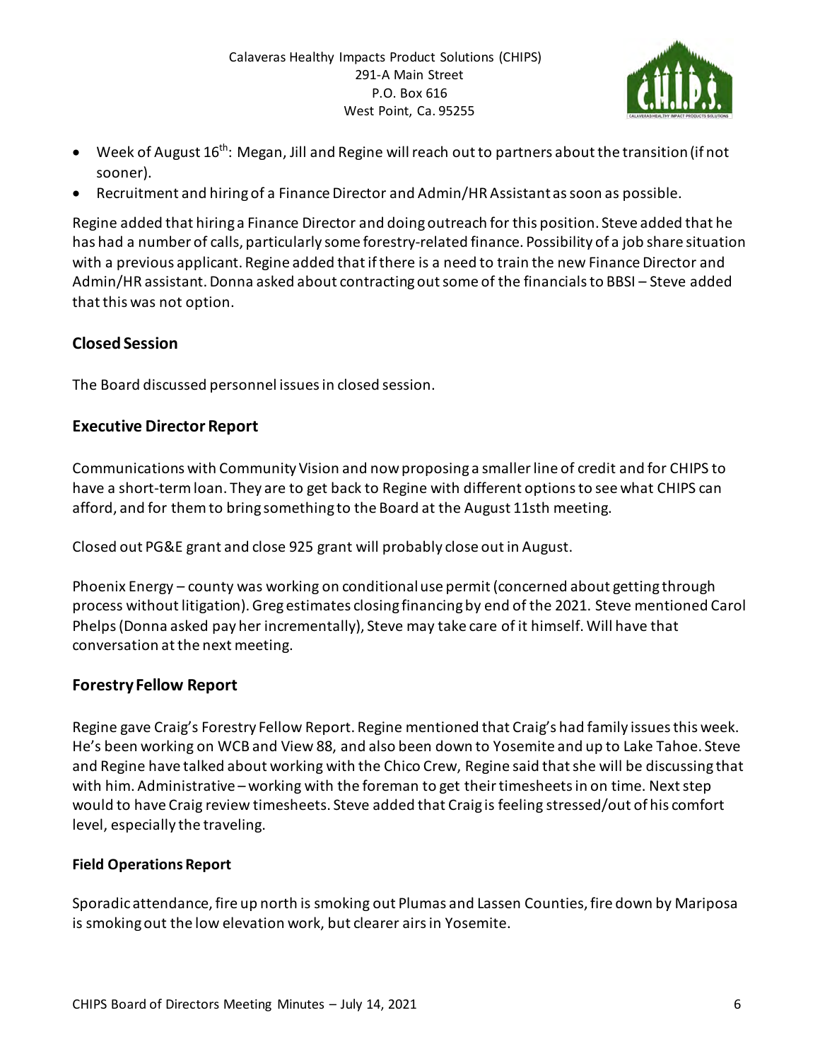- Week of August 16th: Megan, Jill and Regine will reach out to partners about the transition (if not sooner).
- Recruitment and hiring of a Finance Director and Admin/HR Assistant as soon as possible.

Regine added that hiring a Finance Director and doing outreach for this position. Steve added that he has had a number of calls, particularly some forestry-related finance. Possibility of a job share situation with a previous applicant. Regine added that if there is a need to train the new Finance Director and Admin/HR assistant. Donna asked about contracting out some of the financials to BBSI – Steve added that this was not option.

## Closed Session

The Board discussed personnel issues in closed session.

## Executive Director Report

Communications with Community Vision and now proposing a smaller line of credit and for CHIPS to have a short-term loan. They are to get back to Regine with different options to see what CHIPS can afford, and for them to bring something to the Board at the August 11sth meeting.

Closed out PG&E grant and close 925 grant will probably close out in August.

Phoenix Energy – county was working on conditional use permit (concerned about getting through process without litigation). Greg estimates closing financing by end of the 2021. Steve mentioned Carol Phelps (Donna asked pay her incrementally), Steve may take care of it himself. Will have that conversation at the next meeting.

## Forestry Fellow Report

Regine gave Craig's Forestry Fellow Report. Regine mentioned that Craig's had family issues this week. He's been working on WCB and View 88, and also been down to Yosemite and up to Lake Tahoe. Steve and Regine have talked about working with the Chico Crew, Regine said that she will be discussing that with him. Administrative – working with the foreman to get their timesheets in on time. Next step would to have Craig review timesheets. Steve added that Craig is feeling stressed/out of his comfort level, especially the traveling.

### Field Operations Report

Sporadic attendance, fire up north is smoking out Plumas and Lassen Counties, fire down by Mariposa is smoking out the low elevation work, but clearer airs in Yosemite.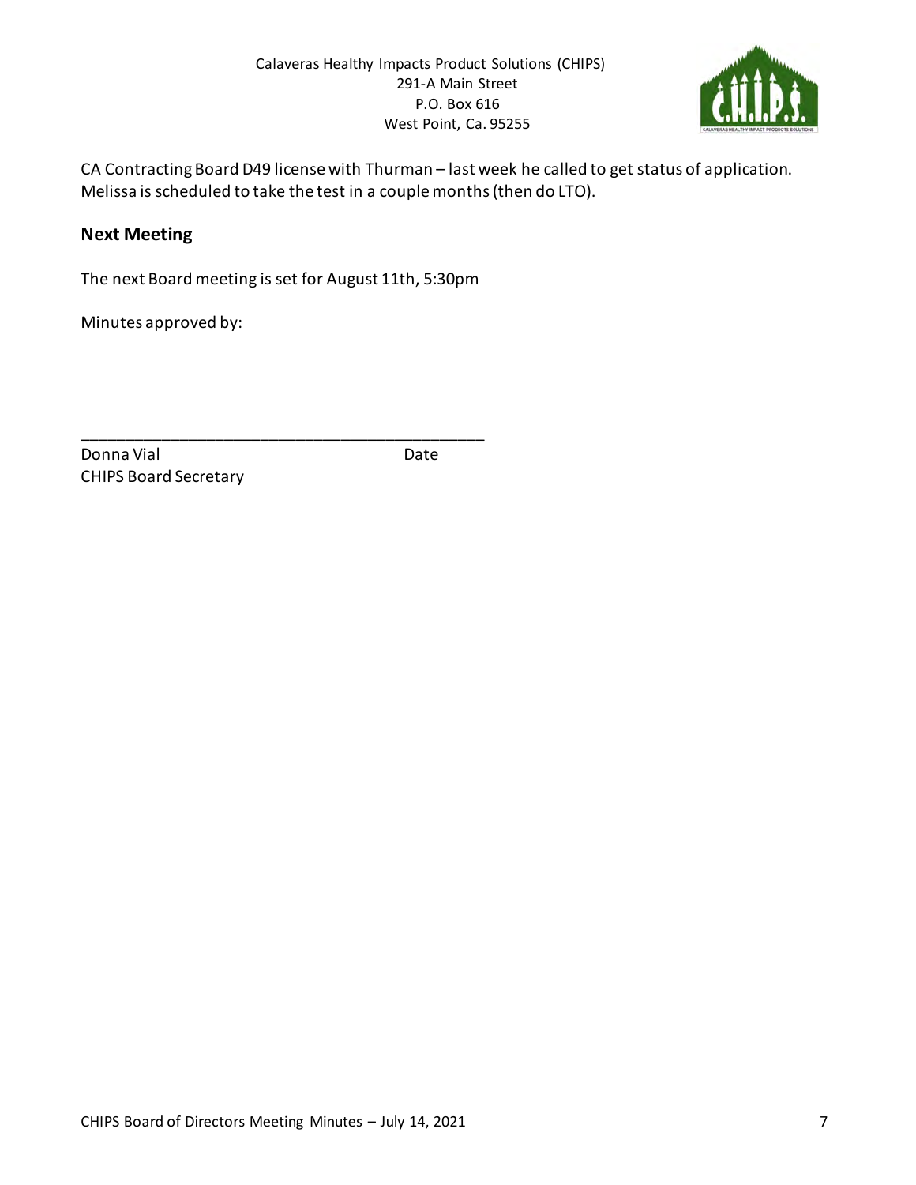CA Contracting Board D49 license with Thurman – last week he called to get status of application. Melissa is scheduled to take the test in a couple months (then do LTO).

## Next Meeting

The next Board meeting is set for August 11th, 5:30pm

Minutes approved by:

_______________________________________________

Donna Vial Date

CHIPS Board Secretary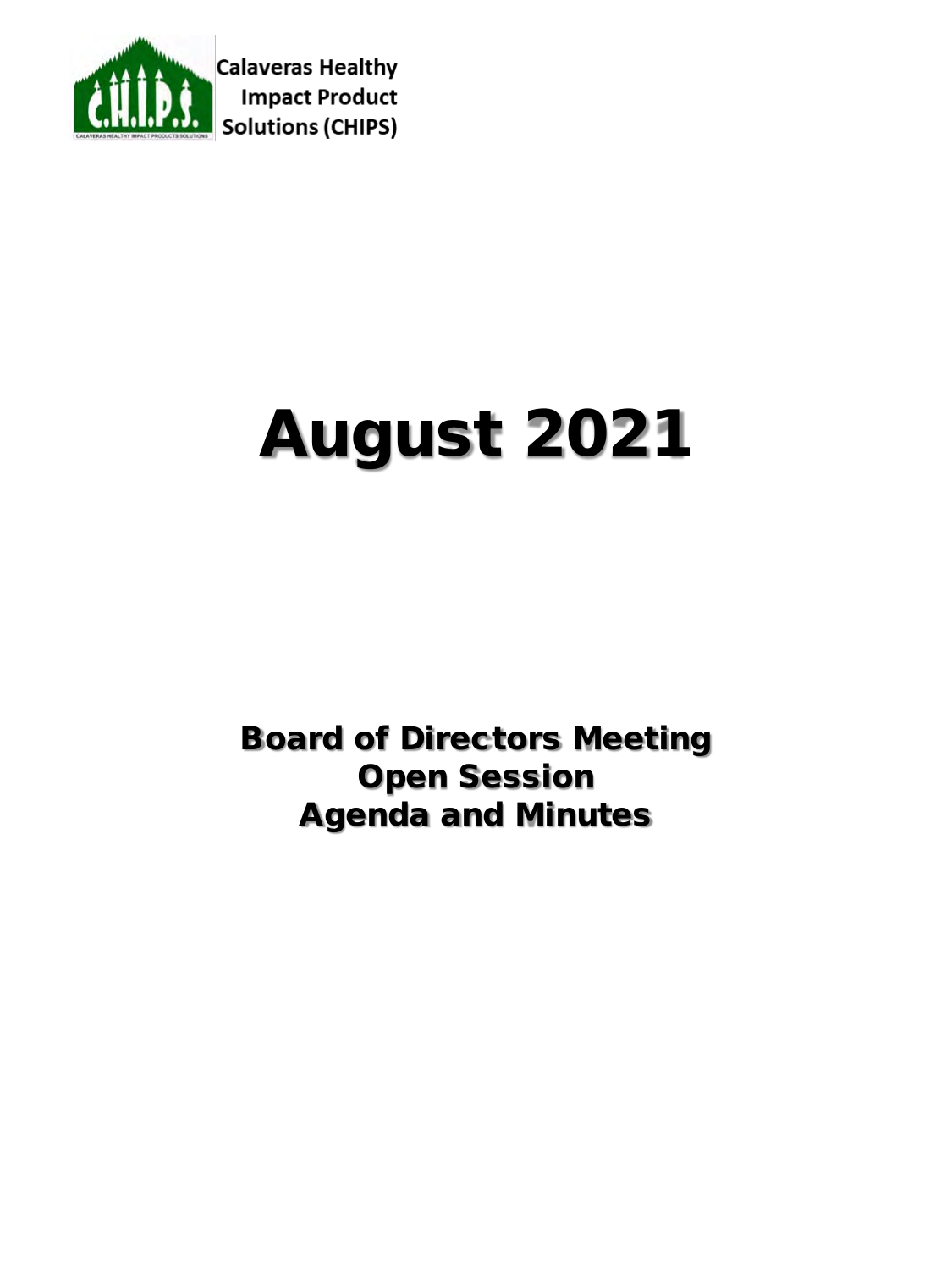Calaveras Healthy Impact Product Solutions (CHIPS)

# August 2021

## Board of Directors Meeting
## Open Session
## Agenda and Minutes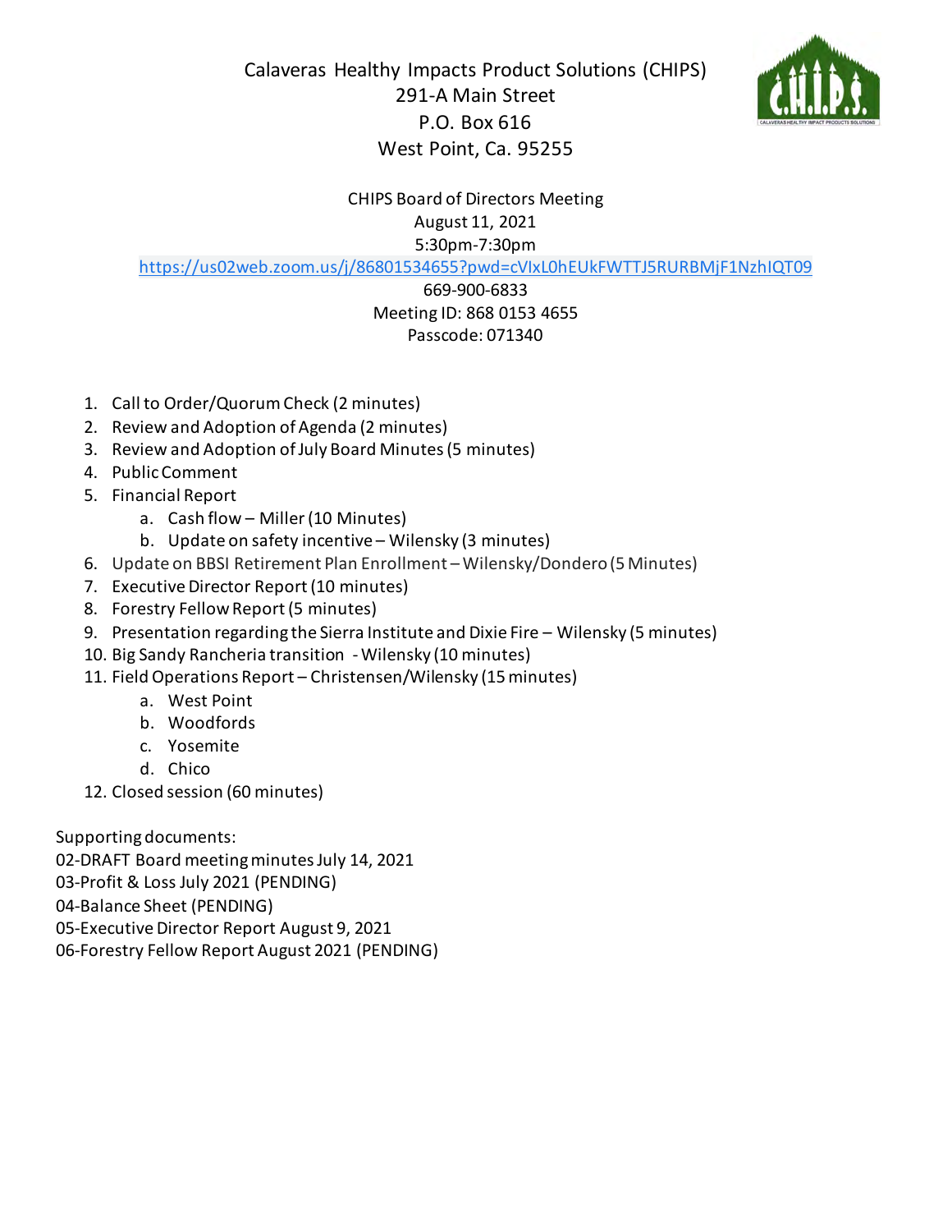Calaveras Healthy Impacts Product Solutions (CHIPS)
291-A Main Street
P.O. Box 616
West Point, Ca. 95255

CHIPS Board of Directors Meeting
August 11, 2021
5:30pm-7:30pm
https://us02web.zoom.us/j/86801534655?pwd=cVIxL0hEUkFWTTJ5RURBMjF1NzhIQT09
669-900-6833
Meeting ID: 868 0153 4655
Passcode: 071340

1. Call to Order/Quorum Check (2 minutes)
2. Review and Adoption of Agenda (2 minutes)
3. Review and Adoption of July Board Minutes (5 minutes)
4. Public Comment
5. Financial Report
   a. Cash flow – Miller (10 Minutes)
   b. Update on safety incentive – Wilensky (3 minutes)
6. Update on BBSI Retirement Plan Enrollment – Wilensky/Dondero (5 Minutes)
7. Executive Director Report (10 minutes)
8. Forestry Fellow Report (5 minutes)
9. Presentation regarding the Sierra Institute and Dixie Fire – Wilensky (5 minutes)
10. Big Sandy Rancheria transition - Wilensky (10 minutes)
11. Field Operations Report – Christensen/Wilensky (15 minutes)
    a. West Point
    b. Woodfords
    c. Yosemite
    d. Chico
12. Closed session (60 minutes)

Supporting documents:
02-DRAFT Board meeting minutes July 14, 2021
03-Profit & Loss July 2021 (PENDING)
04-Balance Sheet (PENDING)
05-Executive Director Report August 9, 2021
06-Forestry Fellow Report August 2021 (PENDING)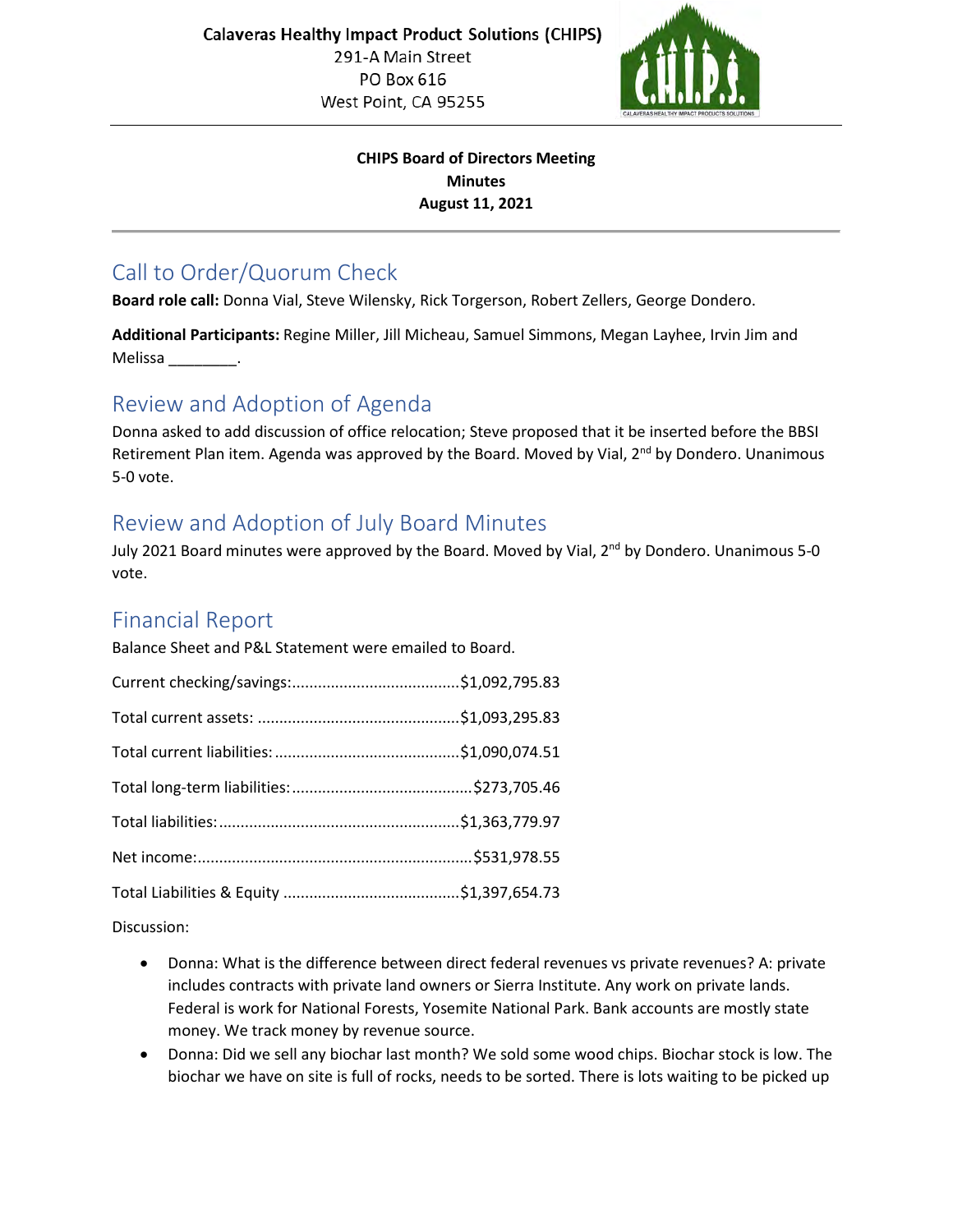Calaveras Healthy Impact Product Solutions (CHIPS)
291-A Main Street
PO Box 616
West Point, CA 95255

**CHIPS Board of Directors Meeting**
**Minutes**
**August 11, 2021**

## Call to Order/Quorum Check

**Board role call:** Donna Vial, Steve Wilensky, Rick Torgerson, Robert Zellers, George Dondero.

**Additional Participants:** Regine Miller, Jill Micheau, Samuel Simmons, Megan Layhee, Irvin Jim and Melissa ________.

## Review and Adoption of Agenda

Donna asked to add discussion of office relocation; Steve proposed that it be inserted before the BBSI Retirement Plan item. Agenda was approved by the Board. Moved by Vial, 2nd by Dondero. Unanimous 5-0 vote.

## Review and Adoption of July Board Minutes

July 2021 Board minutes were approved by the Board. Moved by Vial, 2nd by Dondero. Unanimous 5-0 vote.

## Financial Report

Balance Sheet and P&L Statement were emailed to Board.

Current checking/savings:.......................................$1,092,795.83

Total current assets: ..............................................$1,093,295.83

Total current liabilities: ..........................................$1,090,074.51

Total long-term liabilities:.........................................$273,705.46

Total liabilities:.......................................................$1,363,779.97

Net income:...............................................................$531,978.55

Total Liabilities & Equity ........................................$1,397,654.73

Discussion:

- Donna: What is the difference between direct federal revenues vs private revenues? A: private includes contracts with private land owners or Sierra Institute. Any work on private lands. Federal is work for National Forests, Yosemite National Park. Bank accounts are mostly state money. We track money by revenue source.
- Donna: Did we sell any biochar last month? We sold some wood chips. Biochar stock is low. The biochar we have on site is full of rocks, needs to be sorted. There is lots waiting to be picked up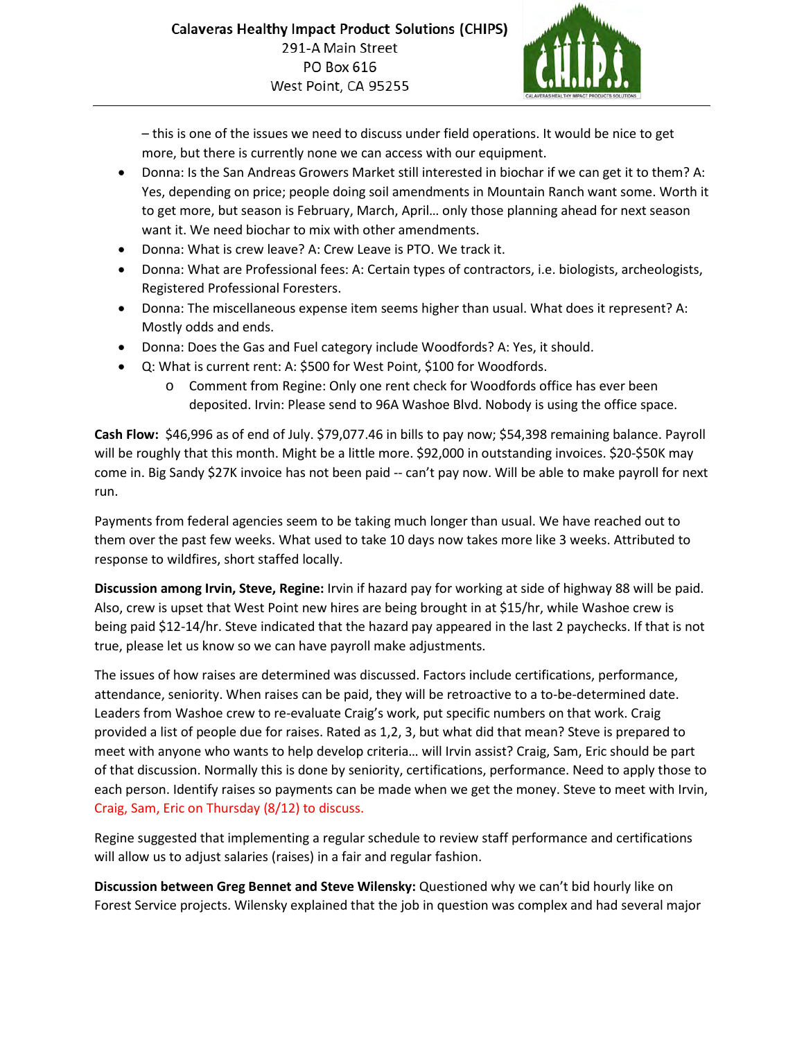– this is one of the issues we need to discuss under field operations. It would be nice to get more, but there is currently none we can access with our equipment.

- Donna: Is the San Andreas Growers Market still interested in biochar if we can get it to them? A: Yes, depending on price; people doing soil amendments in Mountain Ranch want some. Worth it to get more, but season is February, March, April… only those planning ahead for next season want it. We need biochar to mix with other amendments.
- Donna: What is crew leave? A: Crew Leave is PTO. We track it.
- Donna: What are Professional fees: A: Certain types of contractors, i.e. biologists, archeologists, Registered Professional Foresters.
- Donna: The miscellaneous expense item seems higher than usual. What does it represent? A: Mostly odds and ends.
- Donna: Does the Gas and Fuel category include Woodfords? A: Yes, it should.
- Q: What is current rent: A: $500 for West Point, $100 for Woodfords.
  - Comment from Regine: Only one rent check for Woodfords office has ever been deposited. Irvin: Please send to 96A Washoe Blvd. Nobody is using the office space.

**Cash Flow:** $46,996 as of end of July. $79,077.46 in bills to pay now; $54,398 remaining balance. Payroll will be roughly that this month. Might be a little more. $92,000 in outstanding invoices. $20-$50K may come in. Big Sandy $27K invoice has not been paid -- can't pay now. Will be able to make payroll for next run.

Payments from federal agencies seem to be taking much longer than usual. We have reached out to them over the past few weeks. What used to take 10 days now takes more like 3 weeks. Attributed to response to wildfires, short staffed locally.

**Discussion among Irvin, Steve, Regine:** Irvin if hazard pay for working at side of highway 88 will be paid. Also, crew is upset that West Point new hires are being brought in at $15/hr, while Washoe crew is being paid $12-14/hr. Steve indicated that the hazard pay appeared in the last 2 paychecks. If that is not true, please let us know so we can have payroll make adjustments.

The issues of how raises are determined was discussed. Factors include certifications, performance, attendance, seniority. When raises can be paid, they will be retroactive to a to-be-determined date. Leaders from Washoe crew to re-evaluate Craig's work, put specific numbers on that work. Craig provided a list of people due for raises. Rated as 1,2, 3, but what did that mean? Steve is prepared to meet with anyone who wants to help develop criteria… will Irvin assist? Craig, Sam, Eric should be part of that discussion. Normally this is done by seniority, certifications, performance. Need to apply those to each person. Identify raises so payments can be made when we get the money. Steve to meet with Irvin, Craig, Sam, Eric on Thursday (8/12) to discuss.

Regine suggested that implementing a regular schedule to review staff performance and certifications will allow us to adjust salaries (raises) in a fair and regular fashion.

**Discussion between Greg Bennet and Steve Wilensky:** Questioned why we can't bid hourly like on Forest Service projects. Wilensky explained that the job in question was complex and had several major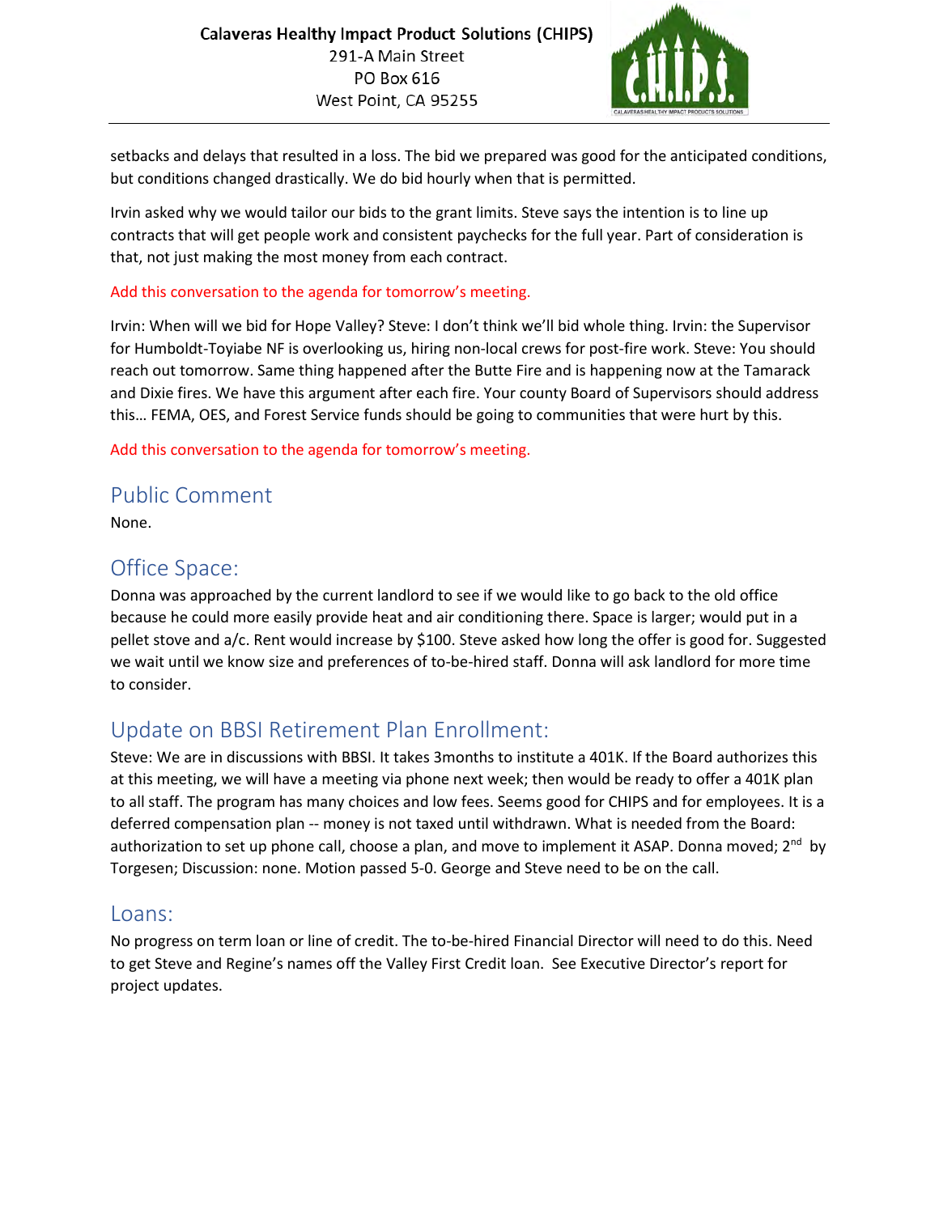setbacks and delays that resulted in a loss. The bid we prepared was good for the anticipated conditions, but conditions changed drastically. We do bid hourly when that is permitted.

Irvin asked why we would tailor our bids to the grant limits. Steve says the intention is to line up contracts that will get people work and consistent paychecks for the full year. Part of consideration is that, not just making the most money from each contract.

Add this conversation to the agenda for tomorrow's meeting.

Irvin: When will we bid for Hope Valley? Steve: I don't think we'll bid whole thing. Irvin: the Supervisor for Humboldt-Toyiabe NF is overlooking us, hiring non-local crews for post-fire work. Steve: You should reach out tomorrow. Same thing happened after the Butte Fire and is happening now at the Tamarack and Dixie fires. We have this argument after each fire. Your county Board of Supervisors should address this… FEMA, OES, and Forest Service funds should be going to communities that were hurt by this.

Add this conversation to the agenda for tomorrow's meeting.

## Public Comment

None.

## Office Space:

Donna was approached by the current landlord to see if we would like to go back to the old office because he could more easily provide heat and air conditioning there. Space is larger; would put in a pellet stove and a/c. Rent would increase by $100. Steve asked how long the offer is good for. Suggested we wait until we know size and preferences of to-be-hired staff. Donna will ask landlord for more time to consider.

## Update on BBSI Retirement Plan Enrollment:

Steve: We are in discussions with BBSI. It takes 3months to institute a 401K. If the Board authorizes this at this meeting, we will have a meeting via phone next week; then would be ready to offer a 401K plan to all staff. The program has many choices and low fees. Seems good for CHIPS and for employees. It is a deferred compensation plan -- money is not taxed until withdrawn. What is needed from the Board: authorization to set up phone call, choose a plan, and move to implement it ASAP. Donna moved; 2nd by Torgesen; Discussion: none. Motion passed 5-0. George and Steve need to be on the call.

## Loans:

No progress on term loan or line of credit. The to-be-hired Financial Director will need to do this. Need to get Steve and Regine's names off the Valley First Credit loan. See Executive Director's report for project updates.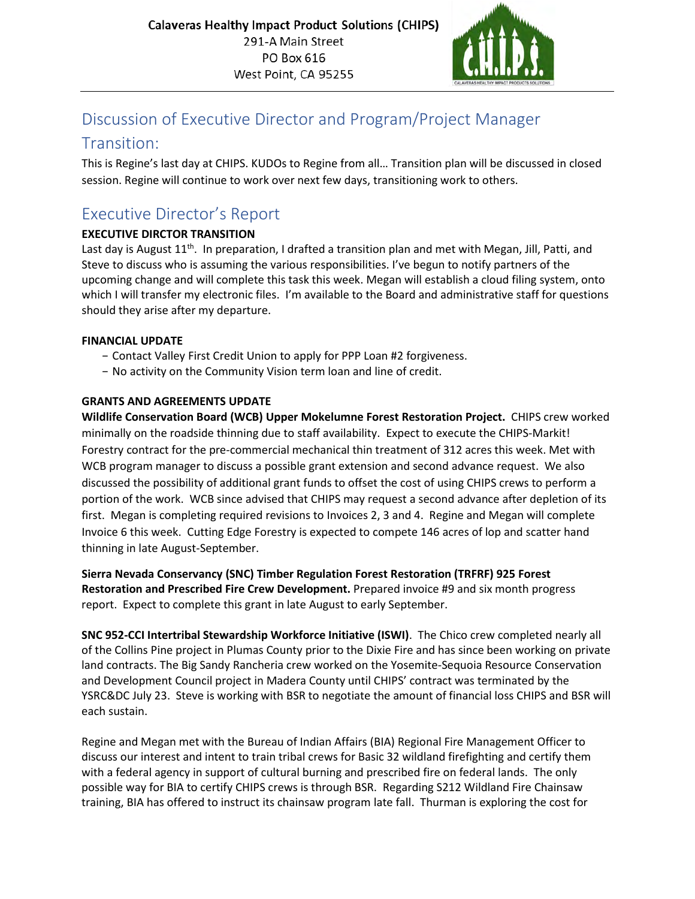Calaveras Healthy Impact Product Solutions (CHIPS)
291-A Main Street
PO Box 616
West Point, CA 95255

## Discussion of Executive Director and Program/Project Manager Transition:

This is Regine's last day at CHIPS. KUDOs to Regine from all… Transition plan will be discussed in closed session. Regine will continue to work over next few days, transitioning work to others.

## Executive Director's Report

**EXECUTIVE DIRCTOR TRANSITION**

Last day is August 11th. In preparation, I drafted a transition plan and met with Megan, Jill, Patti, and Steve to discuss who is assuming the various responsibilities. I've begun to notify partners of the upcoming change and will complete this task this week. Megan will establish a cloud filing system, onto which I will transfer my electronic files. I'm available to the Board and administrative staff for questions should they arise after my departure.

**FINANCIAL UPDATE**

- Contact Valley First Credit Union to apply for PPP Loan #2 forgiveness.
- No activity on the Community Vision term loan and line of credit.

**GRANTS AND AGREEMENTS UPDATE**

**Wildlife Conservation Board (WCB) Upper Mokelumne Forest Restoration Project.** CHIPS crew worked minimally on the roadside thinning due to staff availability. Expect to execute the CHIPS-Markit! Forestry contract for the pre-commercial mechanical thin treatment of 312 acres this week. Met with WCB program manager to discuss a possible grant extension and second advance request. We also discussed the possibility of additional grant funds to offset the cost of using CHIPS crews to perform a portion of the work. WCB since advised that CHIPS may request a second advance after depletion of its first. Megan is completing required revisions to Invoices 2, 3 and 4. Regine and Megan will complete Invoice 6 this week. Cutting Edge Forestry is expected to compete 146 acres of lop and scatter hand thinning in late August-September.

**Sierra Nevada Conservancy (SNC) Timber Regulation Forest Restoration (TRFRF) 925 Forest Restoration and Prescribed Fire Crew Development.** Prepared invoice #9 and six month progress report. Expect to complete this grant in late August to early September.

**SNC 952-CCI Intertribal Stewardship Workforce Initiative (ISWI)**. The Chico crew completed nearly all of the Collins Pine project in Plumas County prior to the Dixie Fire and has since been working on private land contracts. The Big Sandy Rancheria crew worked on the Yosemite-Sequoia Resource Conservation and Development Council project in Madera County until CHIPS' contract was terminated by the YSRC&DC July 23. Steve is working with BSR to negotiate the amount of financial loss CHIPS and BSR will each sustain.

Regine and Megan met with the Bureau of Indian Affairs (BIA) Regional Fire Management Officer to discuss our interest and intent to train tribal crews for Basic 32 wildland firefighting and certify them with a federal agency in support of cultural burning and prescribed fire on federal lands. The only possible way for BIA to certify CHIPS crews is through BSR. Regarding S212 Wildland Fire Chainsaw training, BIA has offered to instruct its chainsaw program late fall. Thurman is exploring the cost for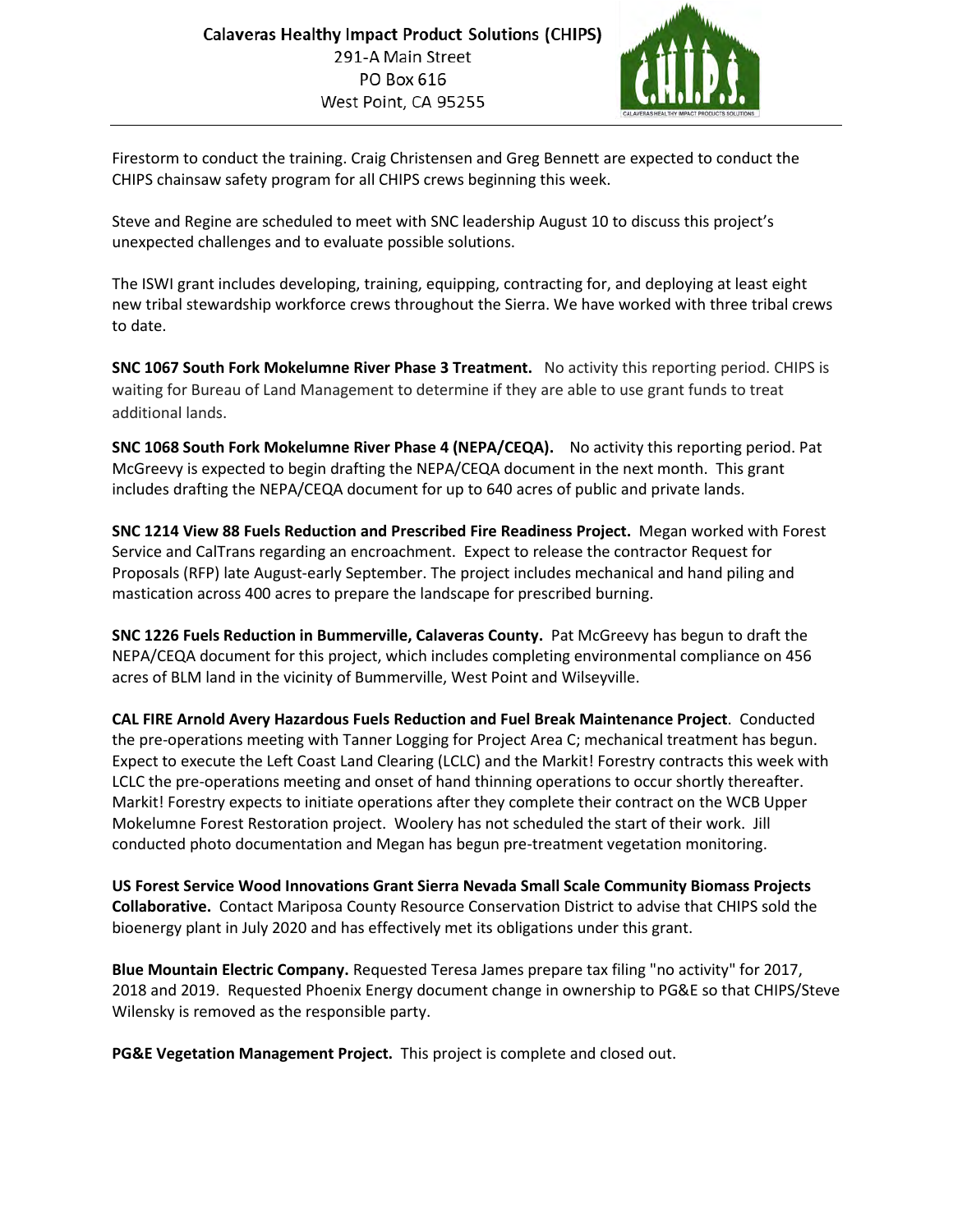Firestorm to conduct the training. Craig Christensen and Greg Bennett are expected to conduct the CHIPS chainsaw safety program for all CHIPS crews beginning this week.

Steve and Regine are scheduled to meet with SNC leadership August 10 to discuss this project's unexpected challenges and to evaluate possible solutions.

The ISWI grant includes developing, training, equipping, contracting for, and deploying at least eight new tribal stewardship workforce crews throughout the Sierra. We have worked with three tribal crews to date.

**SNC 1067 South Fork Mokelumne River Phase 3 Treatment.** No activity this reporting period. CHIPS is waiting for Bureau of Land Management to determine if they are able to use grant funds to treat additional lands.

**SNC 1068 South Fork Mokelumne River Phase 4 (NEPA/CEQA).** No activity this reporting period. Pat McGreevy is expected to begin drafting the NEPA/CEQA document in the next month. This grant includes drafting the NEPA/CEQA document for up to 640 acres of public and private lands.

**SNC 1214 View 88 Fuels Reduction and Prescribed Fire Readiness Project.** Megan worked with Forest Service and CalTrans regarding an encroachment. Expect to release the contractor Request for Proposals (RFP) late August-early September. The project includes mechanical and hand piling and mastication across 400 acres to prepare the landscape for prescribed burning.

**SNC 1226 Fuels Reduction in Bummerville, Calaveras County.** Pat McGreevy has begun to draft the NEPA/CEQA document for this project, which includes completing environmental compliance on 456 acres of BLM land in the vicinity of Bummerville, West Point and Wilseyville.

**CAL FIRE Arnold Avery Hazardous Fuels Reduction and Fuel Break Maintenance Project**. Conducted the pre-operations meeting with Tanner Logging for Project Area C; mechanical treatment has begun. Expect to execute the Left Coast Land Clearing (LCLC) and the Markit! Forestry contracts this week with LCLC the pre-operations meeting and onset of hand thinning operations to occur shortly thereafter. Markit! Forestry expects to initiate operations after they complete their contract on the WCB Upper Mokelumne Forest Restoration project. Woolery has not scheduled the start of their work. Jill conducted photo documentation and Megan has begun pre-treatment vegetation monitoring.

**US Forest Service Wood Innovations Grant Sierra Nevada Small Scale Community Biomass Projects Collaborative.** Contact Mariposa County Resource Conservation District to advise that CHIPS sold the bioenergy plant in July 2020 and has effectively met its obligations under this grant.

**Blue Mountain Electric Company.** Requested Teresa James prepare tax filing "no activity" for 2017, 2018 and 2019. Requested Phoenix Energy document change in ownership to PG&E so that CHIPS/Steve Wilensky is removed as the responsible party.

**PG&E Vegetation Management Project.** This project is complete and closed out.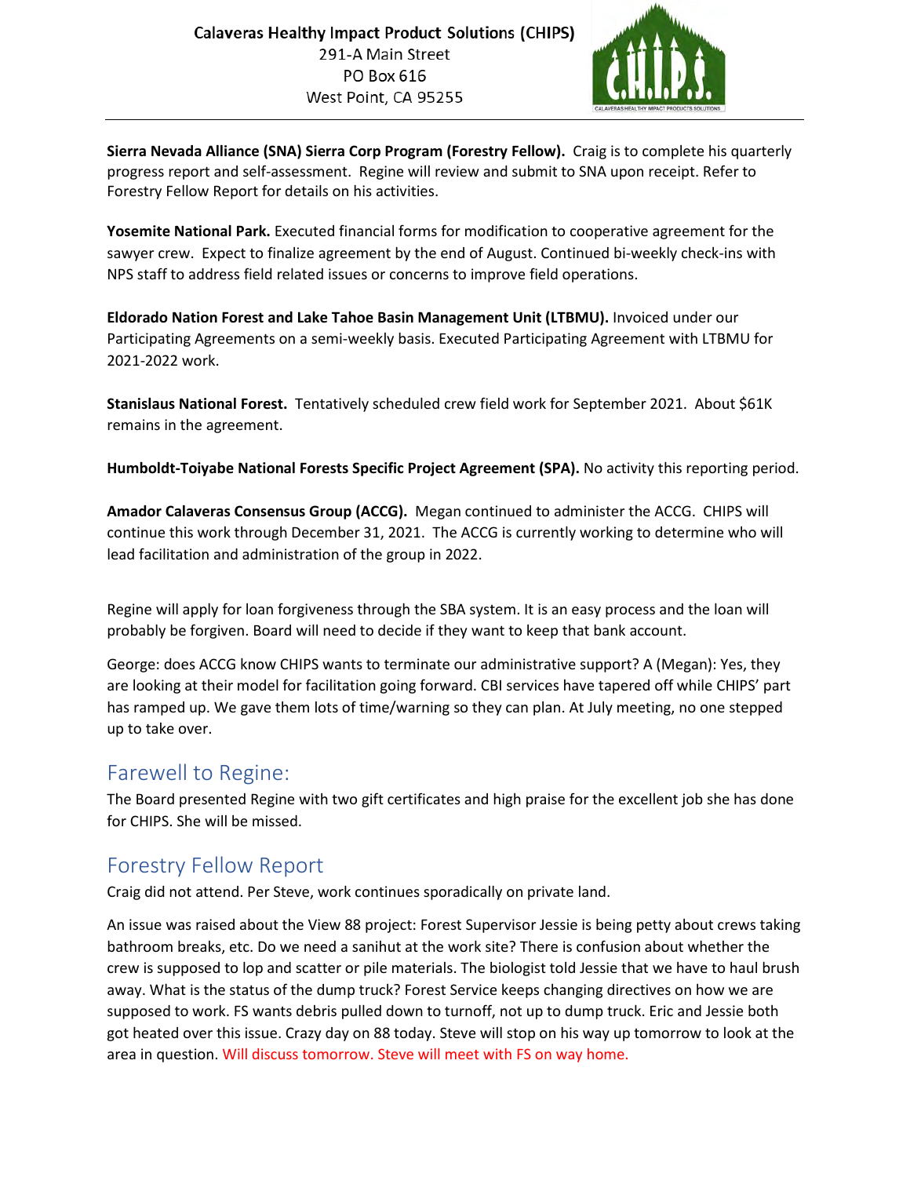Calaveras Healthy Impact Product Solutions (CHIPS)
291-A Main Street
PO Box 616
West Point, CA 95255

**Sierra Nevada Alliance (SNA) Sierra Corp Program (Forestry Fellow).** Craig is to complete his quarterly progress report and self-assessment. Regine will review and submit to SNA upon receipt. Refer to Forestry Fellow Report for details on his activities.

**Yosemite National Park.** Executed financial forms for modification to cooperative agreement for the sawyer crew. Expect to finalize agreement by the end of August. Continued bi-weekly check-ins with NPS staff to address field related issues or concerns to improve field operations.

**Eldorado Nation Forest and Lake Tahoe Basin Management Unit (LTBMU).** Invoiced under our Participating Agreements on a semi-weekly basis. Executed Participating Agreement with LTBMU for 2021-2022 work.

**Stanislaus National Forest.** Tentatively scheduled crew field work for September 2021. About $61K remains in the agreement.

**Humboldt-Toiyabe National Forests Specific Project Agreement (SPA).** No activity this reporting period.

**Amador Calaveras Consensus Group (ACCG).** Megan continued to administer the ACCG. CHIPS will continue this work through December 31, 2021. The ACCG is currently working to determine who will lead facilitation and administration of the group in 2022.

Regine will apply for loan forgiveness through the SBA system. It is an easy process and the loan will probably be forgiven. Board will need to decide if they want to keep that bank account.

George: does ACCG know CHIPS wants to terminate our administrative support? A (Megan): Yes, they are looking at their model for facilitation going forward. CBI services have tapered off while CHIPS' part has ramped up. We gave them lots of time/warning so they can plan. At July meeting, no one stepped up to take over.

## Farewell to Regine:

The Board presented Regine with two gift certificates and high praise for the excellent job she has done for CHIPS. She will be missed.

## Forestry Fellow Report

Craig did not attend. Per Steve, work continues sporadically on private land.

An issue was raised about the View 88 project: Forest Supervisor Jessie is being petty about crews taking bathroom breaks, etc. Do we need a sanihut at the work site? There is confusion about whether the crew is supposed to lop and scatter or pile materials. The biologist told Jessie that we have to haul brush away. What is the status of the dump truck? Forest Service keeps changing directives on how we are supposed to work. FS wants debris pulled down to turnoff, not up to dump truck. Eric and Jessie both got heated over this issue. Crazy day on 88 today. Steve will stop on his way up tomorrow to look at the area in question. Will discuss tomorrow. Steve will meet with FS on way home.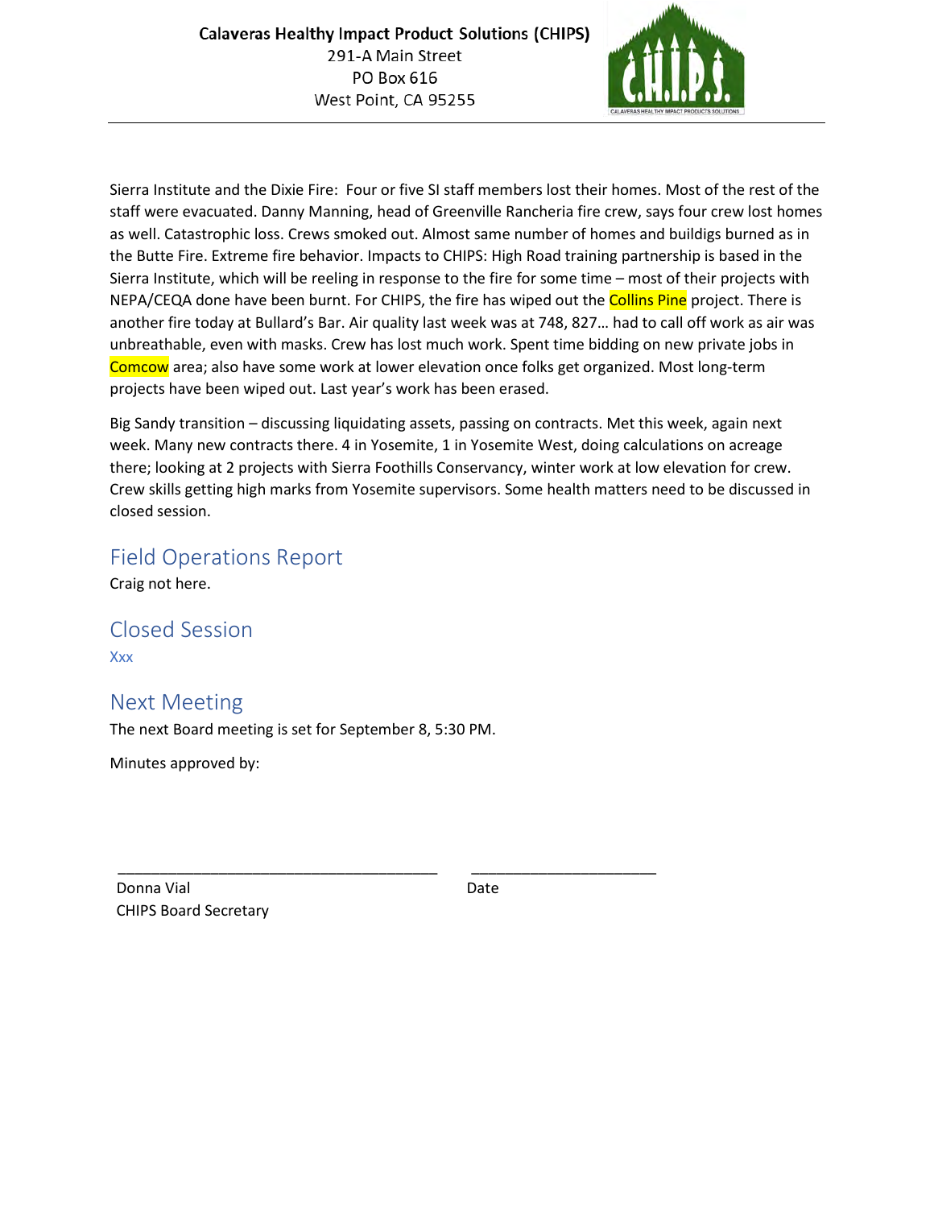Calaveras Healthy Impact Product Solutions (CHIPS)
291-A Main Street
PO Box 616
West Point, CA 95255

Sierra Institute and the Dixie Fire: Four or five SI staff members lost their homes. Most of the rest of the staff were evacuated. Danny Manning, head of Greenville Rancheria fire crew, says four crew lost homes as well. Catastrophic loss. Crews smoked out. Almost same number of homes and buildigs burned as in the Butte Fire. Extreme fire behavior. Impacts to CHIPS: High Road training partnership is based in the Sierra Institute, which will be reeling in response to the fire for some time – most of their projects with NEPA/CEQA done have been burnt. For CHIPS, the fire has wiped out the Collins Pine project. There is another fire today at Bullard's Bar. Air quality last week was at 748, 827… had to call off work as air was unbreathable, even with masks. Crew has lost much work. Spent time bidding on new private jobs in Comcow area; also have some work at lower elevation once folks get organized. Most long-term projects have been wiped out. Last year's work has been erased.

Big Sandy transition – discussing liquidating assets, passing on contracts. Met this week, again next week. Many new contracts there. 4 in Yosemite, 1 in Yosemite West, doing calculations on acreage there; looking at 2 projects with Sierra Foothills Conservancy, winter work at low elevation for crew. Crew skills getting high marks from Yosemite supervisors. Some health matters need to be discussed in closed session.

## Field Operations Report

Craig not here.

## Closed Session

Xxx

## Next Meeting

The next Board meeting is set for September 8, 5:30 PM.

Minutes approved by:

_______________________________________ ______________________

Donna Vial Date
CHIPS Board Secretary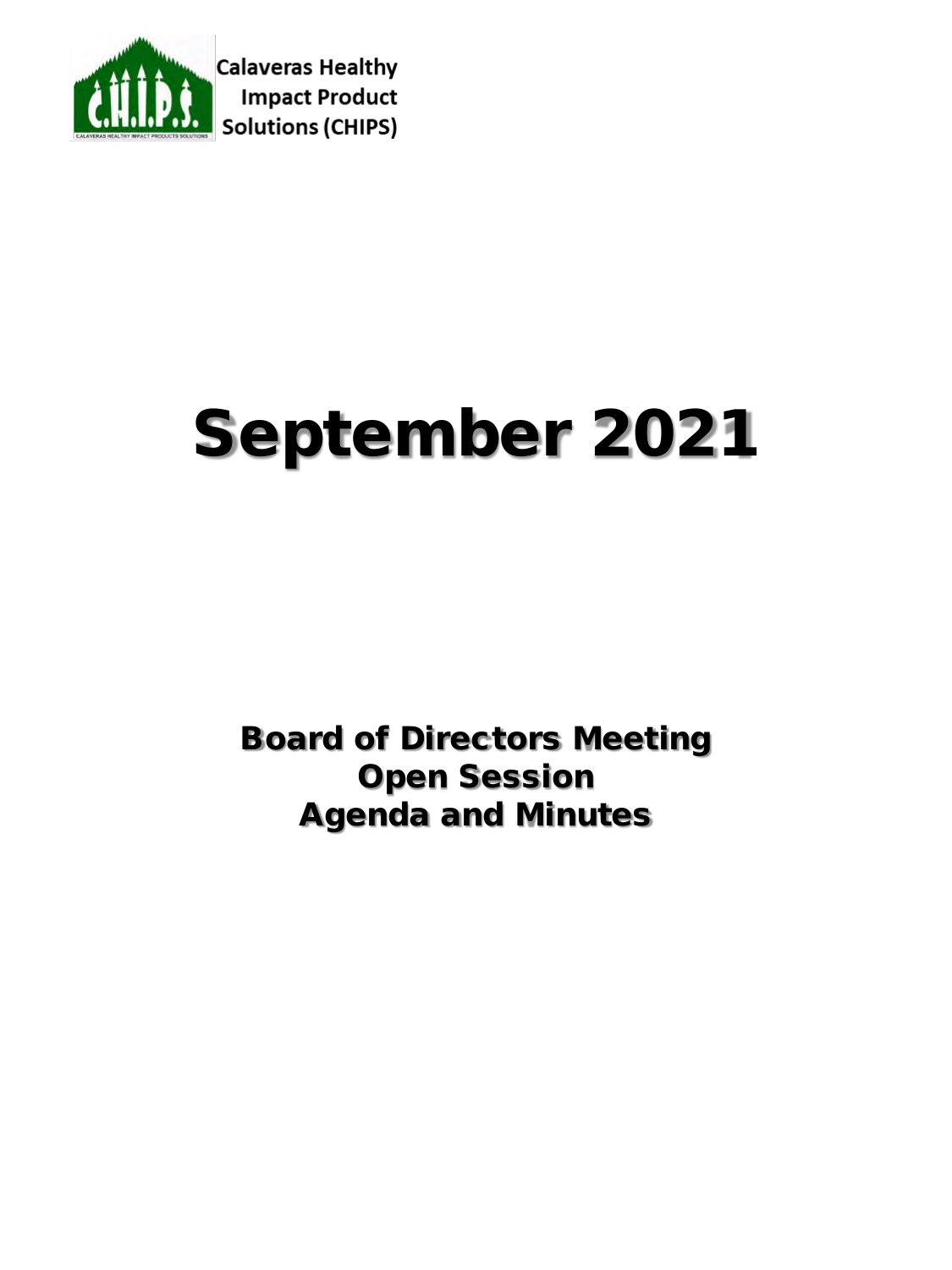Calaveras Healthy Impact Product Solutions (CHIPS)

# September 2021

## Board of Directors Meeting
## Open Session
## Agenda and Minutes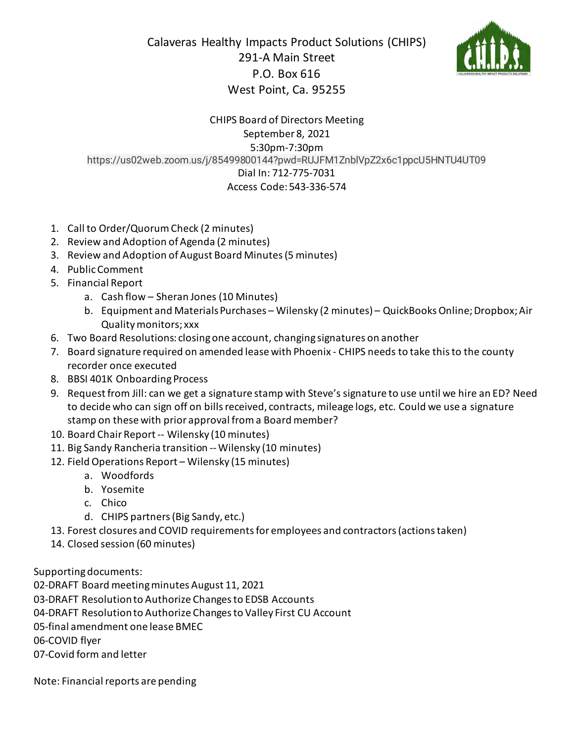# Calaveras Healthy Impacts Product Solutions (CHIPS)

291-A Main Street
P.O. Box 616
West Point, Ca. 95255

CHIPS Board of Directors Meeting
September 8, 2021
5:30pm-7:30pm
https://us02web.zoom.us/j/85499800144?pwd=RUJFM1ZnblVpZ2x6c1ppcU5HNTU4UT09
Dial In: 712-775-7031
Access Code: 543-336-574

1. Call to Order/Quorum Check (2 minutes)
2. Review and Adoption of Agenda (2 minutes)
3. Review and Adoption of August Board Minutes (5 minutes)
4. Public Comment
5. Financial Report
   a. Cash flow – Sheran Jones (10 Minutes)
   b. Equipment and Materials Purchases – Wilensky (2 minutes) – QuickBooks Online; Dropbox; Air Quality monitors; xxx
6. Two Board Resolutions: closing one account, changing signatures on another
7. Board signature required on amended lease with Phoenix - CHIPS needs to take this to the county recorder once executed
8. BBSI 401K Onboarding Process
9. Request from Jill: can we get a signature stamp with Steve's signature to use until we hire an ED? Need to decide who can sign off on bills received, contracts, mileage logs, etc. Could we use a signature stamp on these with prior approval from a Board member?
10. Board Chair Report -- Wilensky (10 minutes)
11. Big Sandy Rancheria transition -- Wilensky (10 minutes)
12. Field Operations Report – Wilensky (15 minutes)
    a. Woodfords
    b. Yosemite
    c. Chico
    d. CHIPS partners (Big Sandy, etc.)
13. Forest closures and COVID requirements for employees and contractors (actions taken)
14. Closed session (60 minutes)

Supporting documents:
02-DRAFT Board meeting minutes August 11, 2021
03-DRAFT Resolution to Authorize Changes to EDSB Accounts
04-DRAFT Resolution to Authorize Changes to Valley First CU Account
05-final amendment one lease BMEC
06-COVID flyer
07-Covid form and letter

Note: Financial reports are pending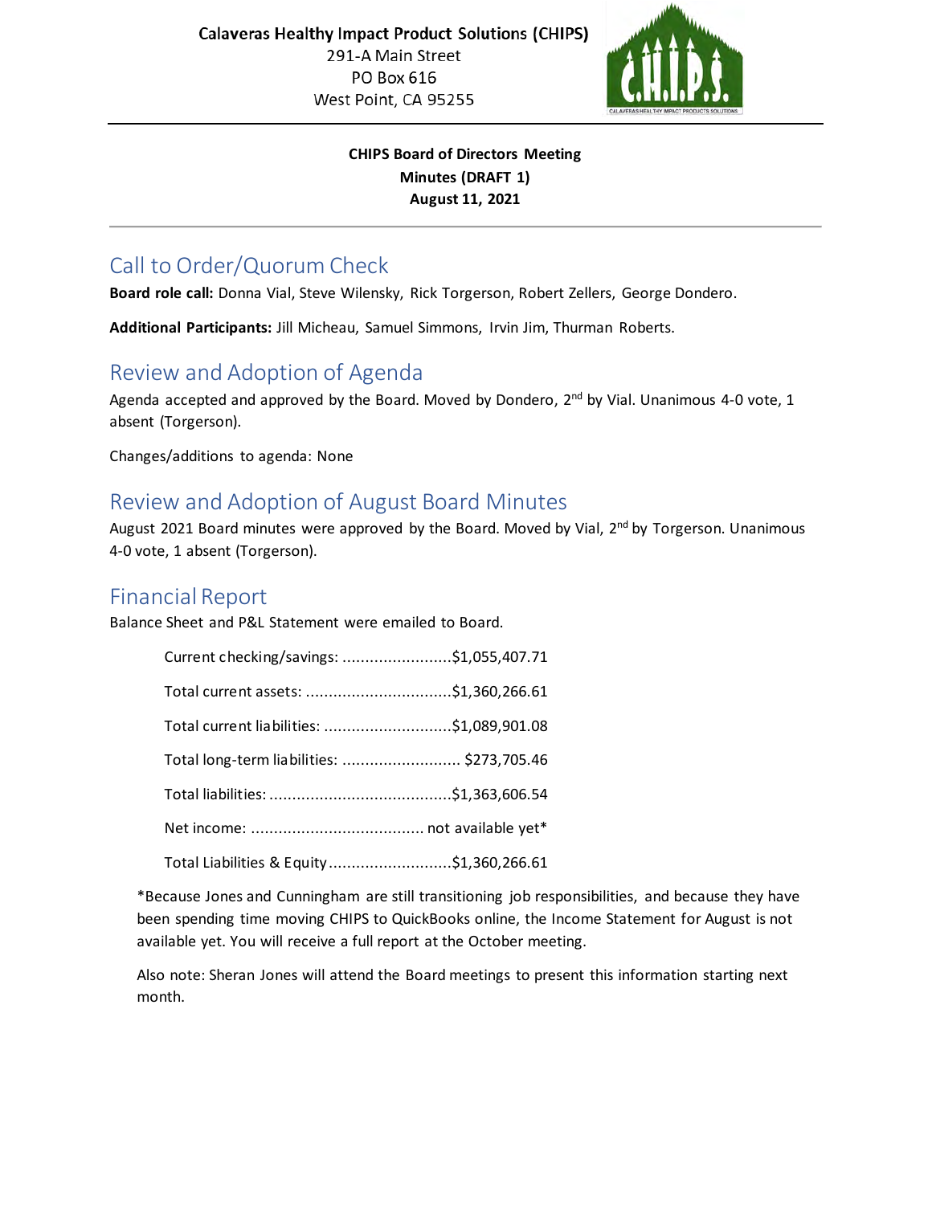Calaveras Healthy Impact Product Solutions (CHIPS)
291-A Main Street
PO Box 616
West Point, CA 95255

**CHIPS Board of Directors Meeting**
**Minutes (DRAFT 1)**
**August 11, 2021**

## Call to Order/Quorum Check

**Board role call:** Donna Vial, Steve Wilensky, Rick Torgerson, Robert Zellers, George Dondero.

**Additional Participants:** Jill Micheau, Samuel Simmons, Irvin Jim, Thurman Roberts.

## Review and Adoption of Agenda

Agenda accepted and approved by the Board. Moved by Dondero, 2nd by Vial. Unanimous 4-0 vote, 1 absent (Torgerson).

Changes/additions to agenda: None

## Review and Adoption of August Board Minutes

August 2021 Board minutes were approved by the Board. Moved by Vial, 2nd by Torgerson. Unanimous 4-0 vote, 1 absent (Torgerson).

## Financial Report

Balance Sheet and P&L Statement were emailed to Board.

Current checking/savings: ........................$1,055,407.71

Total current assets: ................................$1,360,266.61

Total current liabilities: ............................$1,089,901.08

Total long-term liabilities: .......................... $273,705.46

Total liabilities: ........................................$1,363,606.54

Net income: ...................................... not available yet*

Total Liabilities & Equity ...........................$1,360,266.61

*Because Jones and Cunningham are still transitioning job responsibilities, and because they have been spending time moving CHIPS to QuickBooks online, the Income Statement for August is not available yet. You will receive a full report at the October meeting.

Also note: Sheran Jones will attend the Board meetings to present this information starting next month.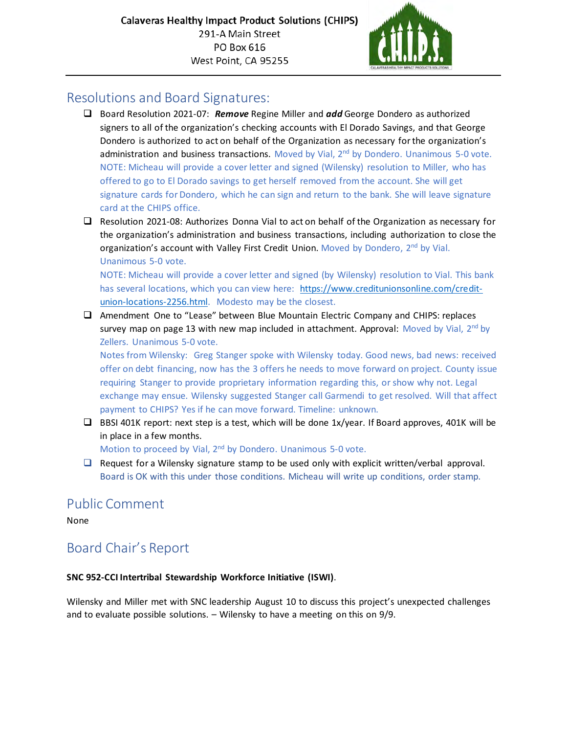Calaveras Healthy Impact Product Solutions (CHIPS)
291-A Main Street
PO Box 616
West Point, CA 95255

## Resolutions and Board Signatures:

- ☐ Board Resolution 2021-07: ***Remove*** Regine Miller and ***add*** George Dondero as authorized signers to all of the organization's checking accounts with El Dorado Savings, and that George Dondero is authorized to act on behalf of the Organization as necessary for the organization's administration and business transactions. Moved by Vial, 2nd by Dondero. Unanimous 5-0 vote.
  NOTE: Micheau will provide a cover letter and signed (Wilensky) resolution to Miller, who has offered to go to El Dorado savings to get herself removed from the account. She will get signature cards for Dondero, which he can sign and return to the bank. She will leave signature card at the CHIPS office.
- ☐ Resolution 2021-08: Authorizes Donna Vial to act on behalf of the Organization as necessary for the organization's administration and business transactions, including authorization to close the organization's account with Valley First Credit Union. Moved by Dondero, 2nd by Vial. Unanimous 5-0 vote.
  NOTE: Micheau will provide a cover letter and signed (by Wilensky) resolution to Vial. This bank has several locations, which you can view here: https://www.creditunionsonline.com/credit-union-locations-2256.html. Modesto may be the closest.
- ☐ Amendment One to "Lease" between Blue Mountain Electric Company and CHIPS: replaces survey map on page 13 with new map included in attachment. Approval: Moved by Vial, 2nd by Zellers. Unanimous 5-0 vote.
  Notes from Wilensky: Greg Stanger spoke with Wilensky today. Good news, bad news: received offer on debt financing, now has the 3 offers he needs to move forward on project. County issue requiring Stanger to provide proprietary information regarding this, or show why not. Legal exchange may ensue. Wilensky suggested Stanger call Garmendi to get resolved. Will that affect payment to CHIPS? Yes if he can move forward. Timeline: unknown.
- ☐ BBSI 401K report: next step is a test, which will be done 1x/year. If Board approves, 401K will be in place in a few months.
  Motion to proceed by Vial, 2nd by Dondero. Unanimous 5-0 vote.
- ☐ Request for a Wilensky signature stamp to be used only with explicit written/verbal approval. Board is OK with this under those conditions. Micheau will write up conditions, order stamp.

## Public Comment

None

## Board Chair's Report

**SNC 952-CCI Intertribal Stewardship Workforce Initiative (ISWI)**.

Wilensky and Miller met with SNC leadership August 10 to discuss this project's unexpected challenges and to evaluate possible solutions. – Wilensky to have a meeting on this on 9/9.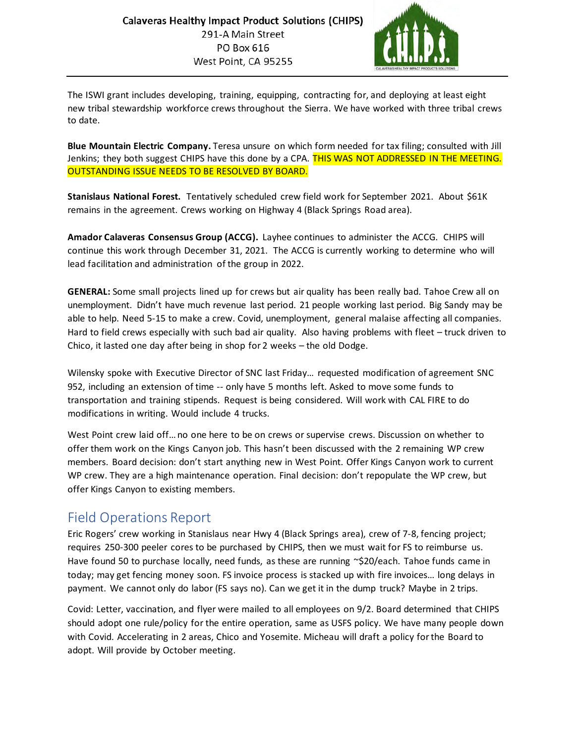The ISWI grant includes developing, training, equipping, contracting for, and deploying at least eight new tribal stewardship workforce crews throughout the Sierra. We have worked with three tribal crews to date.

**Blue Mountain Electric Company.** Teresa unsure on which form needed for tax filing; consulted with Jill Jenkins; they both suggest CHIPS have this done by a CPA. THIS WAS NOT ADDRESSED IN THE MEETING. OUTSTANDING ISSUE NEEDS TO BE RESOLVED BY BOARD.

**Stanislaus National Forest.** Tentatively scheduled crew field work for September 2021. About $61K remains in the agreement. Crews working on Highway 4 (Black Springs Road area).

**Amador Calaveras Consensus Group (ACCG).** Layhee continues to administer the ACCG. CHIPS will continue this work through December 31, 2021. The ACCG is currently working to determine who will lead facilitation and administration of the group in 2022.

**GENERAL:** Some small projects lined up for crews but air quality has been really bad. Tahoe Crew all on unemployment. Didn't have much revenue last period. 21 people working last period. Big Sandy may be able to help. Need 5-15 to make a crew. Covid, unemployment, general malaise affecting all companies. Hard to field crews especially with such bad air quality. Also having problems with fleet – truck driven to Chico, it lasted one day after being in shop for 2 weeks – the old Dodge.

Wilensky spoke with Executive Director of SNC last Friday… requested modification of agreement SNC 952, including an extension of time -- only have 5 months left. Asked to move some funds to transportation and training stipends. Request is being considered. Will work with CAL FIRE to do modifications in writing. Would include 4 trucks.

West Point crew laid off… no one here to be on crews or supervise crews. Discussion on whether to offer them work on the Kings Canyon job. This hasn't been discussed with the 2 remaining WP crew members. Board decision: don't start anything new in West Point. Offer Kings Canyon work to current WP crew. They are a high maintenance operation. Final decision: don't repopulate the WP crew, but offer Kings Canyon to existing members.

## Field Operations Report

Eric Rogers' crew working in Stanislaus near Hwy 4 (Black Springs area), crew of 7-8, fencing project; requires 250-300 peeler cores to be purchased by CHIPS, then we must wait for FS to reimburse us. Have found 50 to purchase locally, need funds, as these are running ~$20/each. Tahoe funds came in today; may get fencing money soon. FS invoice process is stacked up with fire invoices… long delays in payment. We cannot only do labor (FS says no). Can we get it in the dump truck? Maybe in 2 trips.

Covid: Letter, vaccination, and flyer were mailed to all employees on 9/2. Board determined that CHIPS should adopt one rule/policy for the entire operation, same as USFS policy. We have many people down with Covid. Accelerating in 2 areas, Chico and Yosemite. Micheau will draft a policy for the Board to adopt. Will provide by October meeting.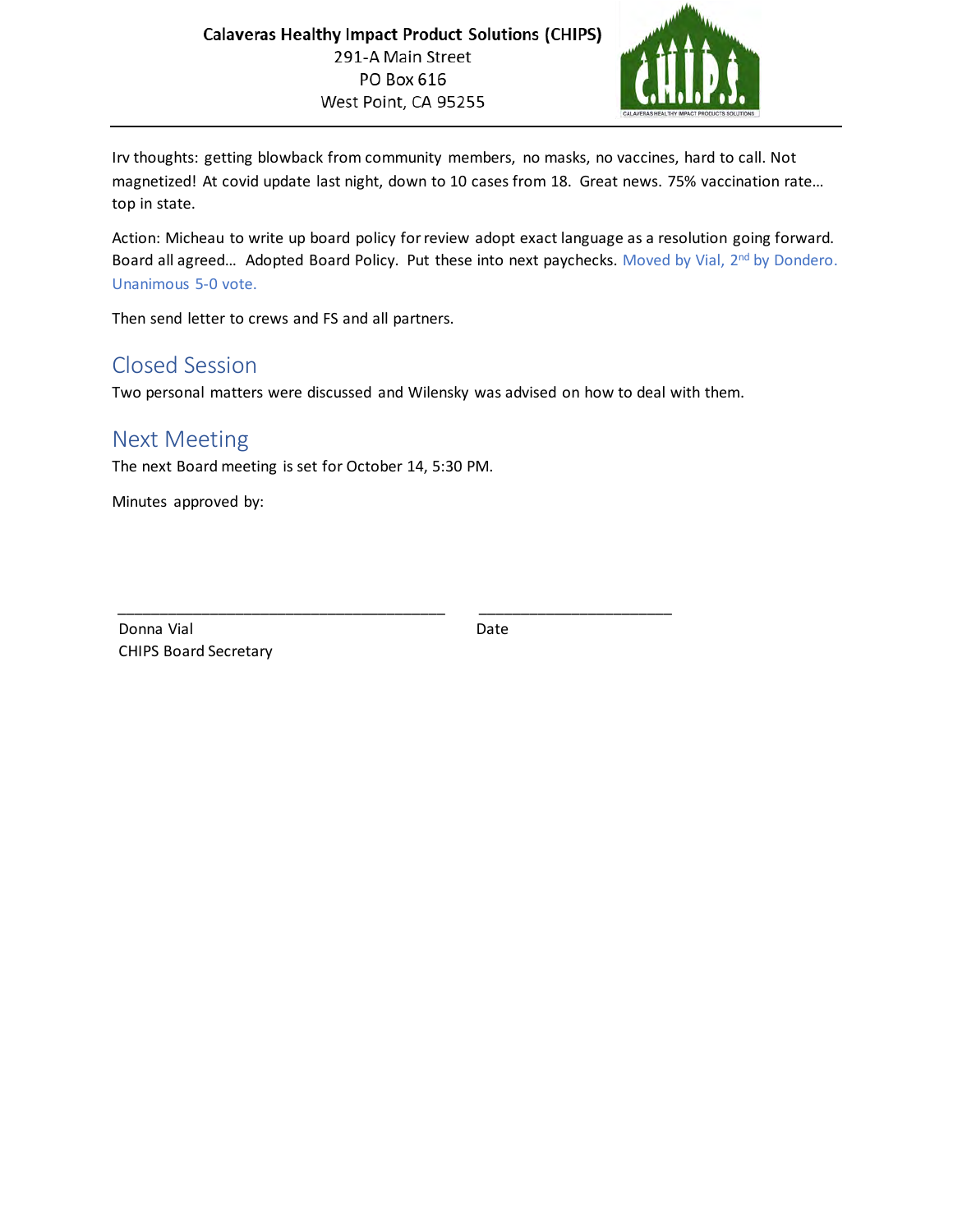Irv thoughts: getting blowback from community members, no masks, no vaccines, hard to call. Not magnetized! At covid update last night, down to 10 cases from 18. Great news. 75% vaccination rate… top in state.

Action: Micheau to write up board policy for review adopt exact language as a resolution going forward. Board all agreed… Adopted Board Policy. Put these into next paychecks. Moved by Vial, 2nd by Dondero. Unanimous 5-0 vote.

Then send letter to crews and FS and all partners.

## Closed Session

Two personal matters were discussed and Wilensky was advised on how to deal with them.

## Next Meeting

The next Board meeting is set for October 14, 5:30 PM.

Minutes approved by:

\_\_\_\_\_\_\_\_\_\_\_\_\_\_\_\_\_\_\_\_\_\_\_\_\_\_\_\_\_\_\_\_\_\_\_\_\_\_ \_\_\_\_\_\_\_\_\_\_\_\_\_\_\_\_\_\_\_\_\_\_\_

Donna Vial Date

CHIPS Board Secretary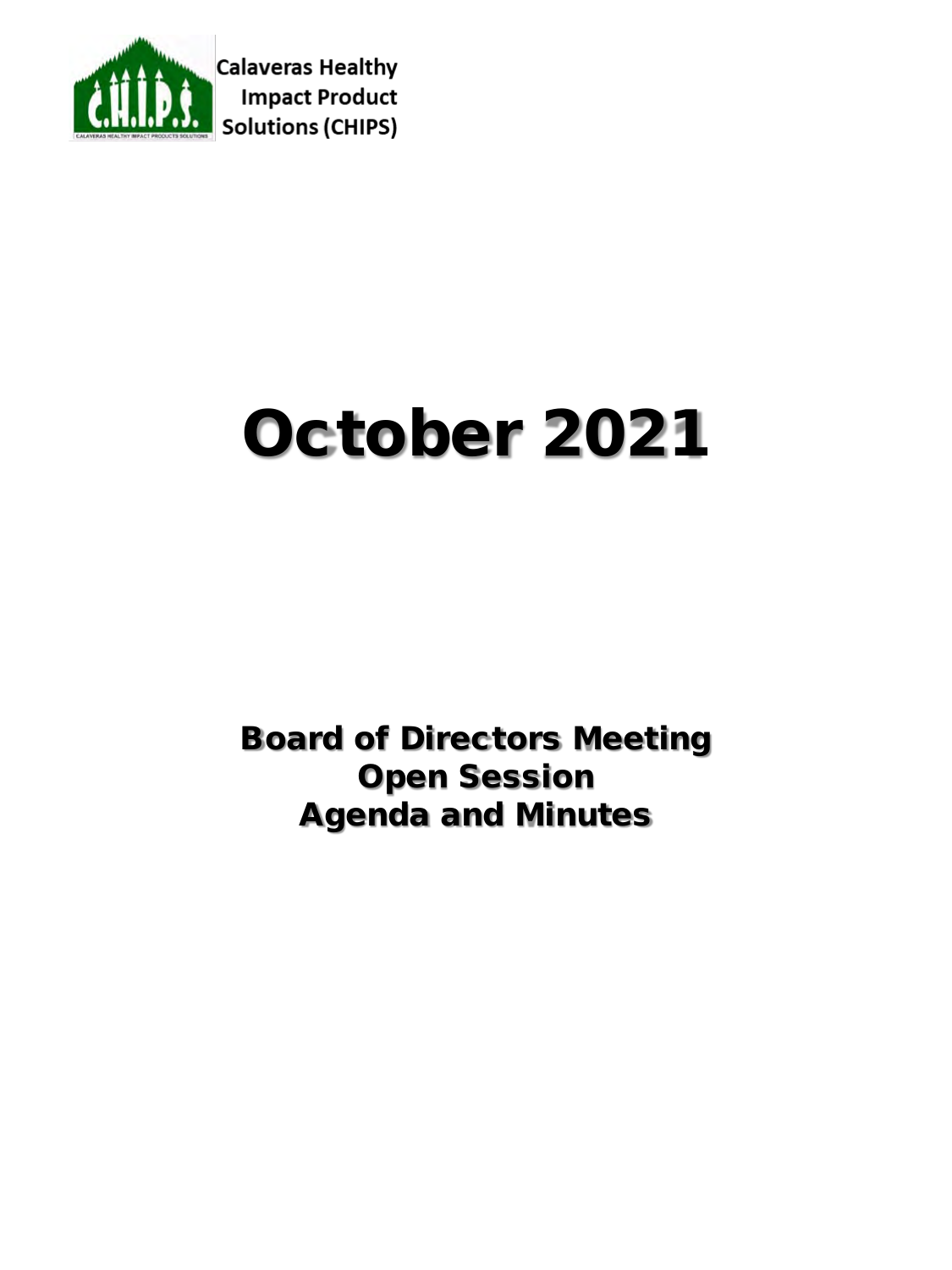Calaveras Healthy Impact Product Solutions (CHIPS)

# October 2021

## Board of Directors Meeting
## Open Session
## Agenda and Minutes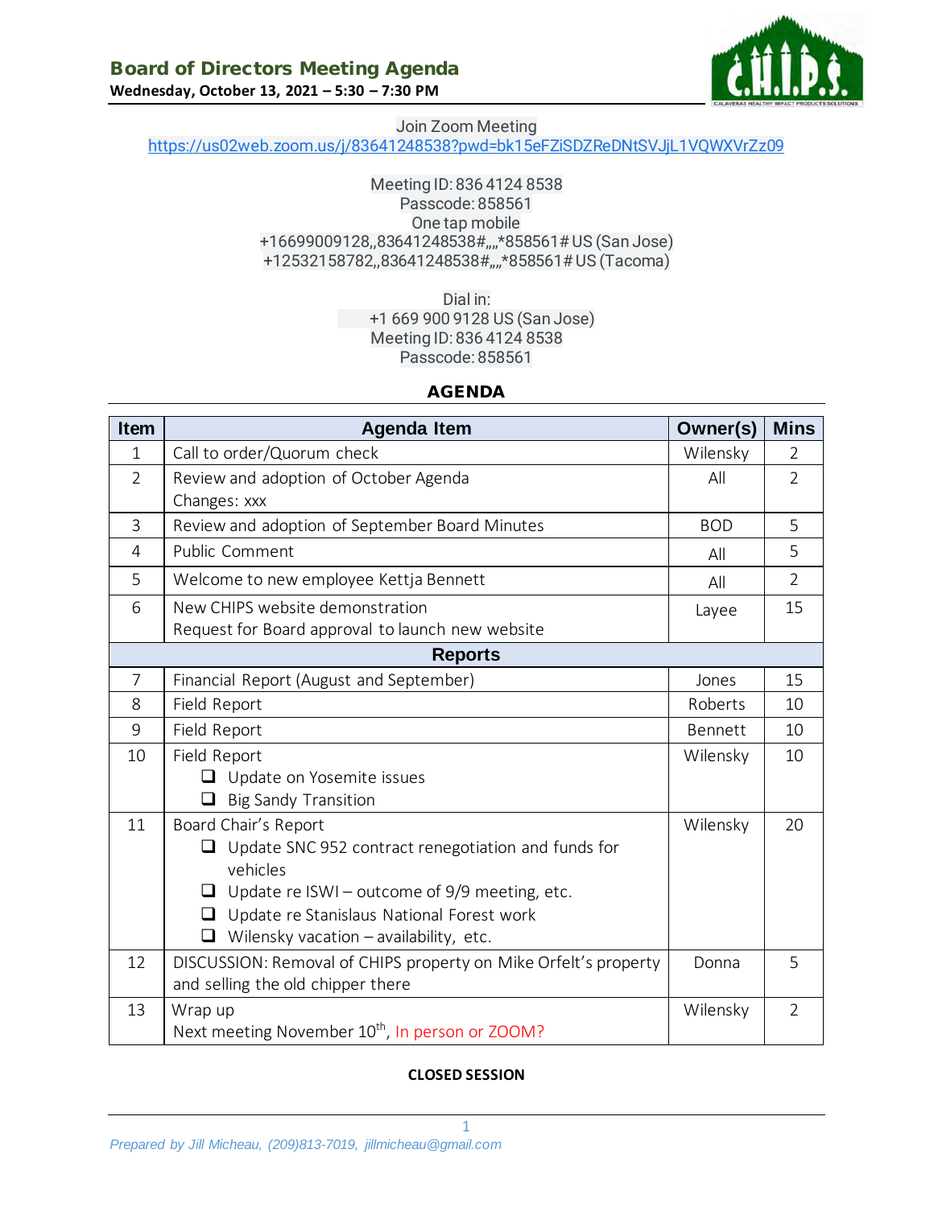## Board of Directors Meeting Agenda

**Wednesday, October 13, 2021 – 5:30 – 7:30 PM**

Join Zoom Meeting
https://us02web.zoom.us/j/83641248538?pwd=bk15eFZiSDZReDNtSVJjL1VQWXVrZz09

Meeting ID: 836 4124 8538
Passcode: 858561
One tap mobile
+16699009128,,83641248538#,,,,*858561# US (San Jose)
+12532158782,,83641248538#,,,,*858561# US (Tacoma)

Dial in:
+1 669 900 9128 US (San Jose)
Meeting ID: 836 4124 8538
Passcode: 858561

**AGENDA**

| Item | Agenda Item | Owner(s) | Mins |
|---|---|---|---|
| 1 | Call to order/Quorum check | Wilensky | 2 |
| 2 | Review and adoption of October Agenda<br>Changes: xxx | All | 2 |
| 3 | Review and adoption of September Board Minutes | BOD | 5 |
| 4 | Public Comment | All | 5 |
| 5 | Welcome to new employee Kettja Bennett | All | 2 |
| 6 | New CHIPS website demonstration<br>Request for Board approval to launch new website | Layee | 15 |
| | **Reports** | | |
| 7 | Financial Report (August and September) | Jones | 15 |
| 8 | Field Report | Roberts | 10 |
| 9 | Field Report | Bennett | 10 |
| 10 | Field Report<br>❑ Update on Yosemite issues<br>❑ Big Sandy Transition | Wilensky | 10 |
| 11 | Board Chair's Report<br>❑ Update SNC 952 contract renegotiation and funds for vehicles<br>❑ Update re ISWI – outcome of 9/9 meeting, etc.<br>❑ Update re Stanislaus National Forest work<br>❑ Wilensky vacation – availability, etc. | Wilensky | 20 |
| 12 | DISCUSSION: Removal of CHIPS property on Mike Orfelt's property and selling the old chipper there | Donna | 5 |
| 13 | Wrap up<br>Next meeting November 10th, In person or ZOOM? | Wilensky | 2 |

**CLOSED SESSION**

*Prepared by Jill Micheau, (209)813-7019, jillmicheau@gmail.com*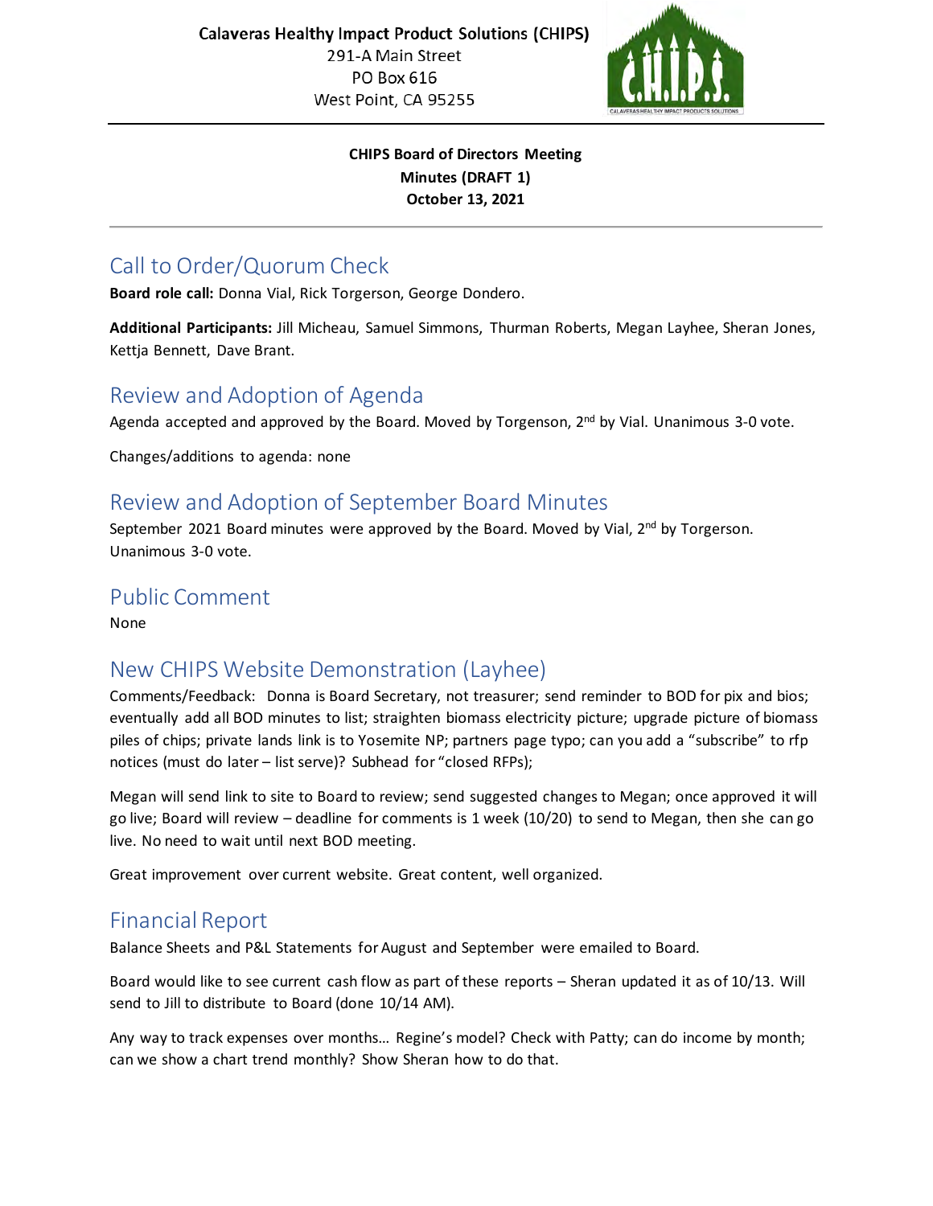Calaveras Healthy Impact Product Solutions (CHIPS)
291-A Main Street
PO Box 616
West Point, CA 95255

**CHIPS Board of Directors Meeting**
**Minutes (DRAFT 1)**
**October 13, 2021**

## Call to Order/Quorum Check

**Board role call:** Donna Vial, Rick Torgerson, George Dondero.

**Additional Participants:** Jill Micheau, Samuel Simmons, Thurman Roberts, Megan Layhee, Sheran Jones, Kettja Bennett, Dave Brant.

## Review and Adoption of Agenda

Agenda accepted and approved by the Board. Moved by Torgenson, 2nd by Vial. Unanimous 3-0 vote.

Changes/additions to agenda: none

## Review and Adoption of September Board Minutes

September 2021 Board minutes were approved by the Board. Moved by Vial, 2nd by Torgerson. Unanimous 3-0 vote.

## Public Comment

None

## New CHIPS Website Demonstration (Layhee)

Comments/Feedback: Donna is Board Secretary, not treasurer; send reminder to BOD for pix and bios; eventually add all BOD minutes to list; straighten biomass electricity picture; upgrade picture of biomass piles of chips; private lands link is to Yosemite NP; partners page typo; can you add a "subscribe" to rfp notices (must do later – list serve)? Subhead for "closed RFPs);

Megan will send link to site to Board to review; send suggested changes to Megan; once approved it will go live; Board will review – deadline for comments is 1 week (10/20) to send to Megan, then she can go live. No need to wait until next BOD meeting.

Great improvement over current website. Great content, well organized.

## Financial Report

Balance Sheets and P&L Statements for August and September were emailed to Board.

Board would like to see current cash flow as part of these reports – Sheran updated it as of 10/13. Will send to Jill to distribute to Board (done 10/14 AM).

Any way to track expenses over months… Regine's model? Check with Patty; can do income by month; can we show a chart trend monthly? Show Sheran how to do that.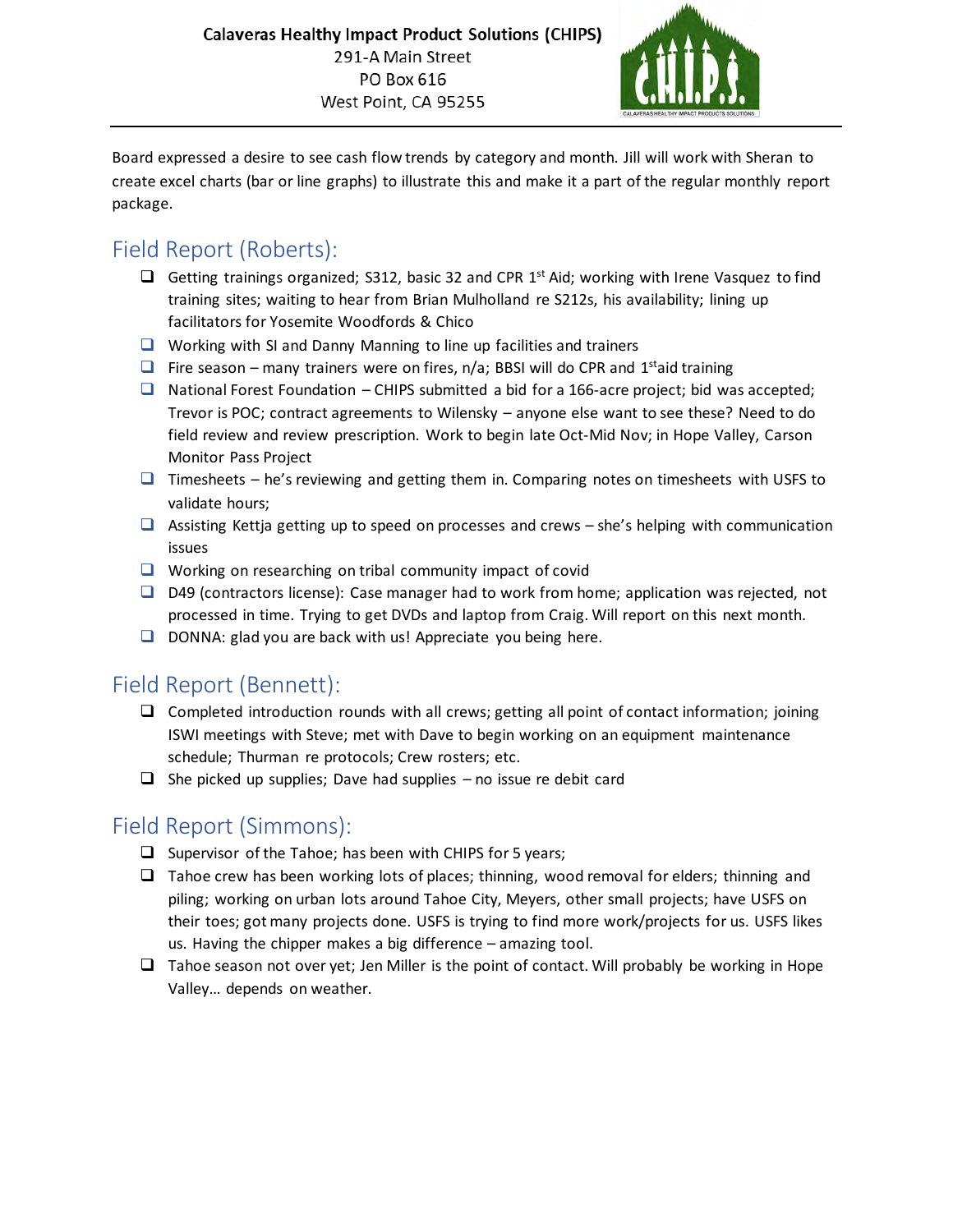Calaveras Healthy Impact Product Solutions (CHIPS)
291-A Main Street
PO Box 616
West Point, CA 95255

Board expressed a desire to see cash flow trends by category and month. Jill will work with Sheran to create excel charts (bar or line graphs) to illustrate this and make it a part of the regular monthly report package.

## Field Report (Roberts):

- Getting trainings organized; S312, basic 32 and CPR 1st Aid; working with Irene Vasquez to find training sites; waiting to hear from Brian Mulholland re S212s, his availability; lining up facilitators for Yosemite Woodfords & Chico
- Working with SI and Danny Manning to line up facilities and trainers
- Fire season – many trainers were on fires, n/a; BBSI will do CPR and 1st aid training
- National Forest Foundation – CHIPS submitted a bid for a 166-acre project; bid was accepted; Trevor is POC; contract agreements to Wilensky – anyone else want to see these? Need to do field review and review prescription. Work to begin late Oct-Mid Nov; in Hope Valley, Carson Monitor Pass Project
- Timesheets – he's reviewing and getting them in. Comparing notes on timesheets with USFS to validate hours;
- Assisting Kettja getting up to speed on processes and crews – she's helping with communication issues
- Working on researching on tribal community impact of covid
- D49 (contractors license): Case manager had to work from home; application was rejected, not processed in time. Trying to get DVDs and laptop from Craig. Will report on this next month.
- DONNA: glad you are back with us! Appreciate you being here.

## Field Report (Bennett):

- Completed introduction rounds with all crews; getting all point of contact information; joining ISWI meetings with Steve; met with Dave to begin working on an equipment maintenance schedule; Thurman re protocols; Crew rosters; etc.
- She picked up supplies; Dave had supplies – no issue re debit card

## Field Report (Simmons):

- Supervisor of the Tahoe; has been with CHIPS for 5 years;
- Tahoe crew has been working lots of places; thinning, wood removal for elders; thinning and piling; working on urban lots around Tahoe City, Meyers, other small projects; have USFS on their toes; got many projects done. USFS is trying to find more work/projects for us. USFS likes us. Having the chipper makes a big difference – amazing tool.
- Tahoe season not over yet; Jen Miller is the point of contact. Will probably be working in Hope Valley… depends on weather.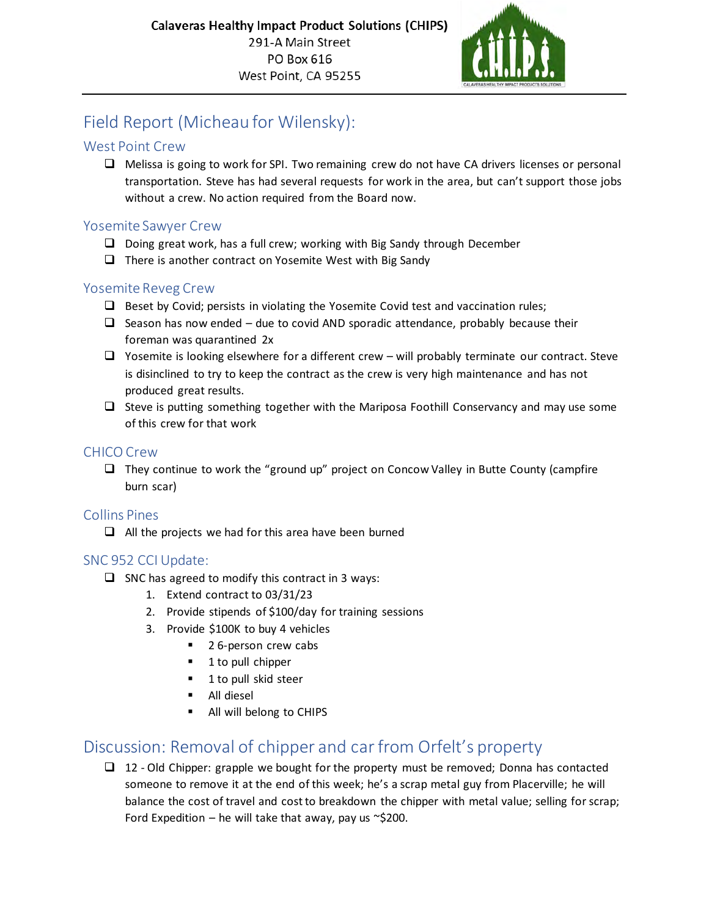**Calaveras Healthy Impact Product Solutions (CHIPS)**
291-A Main Street
PO Box 616
West Point, CA 95255

# Field Report (Micheau for Wilensky):

## West Point Crew

- Melissa is going to work for SPI. Two remaining crew do not have CA drivers licenses or personal transportation. Steve has had several requests for work in the area, but can't support those jobs without a crew. No action required from the Board now.

## Yosemite Sawyer Crew

- Doing great work, has a full crew; working with Big Sandy through December
- There is another contract on Yosemite West with Big Sandy

## Yosemite Reveg Crew

- Beset by Covid; persists in violating the Yosemite Covid test and vaccination rules;
- Season has now ended – due to covid AND sporadic attendance, probably because their foreman was quarantined 2x
- Yosemite is looking elsewhere for a different crew – will probably terminate our contract. Steve is disinclined to try to keep the contract as the crew is very high maintenance and has not produced great results.
- Steve is putting something together with the Mariposa Foothill Conservancy and may use some of this crew for that work

## CHICO Crew

- They continue to work the "ground up" project on Concow Valley in Butte County (campfire burn scar)

## Collins Pines

- All the projects we had for this area have been burned

## SNC 952 CCI Update:

- SNC has agreed to modify this contract in 3 ways:
  1. Extend contract to 03/31/23
  2. Provide stipends of $100/day for training sessions
  3. Provide $100K to buy 4 vehicles
     - 2 6-person crew cabs
     - 1 to pull chipper
     - 1 to pull skid steer
     - All diesel
     - All will belong to CHIPS

# Discussion: Removal of chipper and car from Orfelt's property

- 12 - Old Chipper: grapple we bought for the property must be removed; Donna has contacted someone to remove it at the end of this week; he's a scrap metal guy from Placerville; he will balance the cost of travel and cost to breakdown the chipper with metal value; selling for scrap; Ford Expedition – he will take that away, pay us ~$200.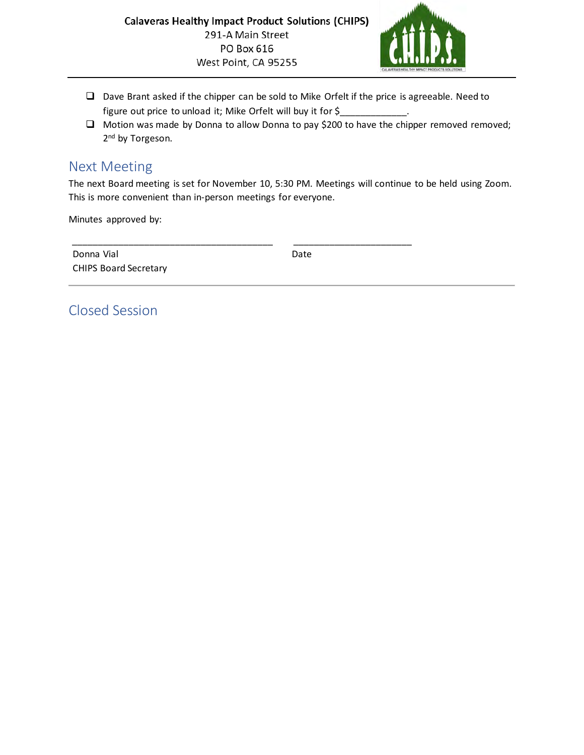- Dave Brant asked if the chipper can be sold to Mike Orfelt if the price is agreeable. Need to figure out price to unload it; Mike Orfelt will buy it for $_____________.
- Motion was made by Donna to allow Donna to pay $200 to have the chipper removed removed; 2nd by Torgeson.

## Next Meeting

The next Board meeting is set for November 10, 5:30 PM. Meetings will continue to be held using Zoom. This is more convenient than in-person meetings for everyone.

Minutes approved by:

________________________________________ ________________________

Donna Vial  
CHIPS Board Secretary

Date

---

## Closed Session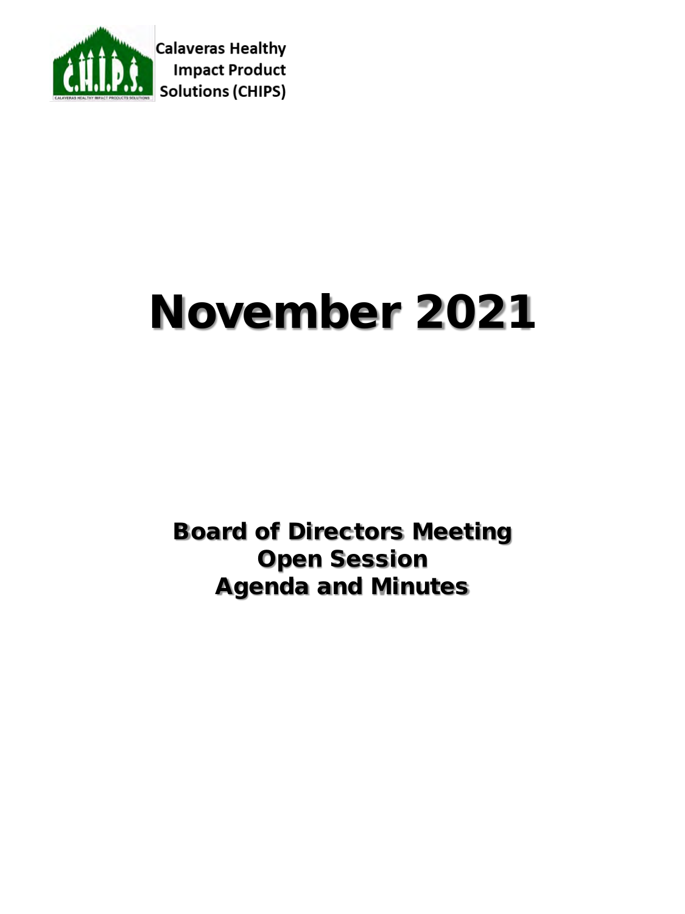Calaveras Healthy Impact Product Solutions (CHIPS)

# November 2021

## Board of Directors Meeting
## Open Session
## Agenda and Minutes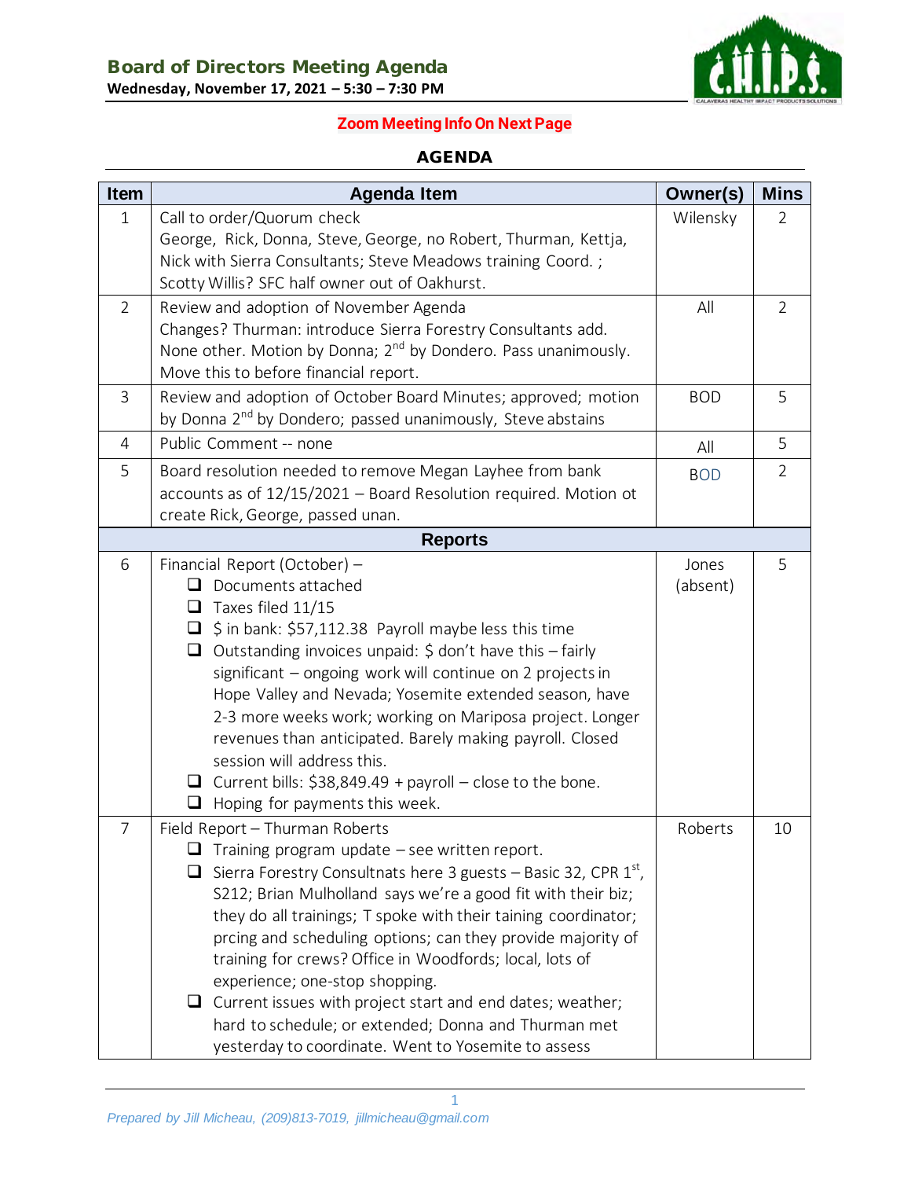# Board of Directors Meeting Agenda

**Wednesday, November 17, 2021 – 5:30 – 7:30 PM**

**Zoom Meeting Info On Next Page**

## AGENDA

| Item | Agenda Item | Owner(s) | Mins |
|---|---|---|---|
| 1 | Call to order/Quorum check<br>George, Rick, Donna, Steve, George, no Robert, Thurman, Kettja, Nick with Sierra Consultants; Steve Meadows training Coord. ; Scotty Willis? SFC half owner out of Oakhurst. | Wilensky | 2 |
| 2 | Review and adoption of November Agenda<br>Changes? Thurman: introduce Sierra Forestry Consultants add. None other. Motion by Donna; 2nd by Dondero. Pass unanimously. Move this to before financial report. | All | 2 |
| 3 | Review and adoption of October Board Minutes; approved; motion by Donna 2nd by Dondero; passed unanimously, Steve abstains | BOD | 5 |
| 4 | Public Comment -- none | All | 5 |
| 5 | Board resolution needed to remove Megan Layhee from bank accounts as of 12/15/2021 – Board Resolution required. Motion ot create Rick, George, passed unan. | BOD | 2 |
| **Reports** | | | |
| 6 | Financial Report (October) –<br>❑ Documents attached<br>❑ Taxes filed 11/15<br>❑ $ in bank: $57,112.38 Payroll maybe less this time<br>❑ Outstanding invoices unpaid: $ don't have this – fairly significant – ongoing work will continue on 2 projects in Hope Valley and Nevada; Yosemite extended season, have 2-3 more weeks work; working on Mariposa project. Longer revenues than anticipated. Barely making payroll. Closed session will address this.<br>❑ Current bills: $38,849.49 + payroll – close to the bone.<br>❑ Hoping for payments this week. | Jones (absent) | 5 |
| 7 | Field Report – Thurman Roberts<br>❑ Training program update – see written report.<br>❑ Sierra Forestry Consultnats here 3 guests – Basic 32, CPR 1st, S212; Brian Mulholland says we're a good fit with their biz; they do all trainings; T spoke with their taining coordinator; prcing and scheduling options; can they provide majority of training for crews? Office in Woodfords; local, lots of experience; one-stop shopping.<br>❑ Current issues with project start and end dates; weather; hard to schedule; or extended; Donna and Thurman met yesterday to coordinate. Went to Yosemite to assess | Roberts | 10 |

*Prepared by Jill Micheau, (209)813-7019, jillmicheau@gmail.com*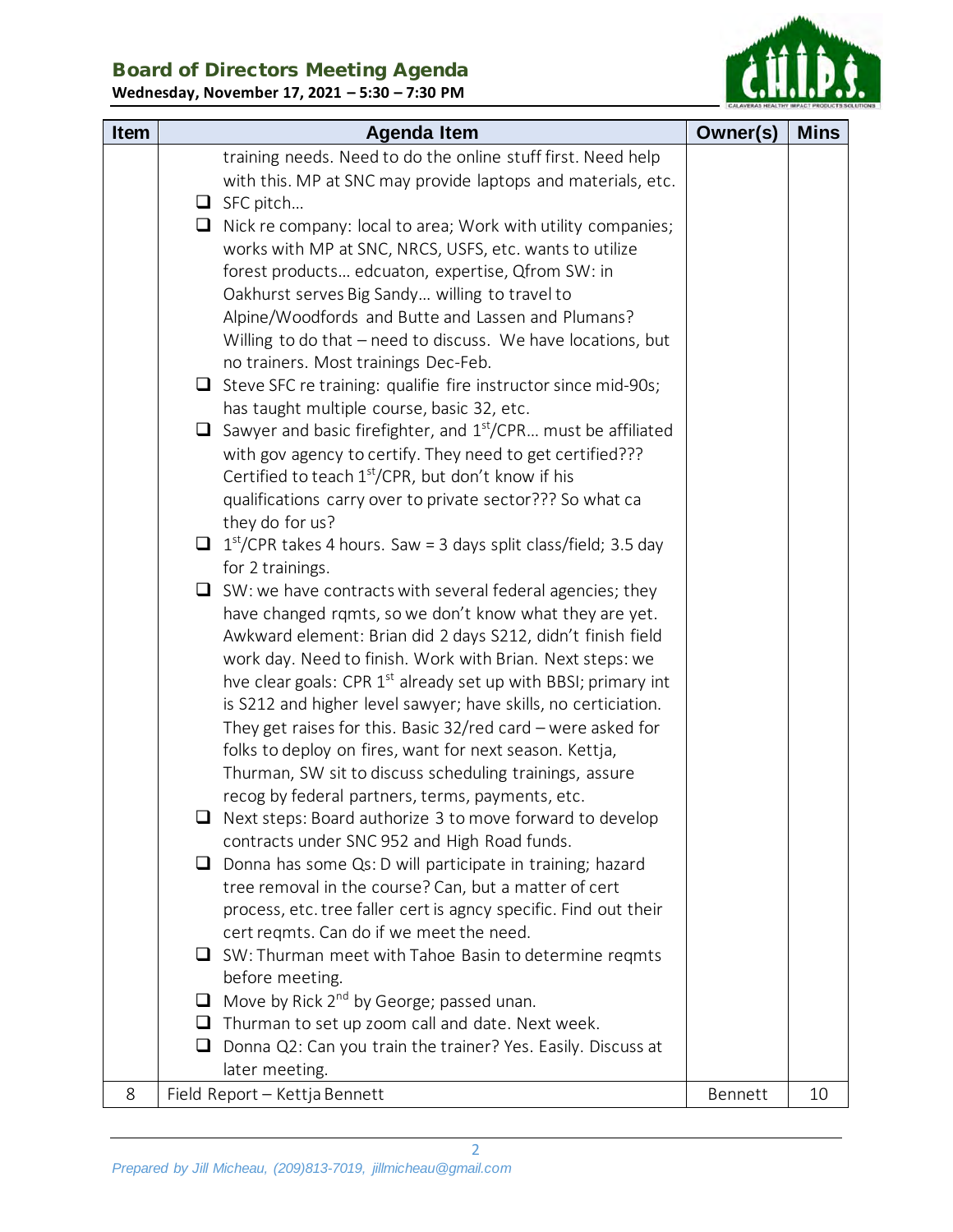# Board of Directors Meeting Agenda

**Wednesday, November 17, 2021 – 5:30 – 7:30 PM**

| Item | Agenda Item | Owner(s) | Mins |
|---|---|---|---|
| | training needs. Need to do the online stuff first. Need help with this. MP at SNC may provide laptops and materials, etc.<br>❑ SFC pitch…<br>❑ Nick re company: local to area; Work with utility companies; works with MP at SNC, NRCS, USFS, etc. wants to utilize forest products… edcuaton, expertise, Qfrom SW: in Oakhurst serves Big Sandy… willing to travel to Alpine/Woodfords and Butte and Lassen and Plumans? Willing to do that – need to discuss. We have locations, but no trainers. Most trainings Dec-Feb.<br>❑ Steve SFC re training: qualifie fire instructor since mid-90s; has taught multiple course, basic 32, etc.<br>❑ Sawyer and basic firefighter, and 1st/CPR… must be affiliated with gov agency to certify. They need to get certified??? Certified to teach 1st/CPR, but don't know if his qualifications carry over to private sector??? So what ca they do for us?<br>❑ 1st/CPR takes 4 hours. Saw = 3 days split class/field; 3.5 day for 2 trainings.<br>❑ SW: we have contracts with several federal agencies; they have changed rqmts, so we don't know what they are yet. Awkward element: Brian did 2 days S212, didn't finish field work day. Need to finish. Work with Brian. Next steps: we hve clear goals: CPR 1st already set up with BBSI; primary int is S212 and higher level sawyer; have skills, no certiciation. They get raises for this. Basic 32/red card – were asked for folks to deploy on fires, want for next season. Kettja, Thurman, SW sit to discuss scheduling trainings, assure recog by federal partners, terms, payments, etc.<br>❑ Next steps: Board authorize 3 to move forward to develop contracts under SNC 952 and High Road funds.<br>❑ Donna has some Qs: D will participate in training; hazard tree removal in the course? Can, but a matter of cert process, etc. tree faller cert is agncy specific. Find out their cert reqmts. Can do if we meet the need.<br>❑ SW: Thurman meet with Tahoe Basin to determine reqmts before meeting.<br>❑ Move by Rick 2nd by George; passed unan.<br>❑ Thurman to set up zoom call and date. Next week.<br>❑ Donna Q2: Can you train the trainer? Yes. Easily. Discuss at later meeting. | | |
| 8 | Field Report – Kettja Bennett | Bennett | 10 |

*Prepared by Jill Micheau, (209)813-7019, jillmicheau@gmail.com*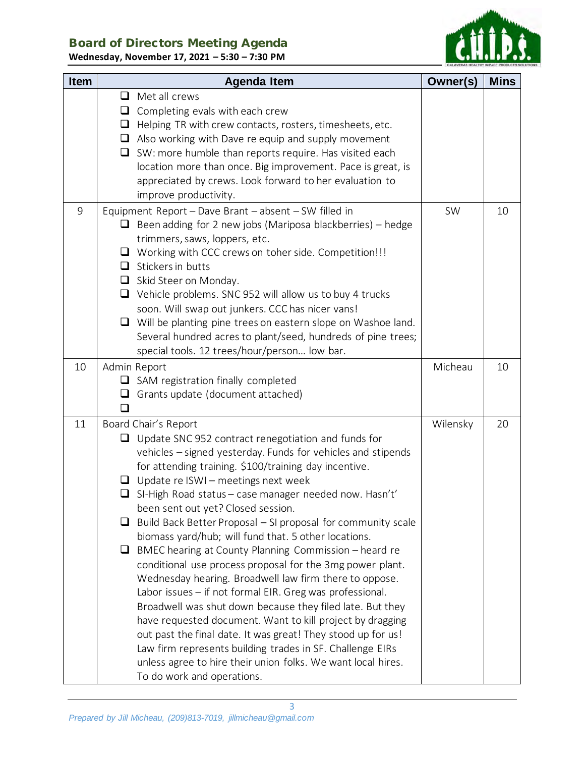## Board of Directors Meeting Agenda

**Wednesday, November 17, 2021 – 5:30 – 7:30 PM**

| Item | Agenda Item | Owner(s) | Mins |
|---|---|---|---|
| | ❑ Met all crews<br>❑ Completing evals with each crew<br>❑ Helping TR with crew contacts, rosters, timesheets, etc.<br>❑ Also working with Dave re equip and supply movement<br>❑ SW: more humble than reports require. Has visited each location more than once. Big improvement. Pace is great, is appreciated by crews. Look forward to her evaluation to improve productivity. | | |
| 9 | Equipment Report – Dave Brant – absent – SW filled in<br>❑ Been adding for 2 new jobs (Mariposa blackberries) – hedge trimmers, saws, loppers, etc.<br>❑ Working with CCC crews on toher side. Competition!!!<br>❑ Stickers in butts<br>❑ Skid Steer on Monday.<br>❑ Vehicle problems. SNC 952 will allow us to buy 4 trucks soon. Will swap out junkers. CCC has nicer vans!<br>❑ Will be planting pine trees on eastern slope on Washoe land. Several hundred acres to plant/seed, hundreds of pine trees; special tools. 12 trees/hour/person… low bar. | SW | 10 |
| 10 | Admin Report<br>❑ SAM registration finally completed<br>❑ Grants update (document attached)<br>❑ | Micheau | 10 |
| 11 | Board Chair's Report<br>❑ Update SNC 952 contract renegotiation and funds for vehicles – signed yesterday. Funds for vehicles and stipends for attending training. $100/training day incentive.<br>❑ Update re ISWI – meetings next week<br>❑ SI-High Road status – case manager needed now. Hasn't' been sent out yet? Closed session.<br>❑ Build Back Better Proposal – SI proposal for community scale biomass yard/hub; will fund that. 5 other locations.<br>❑ BMEC hearing at County Planning Commission – heard re conditional use process proposal for the 3mg power plant. Wednesday hearing. Broadwell law firm there to oppose. Labor issues – if not formal EIR. Greg was professional. Broadwell was shut down because they filed late. But they have requested document. Want to kill project by dragging out past the final date. It was great! They stood up for us! Law firm represents building trades in SF. Challenge EIRs unless agree to hire their union folks. We want local hires. To do work and operations. | Wilensky | 20 |

*Prepared by Jill Micheau, (209)813-7019, jillmicheau@gmail.com*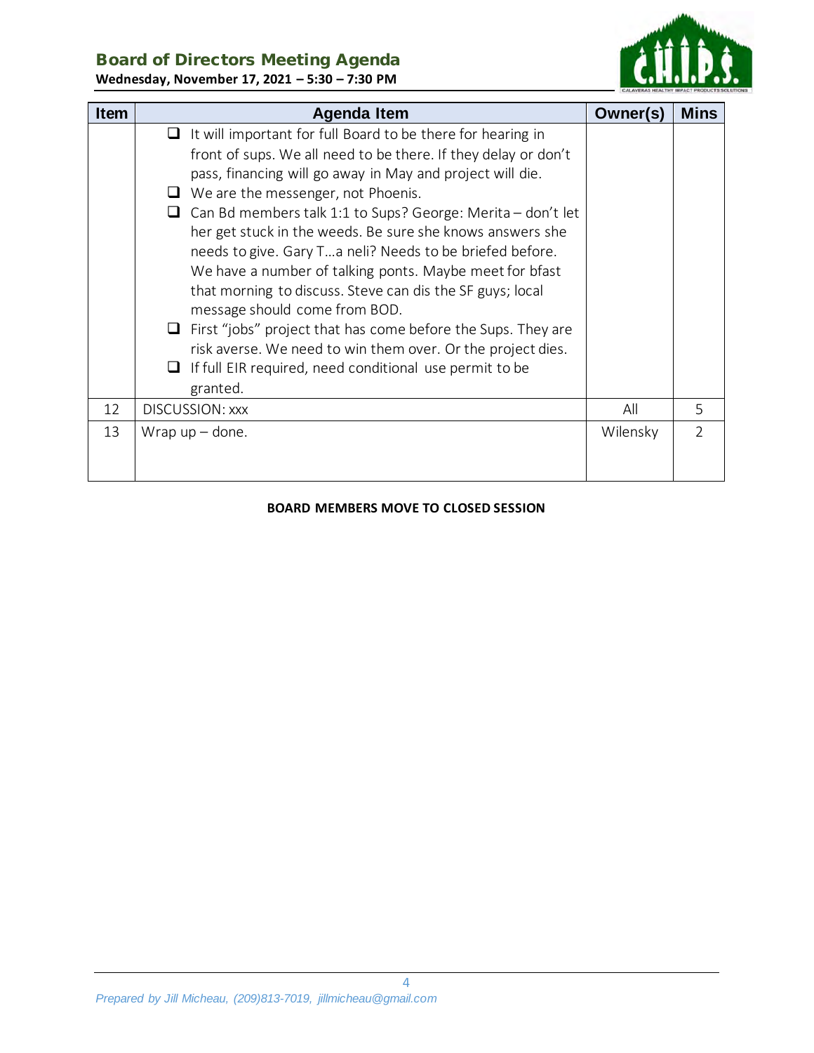## Board of Directors Meeting Agenda

**Wednesday, November 17, 2021 – 5:30 – 7:30 PM**

| Item | Agenda Item | Owner(s) | Mins |
|---|---|---|---|
| | ❑ It will important for full Board to be there for hearing in front of sups. We all need to be there. If they delay or don't pass, financing will go away in May and project will die.<br>❑ We are the messenger, not Phoenis.<br>❑ Can Bd members talk 1:1 to Sups? George: Merita – don't let her get stuck in the weeds. Be sure she knows answers she needs to give. Gary T…a neli? Needs to be briefed before. We have a number of talking ponts. Maybe meet for bfast that morning to discuss. Steve can dis the SF guys; local message should come from BOD.<br>❑ First "jobs" project that has come before the Sups. They are risk averse. We need to win them over. Or the project dies.<br>❑ If full EIR required, need conditional use permit to be granted. | | |
| 12 | DISCUSSION: xxx | All | 5 |
| 13 | Wrap up – done. | Wilensky | 2 |

**BOARD MEMBERS MOVE TO CLOSED SESSION**

*Prepared by Jill Micheau, (209)813-7019, jillmicheau@gmail.com*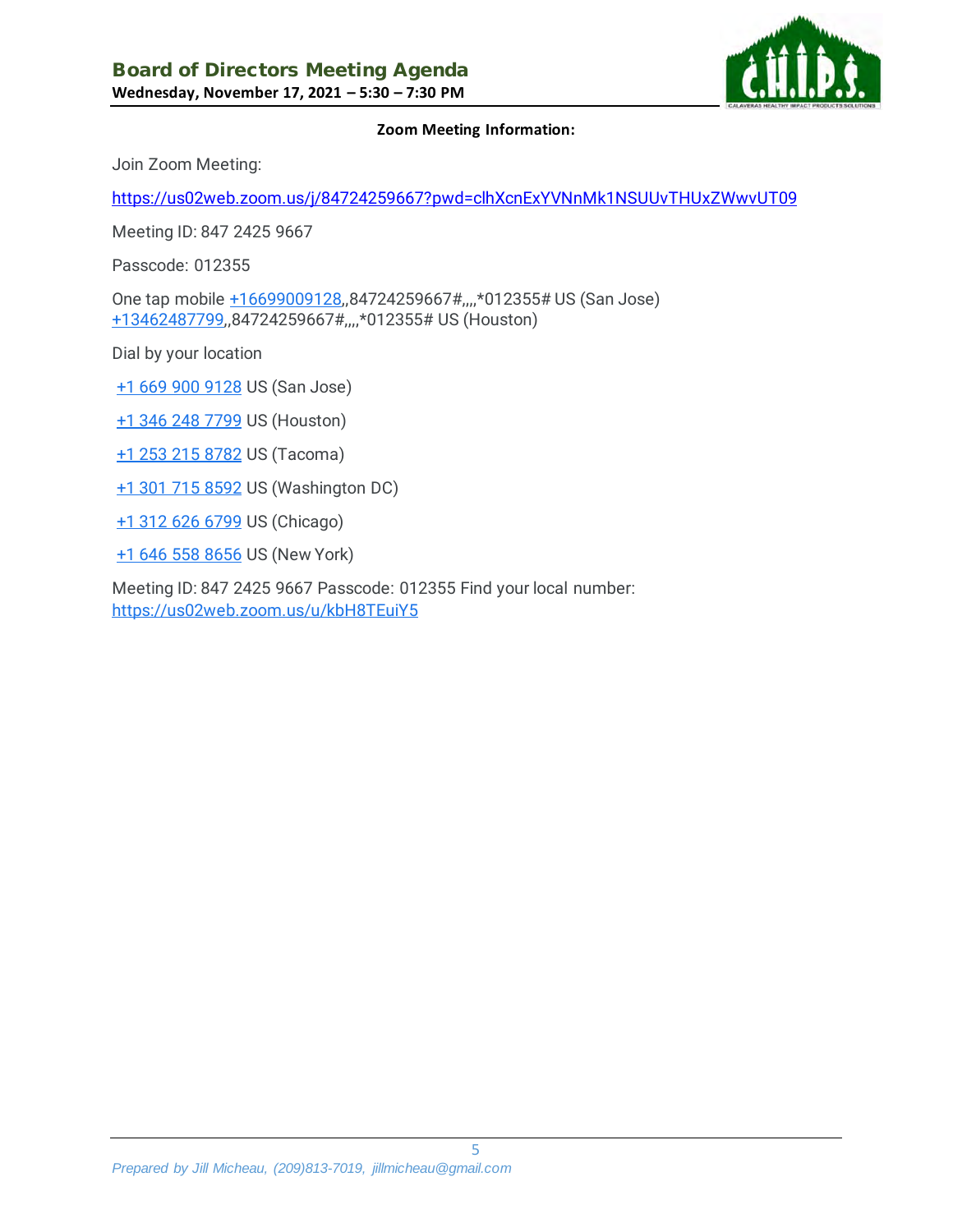**Zoom Meeting Information:**

Join Zoom Meeting:

https://us02web.zoom.us/j/84724259667?pwd=clhXcnExYVNnMk1NSUUvTHUxZWwvUT09

Meeting ID: 847 2425 9667

Passcode: 012355

One tap mobile +16699009128,,84724259667#,,,,*012355# US (San Jose)
+13462487799,,84724259667#,,,,*012355# US (Houston)

Dial by your location

+1 669 900 9128 US (San Jose)

+1 346 248 7799 US (Houston)

+1 253 215 8782 US (Tacoma)

+1 301 715 8592 US (Washington DC)

+1 312 626 6799 US (Chicago)

+1 646 558 8656 US (New York)

Meeting ID: 847 2425 9667 Passcode: 012355 Find your local number:
https://us02web.zoom.us/u/kbH8TEuiY5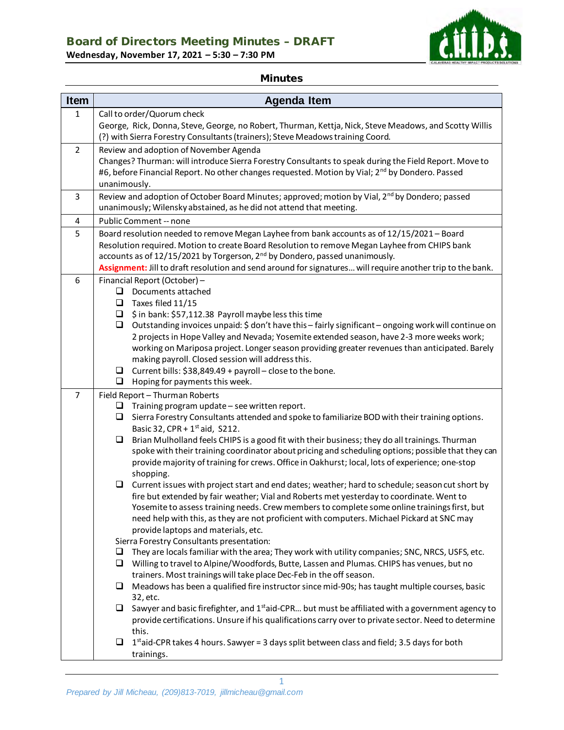# Board of Directors Meeting Minutes – DRAFT

**Wednesday, November 17, 2021 – 5:30 – 7:30 PM**

## Minutes

| Item | Agenda Item |
|---|---|
| 1 | Call to order/Quorum check<br>George, Rick, Donna, Steve, George, no Robert, Thurman, Kettja, Nick, Steve Meadows, and Scotty Willis (?) with Sierra Forestry Consultants (trainers); Steve Meadows training Coord. |
| 2 | Review and adoption of November Agenda<br>Changes? Thurman: will introduce Sierra Forestry Consultants to speak during the Field Report. Move to #6, before Financial Report. No other changes requested. Motion by Vial; 2nd by Dondero. Passed unanimously. |
| 3 | Review and adoption of October Board Minutes; approved; motion by Vial, 2nd by Dondero; passed unanimously; Wilensky abstained, as he did not attend that meeting. |
| 4 | Public Comment -- none |
| 5 | Board resolution needed to remove Megan Layhee from bank accounts as of 12/15/2021 – Board Resolution required. Motion to create Board Resolution to remove Megan Layhee from CHIPS bank accounts as of 12/15/2021 by Torgerson, 2nd by Dondero, passed unanimously.<br>**Assignment:** Jill to draft resolution and send around for signatures… will require another trip to the bank. |
| 6 | Financial Report (October) –<br>❑ Documents attached<br>❑ Taxes filed 11/15<br>❑ $ in bank: $57,112.38 Payroll maybe less this time<br>❑ Outstanding invoices unpaid: $ don't have this – fairly significant – ongoing work will continue on 2 projects in Hope Valley and Nevada; Yosemite extended season, have 2-3 more weeks work; working on Mariposa project. Longer season providing greater revenues than anticipated. Barely making payroll. Closed session will address this.<br>❑ Current bills: $38,849.49 + payroll – close to the bone.<br>❑ Hoping for payments this week. |
| 7 | Field Report – Thurman Roberts<br>❑ Training program update – see written report.<br>❑ Sierra Forestry Consultants attended and spoke to familiarize BOD with their training options. Basic 32, CPR + 1st aid, S212.<br>❑ Brian Mulholland feels CHIPS is a good fit with their business; they do all trainings. Thurman spoke with their training coordinator about pricing and scheduling options; possible that they can provide majority of training for crews. Office in Oakhurst; local, lots of experience; one-stop shopping.<br>❑ Current issues with project start and end dates; weather; hard to schedule; season cut short by fire but extended by fair weather; Vial and Roberts met yesterday to coordinate. Went to Yosemite to assess training needs. Crew members to complete some online trainings first, but need help with this, as they are not proficient with computers. Michael Pickard at SNC may provide laptops and materials, etc.<br>Sierra Forestry Consultants presentation:<br>❑ They are locals familiar with the area; They work with utility companies; SNC, NRCS, USFS, etc.<br>❑ Willing to travel to Alpine/Woodfords, Butte, Lassen and Plumas. CHIPS has venues, but no trainers. Most trainings will take place Dec-Feb in the off season.<br>❑ Meadows has been a qualified fire instructor since mid-90s; has taught multiple courses, basic 32, etc.<br>❑ Sawyer and basic firefighter, and 1st aid-CPR… but must be affiliated with a government agency to provide certifications. Unsure if his qualifications carry over to private sector. Need to determine this.<br>❑ 1st aid-CPR takes 4 hours. Sawyer = 3 days split between class and field; 3.5 days for both trainings. |

*Prepared by Jill Micheau, (209)813-7019, jillmicheau@gmail.com*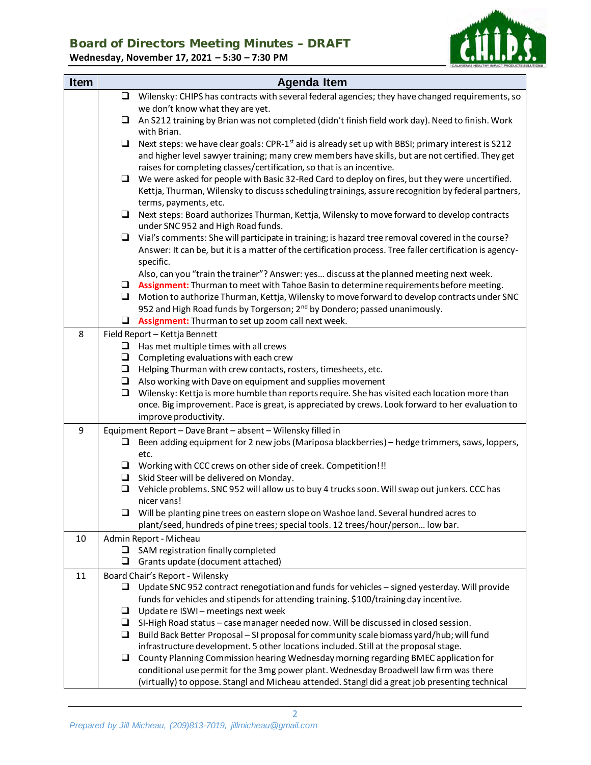# Board of Directors Meeting Minutes – DRAFT

**Wednesday, November 17, 2021 – 5:30 – 7:30 PM**

| Item | Agenda Item |
|---|---|
| | ❑ Wilensky: CHIPS has contracts with several federal agencies; they have changed requirements, so we don't know what they are yet.<br>❑ An S212 training by Brian was not completed (didn't finish field work day). Need to finish. Work with Brian.<br>❑ Next steps: we have clear goals: CPR-1st aid is already set up with BBSI; primary interest is S212 and higher level sawyer training; many crew members have skills, but are not certified. They get raises for completing classes/certification, so that is an incentive.<br>❑ We were asked for people with Basic 32-Red Card to deploy on fires, but they were uncertified. Kettja, Thurman, Wilensky to discuss scheduling trainings, assure recognition by federal partners, terms, payments, etc.<br>❑ Next steps: Board authorizes Thurman, Kettja, Wilensky to move forward to develop contracts under SNC 952 and High Road funds.<br>❑ Vial's comments: She will participate in training; is hazard tree removal covered in the course? Answer: It can be, but it is a matter of the certification process. Tree faller certification is agency-specific.<br>Also, can you "train the trainer"? Answer: yes… discuss at the planned meeting next week.<br>❑ **Assignment:** Thurman to meet with Tahoe Basin to determine requirements before meeting.<br>❑ Motion to authorize Thurman, Kettja, Wilensky to move forward to develop contracts under SNC 952 and High Road funds by Torgerson; 2nd by Dondero; passed unanimously.<br>❑ **Assignment:** Thurman to set up zoom call next week. |
| 8 | Field Report – Kettja Bennett<br>❑ Has met multiple times with all crews<br>❑ Completing evaluations with each crew<br>❑ Helping Thurman with crew contacts, rosters, timesheets, etc.<br>❑ Also working with Dave on equipment and supplies movement<br>❑ Wilensky: Kettja is more humble than reports require. She has visited each location more than once. Big improvement. Pace is great, is appreciated by crews. Look forward to her evaluation to improve productivity. |
| 9 | Equipment Report – Dave Brant – absent – Wilensky filled in<br>❑ Been adding equipment for 2 new jobs (Mariposa blackberries) – hedge trimmers, saws, loppers, etc.<br>❑ Working with CCC crews on other side of creek. Competition!!!<br>❑ Skid Steer will be delivered on Monday.<br>❑ Vehicle problems. SNC 952 will allow us to buy 4 trucks soon. Will swap out junkers. CCC has nicer vans!<br>❑ Will be planting pine trees on eastern slope on Washoe land. Several hundred acres to plant/seed, hundreds of pine trees; special tools. 12 trees/hour/person… low bar. |
| 10 | Admin Report - Micheau<br>❑ SAM registration finally completed<br>❑ Grants update (document attached) |
| 11 | Board Chair's Report - Wilensky<br>❑ Update SNC 952 contract renegotiation and funds for vehicles – signed yesterday. Will provide funds for vehicles and stipends for attending training. $100/training day incentive.<br>❑ Update re ISWI – meetings next week<br>❑ SI-High Road status – case manager needed now. Will be discussed in closed session.<br>❑ Build Back Better Proposal – SI proposal for community scale biomass yard/hub; will fund infrastructure development. 5 other locations included. Still at the proposal stage.<br>❑ County Planning Commission hearing Wednesday morning regarding BMEC application for conditional use permit for the 3mg power plant. Wednesday Broadwell law firm was there (virtually) to oppose. Stangl and Micheau attended. Stangl did a great job presenting technical |

*Prepared by Jill Micheau, (209)813-7019, jillmicheau@gmail.com*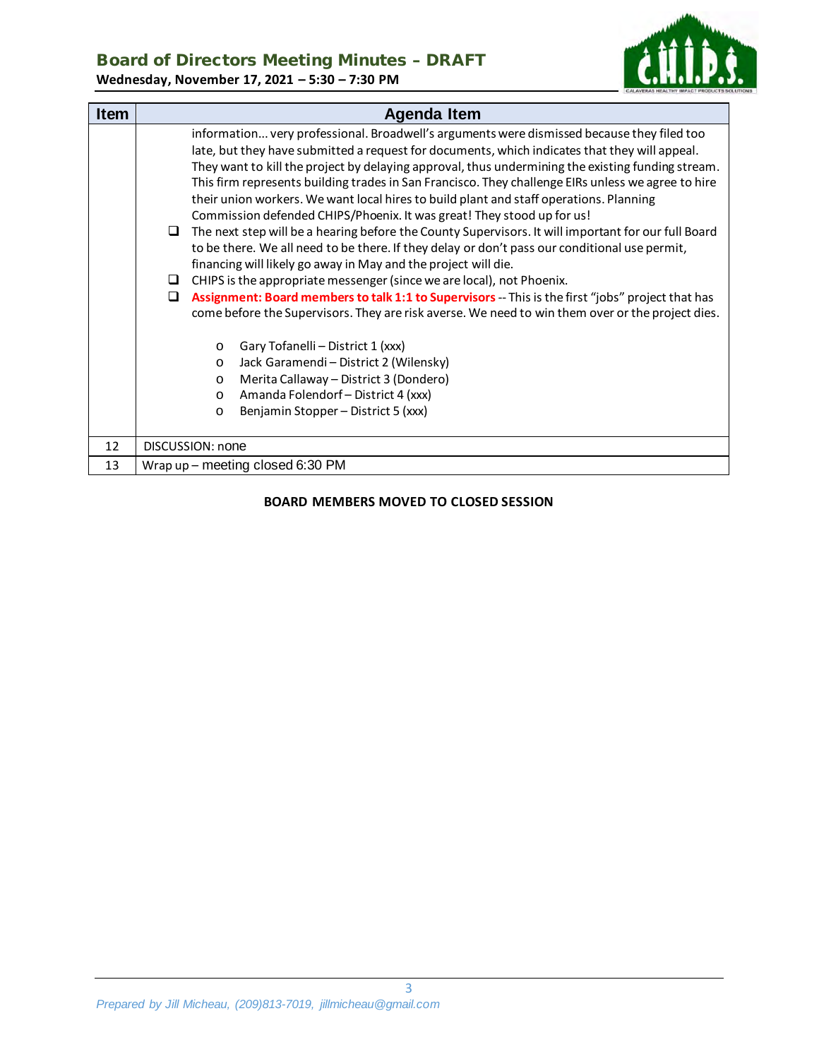## Board of Directors Meeting Minutes – DRAFT

**Wednesday, November 17, 2021 – 5:30 – 7:30 PM**

| Item | Agenda Item |
|---|---|
| | information... very professional. Broadwell's arguments were dismissed because they filed too late, but they have submitted a request for documents, which indicates that they will appeal. They want to kill the project by delaying approval, thus undermining the existing funding stream. This firm represents building trades in San Francisco. They challenge EIRs unless we agree to hire their union workers. We want local hires to build plant and staff operations. Planning Commission defended CHIPS/Phoenix. It was great! They stood up for us!<br>❑ The next step will be a hearing before the County Supervisors. It will important for our full Board to be there. We all need to be there. If they delay or don't pass our conditional use permit, financing will likely go away in May and the project will die.<br>❑ CHIPS is the appropriate messenger (since we are local), not Phoenix.<br>❑ **Assignment: Board members to talk 1:1 to Supervisors** -- This is the first "jobs" project that has come before the Supervisors. They are risk averse. We need to win them over or the project dies.<br>o Gary Tofanelli – District 1 (xxx)<br>o Jack Garamendi – District 2 (Wilensky)<br>o Merita Callaway – District 3 (Dondero)<br>o Amanda Folendorf – District 4 (xxx)<br>o Benjamin Stopper – District 5 (xxx) |
| 12 | DISCUSSION: none |
| 13 | Wrap up – meeting closed 6:30 PM |

**BOARD MEMBERS MOVED TO CLOSED SESSION**

*Prepared by Jill Micheau, (209)813-7019, jillmicheau@gmail.com*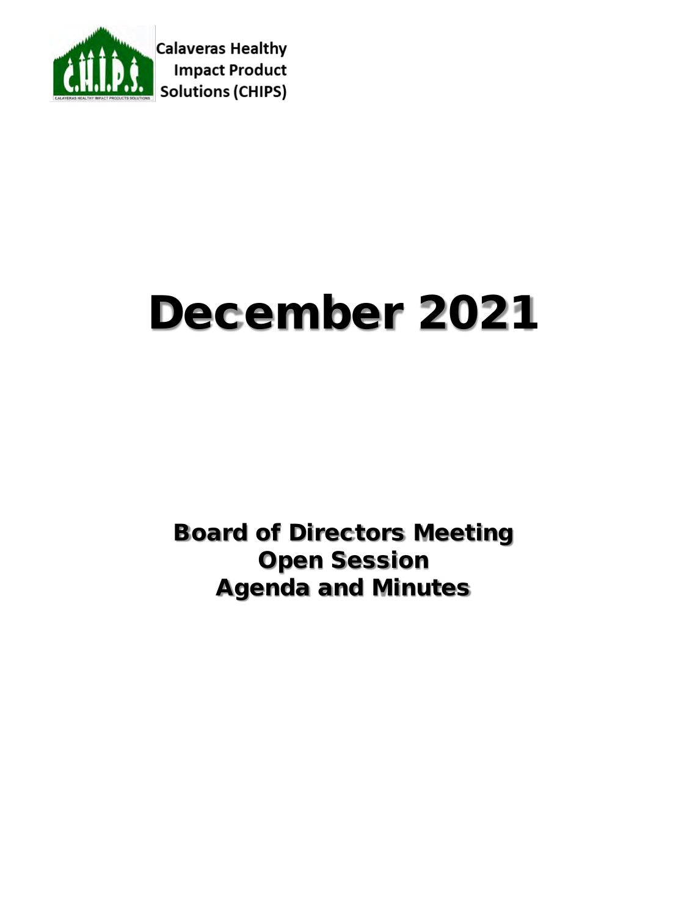Calaveras Healthy Impact Product Solutions (CHIPS)

# December 2021

## Board of Directors Meeting
## Open Session
## Agenda and Minutes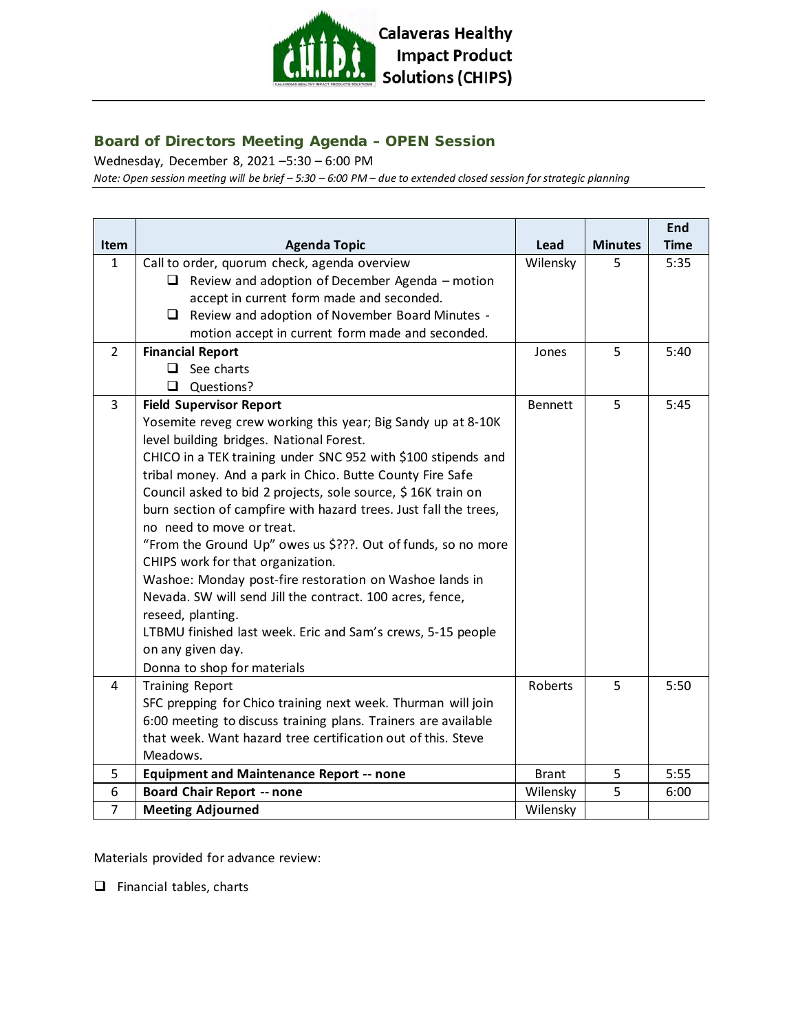Calaveras Healthy Impact Product Solutions (CHIPS)

## Board of Directors Meeting Agenda – OPEN Session

Wednesday, December 8, 2021 –5:30 – 6:00 PM

*Note: Open session meeting will be brief – 5:30 – 6:00 PM – due to extended closed session for strategic planning*

| Item | Agenda Topic | Lead | Minutes | End Time |
|---|---|---|---|---|
| 1 | Call to order, quorum check, agenda overview<br>❑ Review and adoption of December Agenda – motion accept in current form made and seconded.<br>❑ Review and adoption of November Board Minutes - motion accept in current form made and seconded. | Wilensky | 5 | 5:35 |
| 2 | **Financial Report**<br>❑ See charts<br>❑ Questions? | Jones | 5 | 5:40 |
| 3 | **Field Supervisor Report**<br>Yosemite reveg crew working this year; Big Sandy up at 8-10K level building bridges. National Forest.<br>CHICO in a TEK training under SNC 952 with $100 stipends and tribal money. And a park in Chico. Butte County Fire Safe Council asked to bid 2 projects, sole source, $ 16K train on burn section of campfire with hazard trees. Just fall the trees, no need to move or treat.<br>"From the Ground Up" owes us $???. Out of funds, so no more CHIPS work for that organization.<br>Washoe: Monday post-fire restoration on Washoe lands in Nevada. SW will send Jill the contract. 100 acres, fence, reseed, planting.<br>LTBMU finished last week. Eric and Sam's crews, 5-15 people on any given day.<br>Donna to shop for materials | Bennett | 5 | 5:45 |
| 4 | Training Report<br>SFC prepping for Chico training next week. Thurman will join 6:00 meeting to discuss training plans. Trainers are available that week. Want hazard tree certification out of this. Steve Meadows. | Roberts | 5 | 5:50 |
| 5 | **Equipment and Maintenance Report -- none** | Brant | 5 | 5:55 |
| 6 | **Board Chair Report -- none** | Wilensky | 5 | 6:00 |
| 7 | **Meeting Adjourned** | Wilensky | | |

Materials provided for advance review:

❑ Financial tables, charts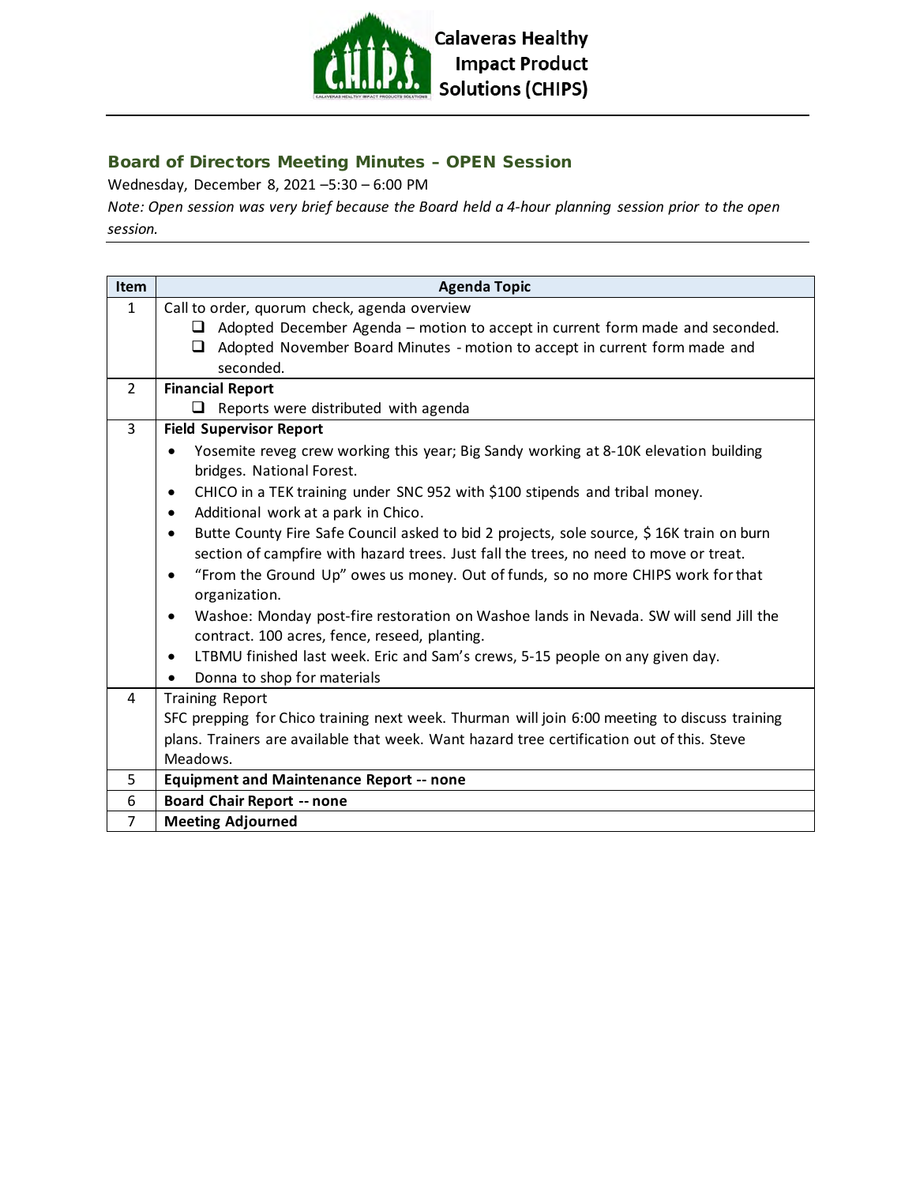Calaveras Healthy Impact Product Solutions (CHIPS)

## Board of Directors Meeting Minutes – OPEN Session

Wednesday, December 8, 2021 –5:30 – 6:00 PM

*Note: Open session was very brief because the Board held a 4-hour planning session prior to the open session.*

| Item | Agenda Topic |
|---|---|
| 1 | Call to order, quorum check, agenda overview<br>❑ Adopted December Agenda – motion to accept in current form made and seconded.<br>❑ Adopted November Board Minutes - motion to accept in current form made and seconded. |
| 2 | **Financial Report**<br>❑ Reports were distributed with agenda |
| 3 | **Field Supervisor Report**<br>• Yosemite reveg crew working this year; Big Sandy working at 8-10K elevation building bridges. National Forest.<br>• CHICO in a TEK training under SNC 952 with $100 stipends and tribal money.<br>• Additional work at a park in Chico.<br>• Butte County Fire Safe Council asked to bid 2 projects, sole source, $ 16K train on burn section of campfire with hazard trees. Just fall the trees, no need to move or treat.<br>• "From the Ground Up" owes us money. Out of funds, so no more CHIPS work for that organization.<br>• Washoe: Monday post-fire restoration on Washoe lands in Nevada. SW will send Jill the contract. 100 acres, fence, reseed, planting.<br>• LTBMU finished last week. Eric and Sam's crews, 5-15 people on any given day.<br>• Donna to shop for materials |
| 4 | Training Report<br>SFC prepping for Chico training next week. Thurman will join 6:00 meeting to discuss training plans. Trainers are available that week. Want hazard tree certification out of this. Steve Meadows. |
| 5 | **Equipment and Maintenance Report -- none** |
| 6 | **Board Chair Report -- none** |
| 7 | **Meeting Adjourned** |